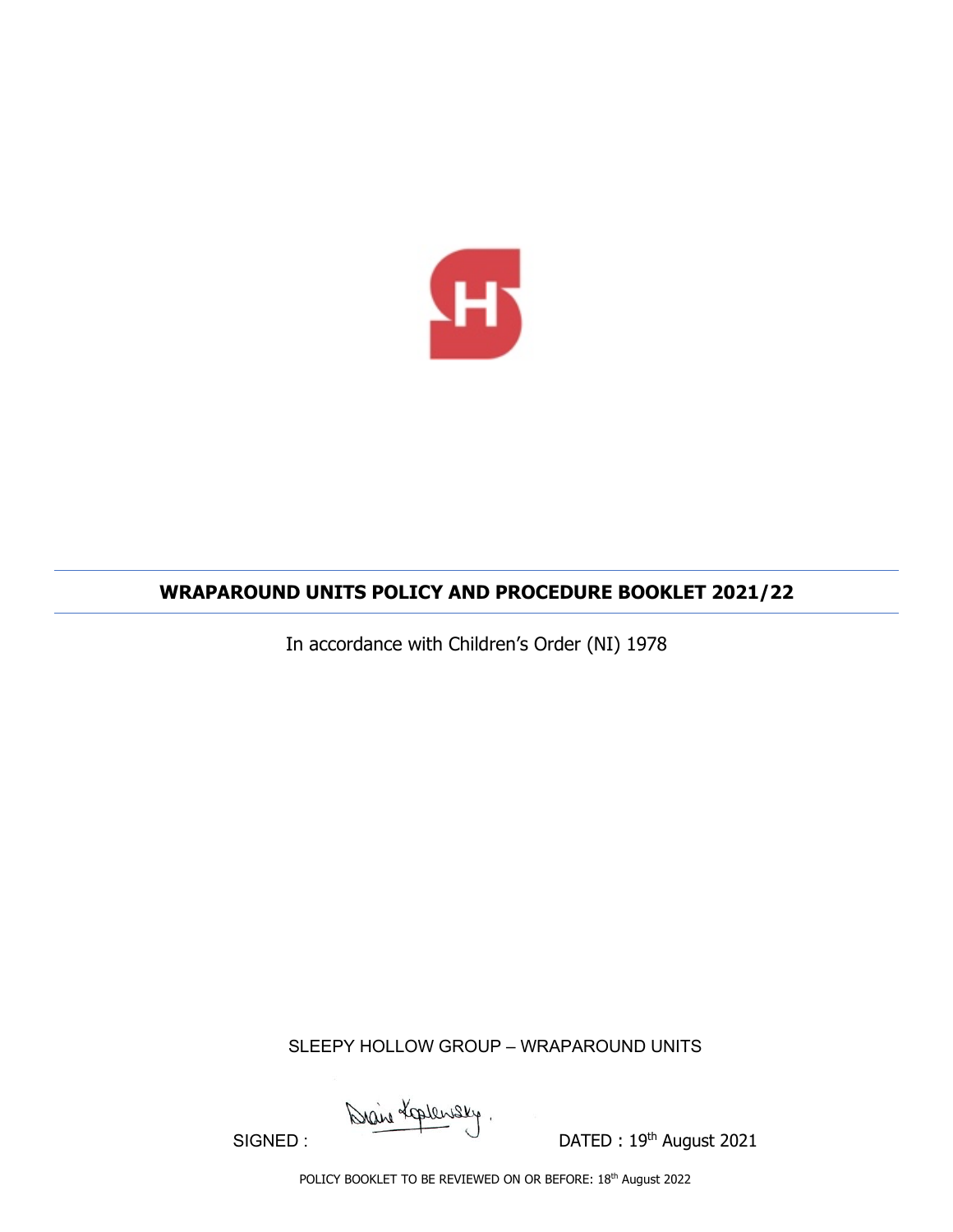# WRAPAROUND UNITS POLICY AND PROCEDURE BOOKLET 2021/22

In accordance with Children's Order (NI) 1978

SLEEPY HOLLOW GROUP – WRAPAROUND UNITS

SIGNED : Diane Koplewsky.

DATED : 19th August 2021

POLICY BOOKLET TO BE REVIEWED ON OR BEFORE: 18th August 2022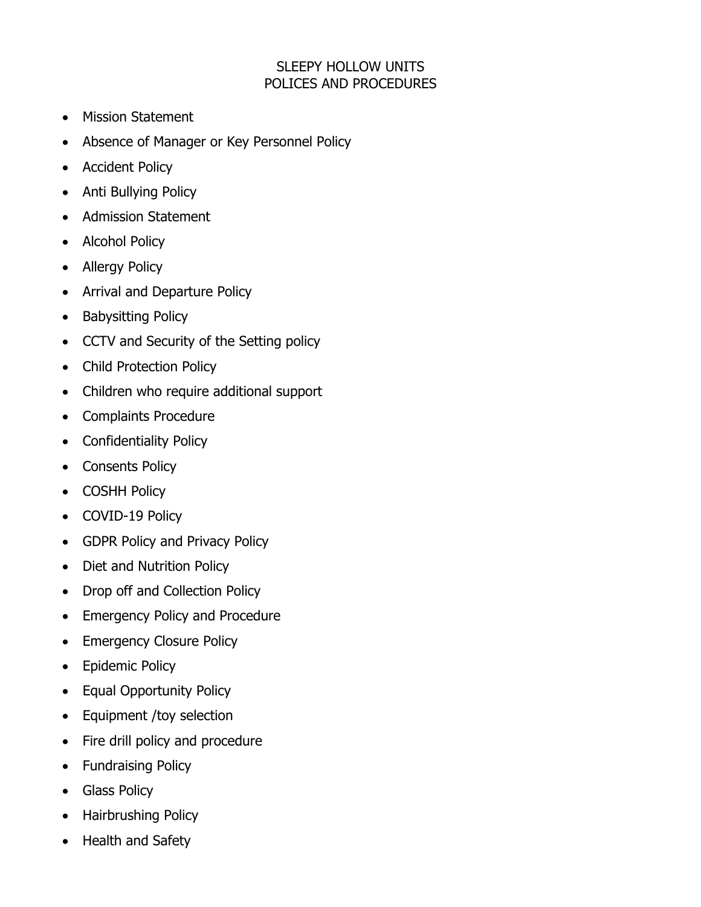# SLEEPY HOLLOW UNITS
# POLICES AND PROCEDURES

- Mission Statement
- Absence of Manager or Key Personnel Policy
- Accident Policy
- Anti Bullying Policy
- Admission Statement
- Alcohol Policy
- Allergy Policy
- Arrival and Departure Policy
- Babysitting Policy
- CCTV and Security of the Setting policy
- Child Protection Policy
- Children who require additional support
- Complaints Procedure
- Confidentiality Policy
- Consents Policy
- COSHH Policy
- COVID-19 Policy
- GDPR Policy and Privacy Policy
- Diet and Nutrition Policy
- Drop off and Collection Policy
- Emergency Policy and Procedure
- Emergency Closure Policy
- Epidemic Policy
- Equal Opportunity Policy
- Equipment /toy selection
- Fire drill policy and procedure
- Fundraising Policy
- Glass Policy
- Hairbrushing Policy
- Health and Safety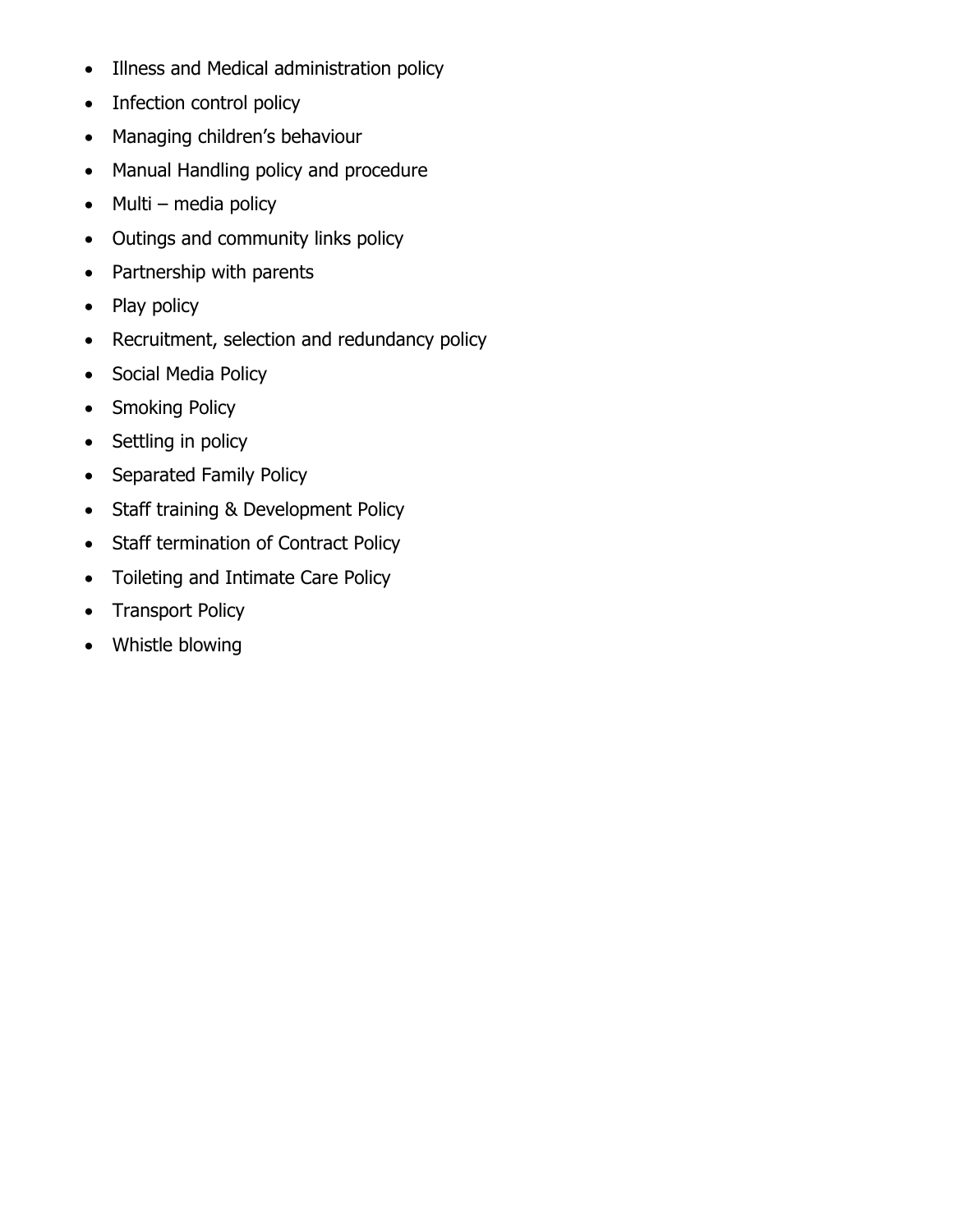- Illness and Medical administration policy
- Infection control policy
- Managing children's behaviour
- Manual Handling policy and procedure
- Multi – media policy
- Outings and community links policy
- Partnership with parents
- Play policy
- Recruitment, selection and redundancy policy
- Social Media Policy
- Smoking Policy
- Settling in policy
- Separated Family Policy
- Staff training & Development Policy
- Staff termination of Contract Policy
- Toileting and Intimate Care Policy
- Transport Policy
- Whistle blowing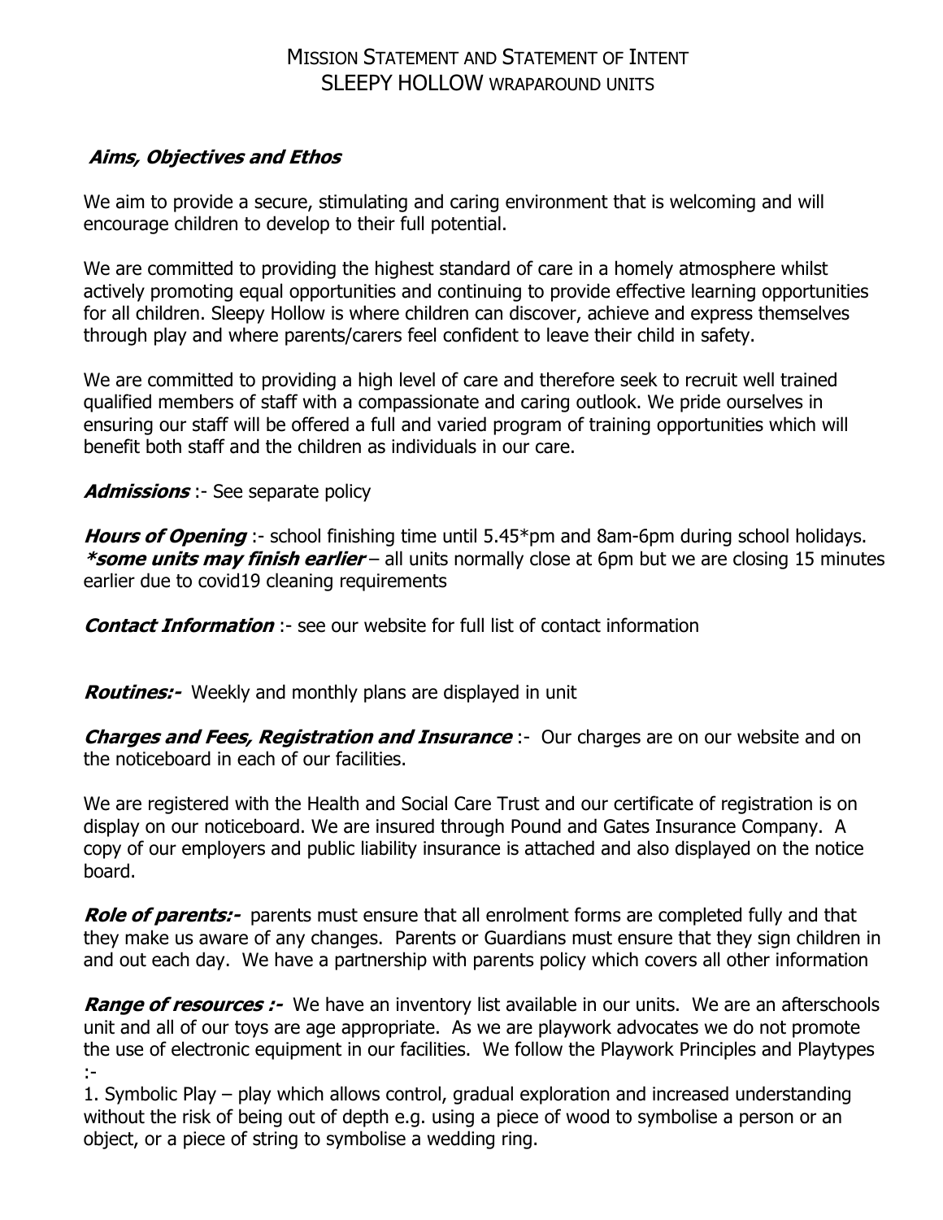# MISSION STATEMENT AND STATEMENT OF INTENT
## SLEEPY HOLLOW WRAPAROUND UNITS

### ***Aims, Objectives and Ethos***

We aim to provide a secure, stimulating and caring environment that is welcoming and will encourage children to develop to their full potential.

We are committed to providing the highest standard of care in a homely atmosphere whilst actively promoting equal opportunities and continuing to provide effective learning opportunities for all children. Sleepy Hollow is where children can discover, achieve and express themselves through play and where parents/carers feel confident to leave their child in safety.

We are committed to providing a high level of care and therefore seek to recruit well trained qualified members of staff with a compassionate and caring outlook. We pride ourselves in ensuring our staff will be offered a full and varied program of training opportunities which will benefit both staff and the children as individuals in our care.

***Admissions*** :- See separate policy

***Hours of Opening*** :- school finishing time until 5.45*pm and 8am-6pm during school holidays. ***\*some units may finish earlier*** – all units normally close at 6pm but we are closing 15 minutes earlier due to covid19 cleaning requirements

***Contact Information*** :- see our website for full list of contact information

***Routines:-*** Weekly and monthly plans are displayed in unit

***Charges and Fees, Registration and Insurance*** :- Our charges are on our website and on the noticeboard in each of our facilities.

We are registered with the Health and Social Care Trust and our certificate of registration is on display on our noticeboard. We are insured through Pound and Gates Insurance Company. A copy of our employers and public liability insurance is attached and also displayed on the notice board.

***Role of parents:-*** parents must ensure that all enrolment forms are completed fully and that they make us aware of any changes. Parents or Guardians must ensure that they sign children in and out each day. We have a partnership with parents policy which covers all other information

***Range of resources :-*** We have an inventory list available in our units. We are an afterschools unit and all of our toys are age appropriate. As we are playwork advocates we do not promote the use of electronic equipment in our facilities. We follow the Playwork Principles and Playtypes :-

1. Symbolic Play – play which allows control, gradual exploration and increased understanding without the risk of being out of depth e.g. using a piece of wood to symbolise a person or an object, or a piece of string to symbolise a wedding ring.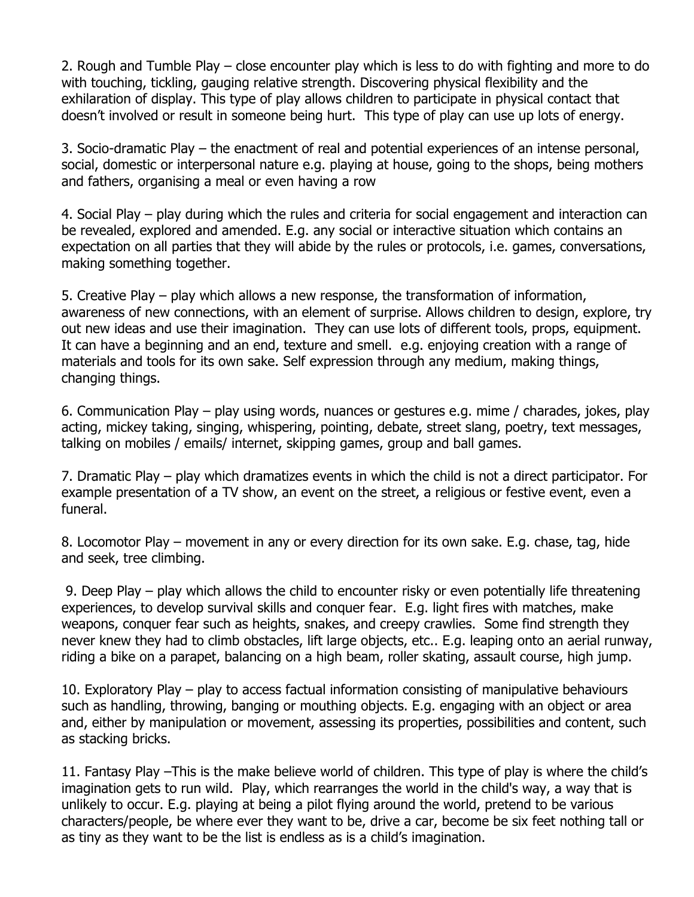2. Rough and Tumble Play – close encounter play which is less to do with fighting and more to do with touching, tickling, gauging relative strength. Discovering physical flexibility and the exhilaration of display. This type of play allows children to participate in physical contact that doesn't involved or result in someone being hurt. This type of play can use up lots of energy.

3. Socio-dramatic Play – the enactment of real and potential experiences of an intense personal, social, domestic or interpersonal nature e.g. playing at house, going to the shops, being mothers and fathers, organising a meal or even having a row

4. Social Play – play during which the rules and criteria for social engagement and interaction can be revealed, explored and amended. E.g. any social or interactive situation which contains an expectation on all parties that they will abide by the rules or protocols, i.e. games, conversations, making something together.

5. Creative Play – play which allows a new response, the transformation of information, awareness of new connections, with an element of surprise. Allows children to design, explore, try out new ideas and use their imagination. They can use lots of different tools, props, equipment. It can have a beginning and an end, texture and smell. e.g. enjoying creation with a range of materials and tools for its own sake. Self expression through any medium, making things, changing things.

6. Communication Play – play using words, nuances or gestures e.g. mime / charades, jokes, play acting, mickey taking, singing, whispering, pointing, debate, street slang, poetry, text messages, talking on mobiles / emails/ internet, skipping games, group and ball games.

7. Dramatic Play – play which dramatizes events in which the child is not a direct participator. For example presentation of a TV show, an event on the street, a religious or festive event, even a funeral.

8. Locomotor Play – movement in any or every direction for its own sake. E.g. chase, tag, hide and seek, tree climbing.

9. Deep Play – play which allows the child to encounter risky or even potentially life threatening experiences, to develop survival skills and conquer fear. E.g. light fires with matches, make weapons, conquer fear such as heights, snakes, and creepy crawlies. Some find strength they never knew they had to climb obstacles, lift large objects, etc.. E.g. leaping onto an aerial runway, riding a bike on a parapet, balancing on a high beam, roller skating, assault course, high jump.

10. Exploratory Play – play to access factual information consisting of manipulative behaviours such as handling, throwing, banging or mouthing objects. E.g. engaging with an object or area and, either by manipulation or movement, assessing its properties, possibilities and content, such as stacking bricks.

11. Fantasy Play –This is the make believe world of children. This type of play is where the child's imagination gets to run wild. Play, which rearranges the world in the child's way, a way that is unlikely to occur. E.g. playing at being a pilot flying around the world, pretend to be various characters/people, be where ever they want to be, drive a car, become be six feet nothing tall or as tiny as they want to be the list is endless as is a child's imagination.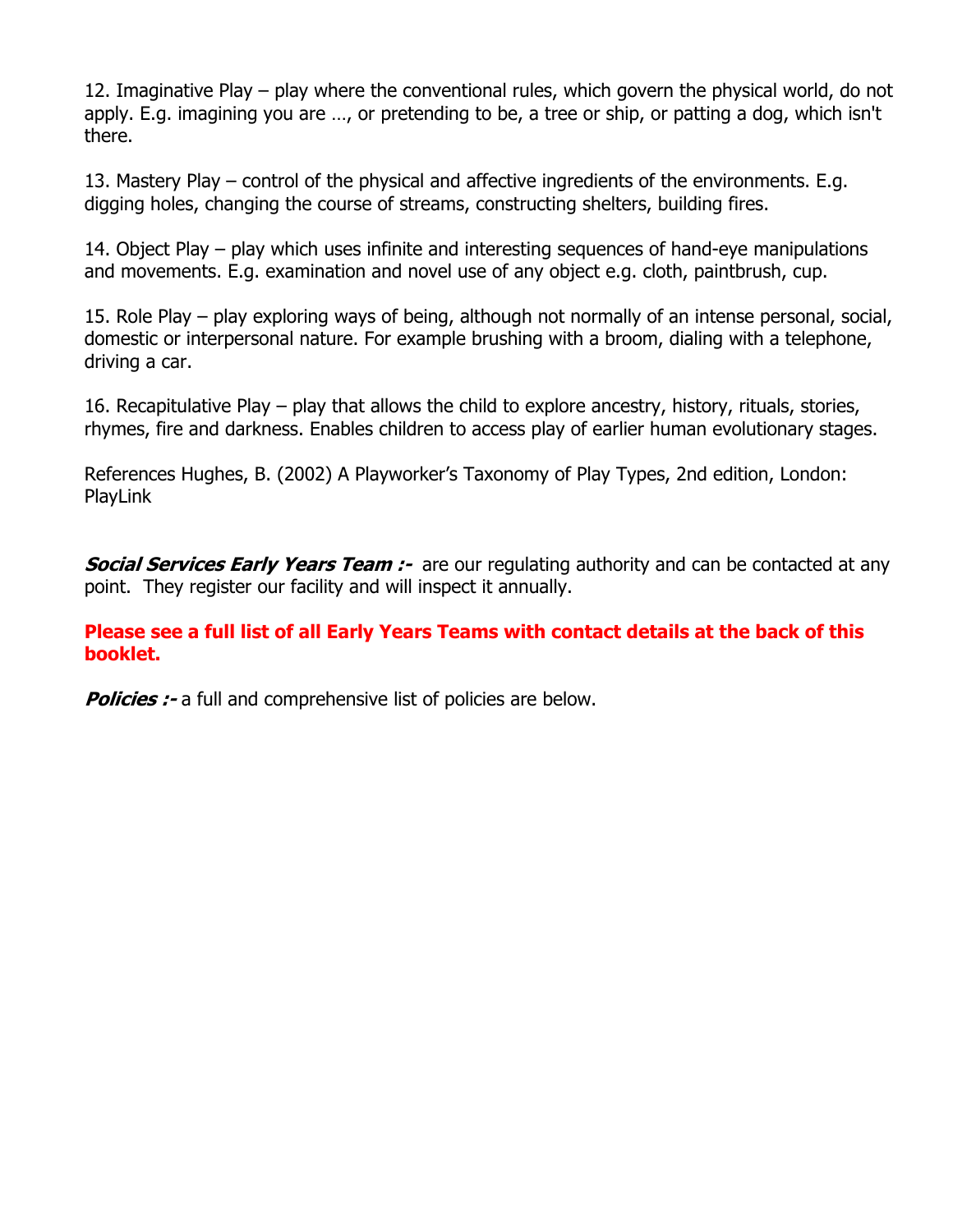12. Imaginative Play – play where the conventional rules, which govern the physical world, do not apply. E.g. imagining you are …, or pretending to be, a tree or ship, or patting a dog, which isn't there.

13. Mastery Play – control of the physical and affective ingredients of the environments. E.g. digging holes, changing the course of streams, constructing shelters, building fires.

14. Object Play – play which uses infinite and interesting sequences of hand-eye manipulations and movements. E.g. examination and novel use of any object e.g. cloth, paintbrush, cup.

15. Role Play – play exploring ways of being, although not normally of an intense personal, social, domestic or interpersonal nature. For example brushing with a broom, dialing with a telephone, driving a car.

16. Recapitulative Play – play that allows the child to explore ancestry, history, rituals, stories, rhymes, fire and darkness. Enables children to access play of earlier human evolutionary stages.

References Hughes, B. (2002) A Playworker's Taxonomy of Play Types, 2nd edition, London: PlayLink

***Social Services Early Years Team :-*** are our regulating authority and can be contacted at any point. They register our facility and will inspect it annually.

**Please see a full list of all Early Years Teams with contact details at the back of this booklet.**

***Policies :-*** a full and comprehensive list of policies are below.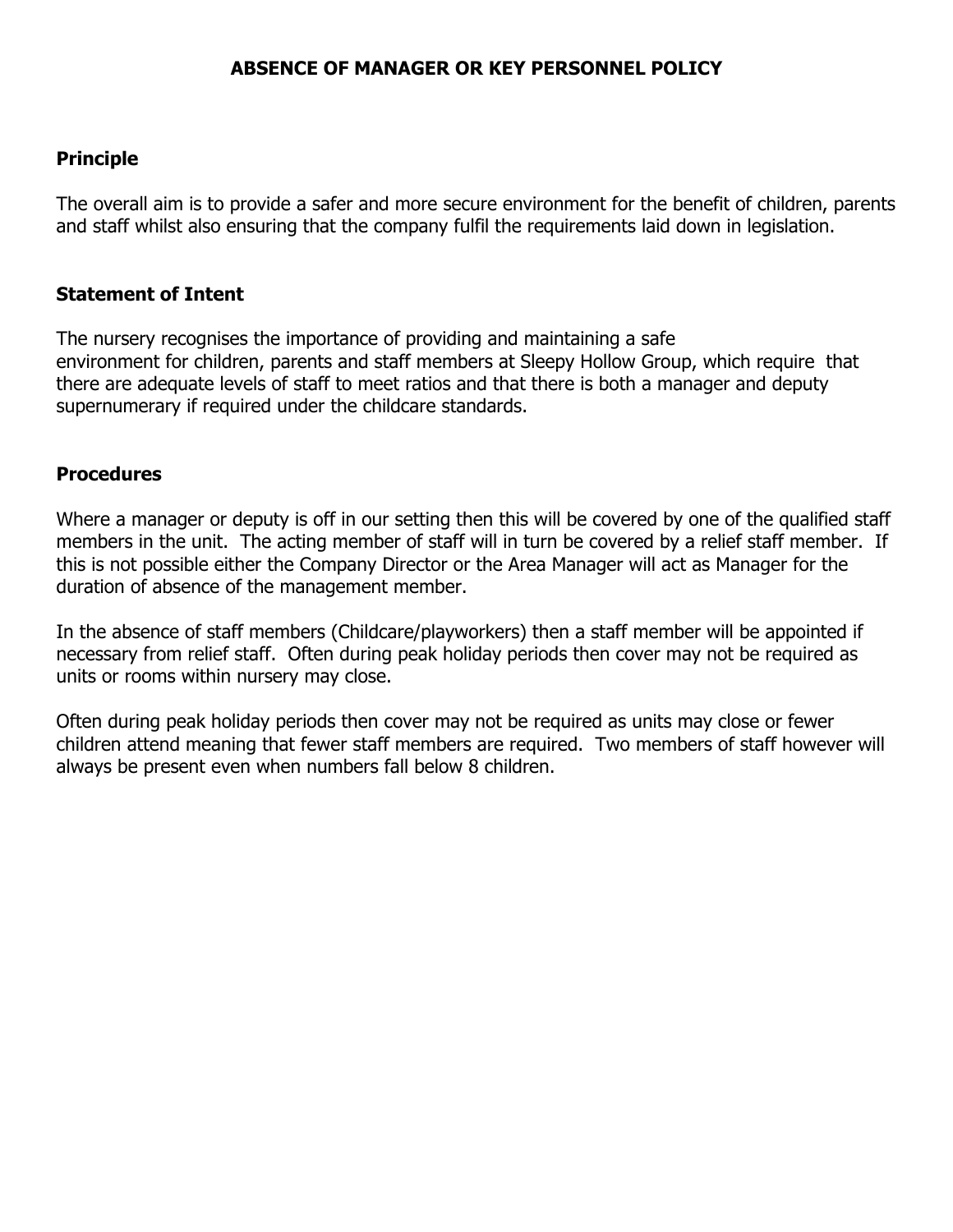# ABSENCE OF MANAGER OR KEY PERSONNEL POLICY

## Principle

The overall aim is to provide a safer and more secure environment for the benefit of children, parents and staff whilst also ensuring that the company fulfil the requirements laid down in legislation.

## Statement of Intent

The nursery recognises the importance of providing and maintaining a safe environment for children, parents and staff members at Sleepy Hollow Group, which require that there are adequate levels of staff to meet ratios and that there is both a manager and deputy supernumerary if required under the childcare standards.

## Procedures

Where a manager or deputy is off in our setting then this will be covered by one of the qualified staff members in the unit. The acting member of staff will in turn be covered by a relief staff member. If this is not possible either the Company Director or the Area Manager will act as Manager for the duration of absence of the management member.

In the absence of staff members (Childcare/playworkers) then a staff member will be appointed if necessary from relief staff. Often during peak holiday periods then cover may not be required as units or rooms within nursery may close.

Often during peak holiday periods then cover may not be required as units may close or fewer children attend meaning that fewer staff members are required. Two members of staff however will always be present even when numbers fall below 8 children.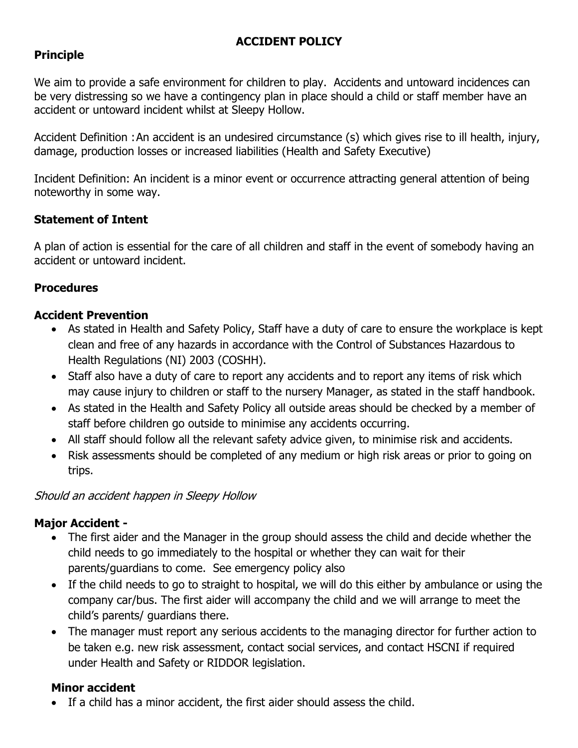# ACCIDENT POLICY

## Principle

We aim to provide a safe environment for children to play. Accidents and untoward incidences can be very distressing so we have a contingency plan in place should a child or staff member have an accident or untoward incident whilst at Sleepy Hollow.

Accident Definition : An accident is an undesired circumstance (s) which gives rise to ill health, injury, damage, production losses or increased liabilities (Health and Safety Executive)

Incident Definition: An incident is a minor event or occurrence attracting general attention of being noteworthy in some way.

## Statement of Intent

A plan of action is essential for the care of all children and staff in the event of somebody having an accident or untoward incident.

## Procedures

### Accident Prevention

- As stated in Health and Safety Policy, Staff have a duty of care to ensure the workplace is kept clean and free of any hazards in accordance with the Control of Substances Hazardous to Health Regulations (NI) 2003 (COSHH).
- Staff also have a duty of care to report any accidents and to report any items of risk which may cause injury to children or staff to the nursery Manager, as stated in the staff handbook.
- As stated in the Health and Safety Policy all outside areas should be checked by a member of staff before children go outside to minimise any accidents occurring.
- All staff should follow all the relevant safety advice given, to minimise risk and accidents.
- Risk assessments should be completed of any medium or high risk areas or prior to going on trips.

*Should an accident happen in Sleepy Hollow*

### Major Accident -

- The first aider and the Manager in the group should assess the child and decide whether the child needs to go immediately to the hospital or whether they can wait for their parents/guardians to come. See emergency policy also
- If the child needs to go to straight to hospital, we will do this either by ambulance or using the company car/bus. The first aider will accompany the child and we will arrange to meet the child's parents/ guardians there.
- The manager must report any serious accidents to the managing director for further action to be taken e.g. new risk assessment, contact social services, and contact HSCNI if required under Health and Safety or RIDDOR legislation.

### Minor accident

- If a child has a minor accident, the first aider should assess the child.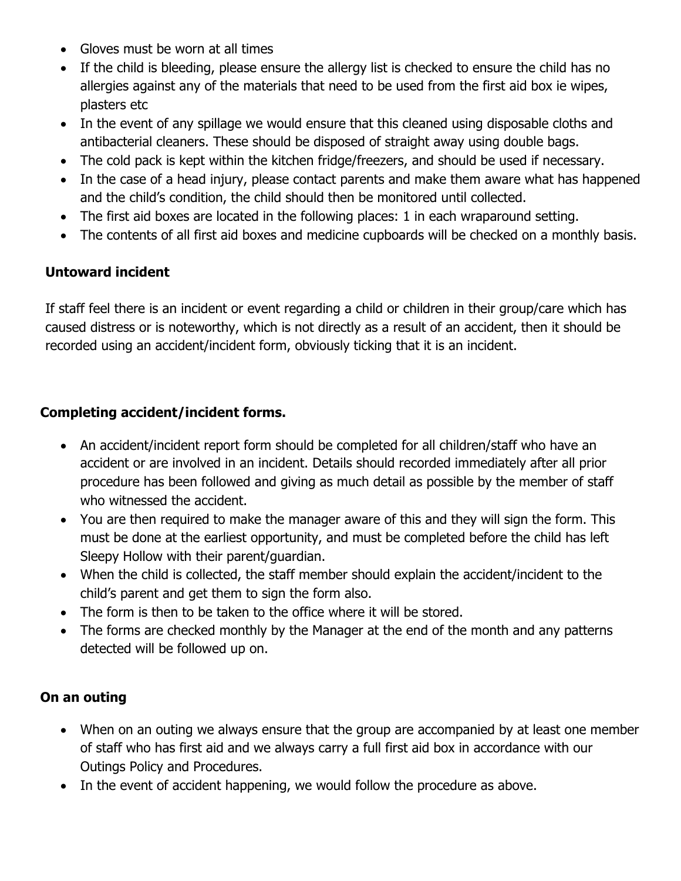- Gloves must be worn at all times
- If the child is bleeding, please ensure the allergy list is checked to ensure the child has no allergies against any of the materials that need to be used from the first aid box ie wipes, plasters etc
- In the event of any spillage we would ensure that this cleaned using disposable cloths and antibacterial cleaners. These should be disposed of straight away using double bags.
- The cold pack is kept within the kitchen fridge/freezers, and should be used if necessary.
- In the case of a head injury, please contact parents and make them aware what has happened and the child's condition, the child should then be monitored until collected.
- The first aid boxes are located in the following places: 1 in each wraparound setting.
- The contents of all first aid boxes and medicine cupboards will be checked on a monthly basis.

**Untoward incident**

If staff feel there is an incident or event regarding a child or children in their group/care which has caused distress or is noteworthy, which is not directly as a result of an accident, then it should be recorded using an accident/incident form, obviously ticking that it is an incident.

**Completing accident/incident forms.**

- An accident/incident report form should be completed for all children/staff who have an accident or are involved in an incident. Details should recorded immediately after all prior procedure has been followed and giving as much detail as possible by the member of staff who witnessed the accident.
- You are then required to make the manager aware of this and they will sign the form. This must be done at the earliest opportunity, and must be completed before the child has left Sleepy Hollow with their parent/guardian.
- When the child is collected, the staff member should explain the accident/incident to the child's parent and get them to sign the form also.
- The form is then to be taken to the office where it will be stored.
- The forms are checked monthly by the Manager at the end of the month and any patterns detected will be followed up on.

**On an outing**

- When on an outing we always ensure that the group are accompanied by at least one member of staff who has first aid and we always carry a full first aid box in accordance with our Outings Policy and Procedures.
- In the event of accident happening, we would follow the procedure as above.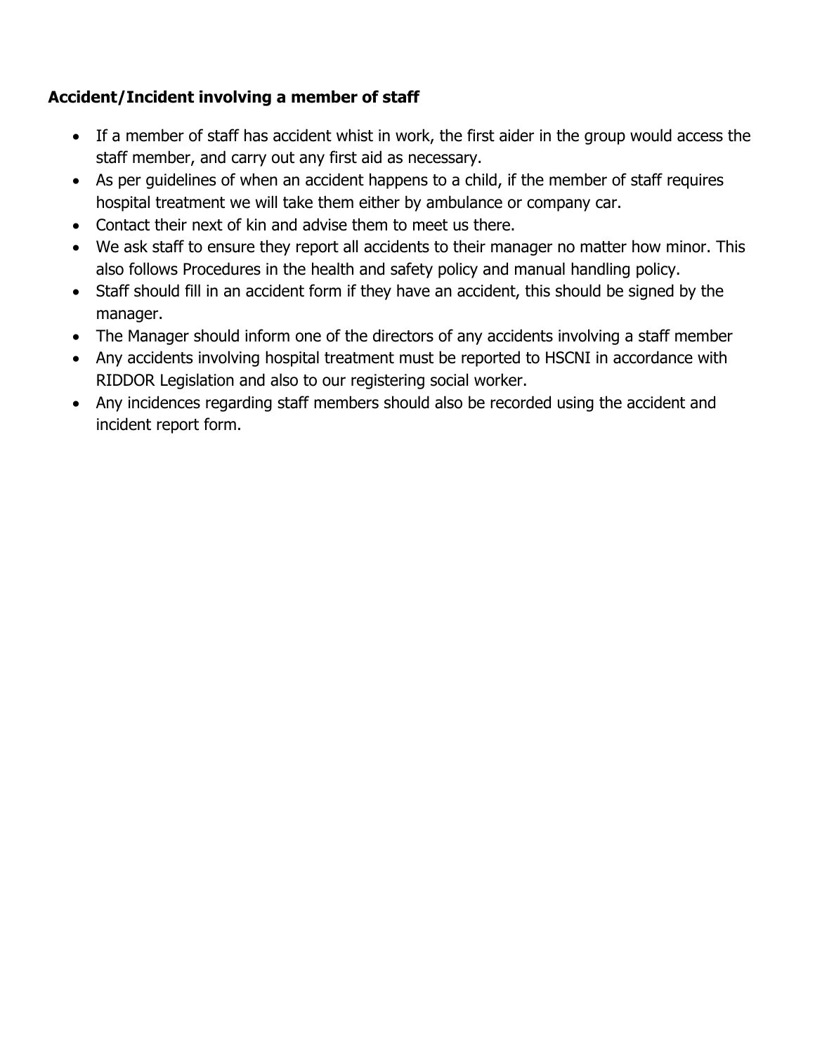**Accident/Incident involving a member of staff**

- If a member of staff has accident whist in work, the first aider in the group would access the staff member, and carry out any first aid as necessary.
- As per guidelines of when an accident happens to a child, if the member of staff requires hospital treatment we will take them either by ambulance or company car.
- Contact their next of kin and advise them to meet us there.
- We ask staff to ensure they report all accidents to their manager no matter how minor. This also follows Procedures in the health and safety policy and manual handling policy.
- Staff should fill in an accident form if they have an accident, this should be signed by the manager.
- The Manager should inform one of the directors of any accidents involving a staff member
- Any accidents involving hospital treatment must be reported to HSCNI in accordance with RIDDOR Legislation and also to our registering social worker.
- Any incidences regarding staff members should also be recorded using the accident and incident report form.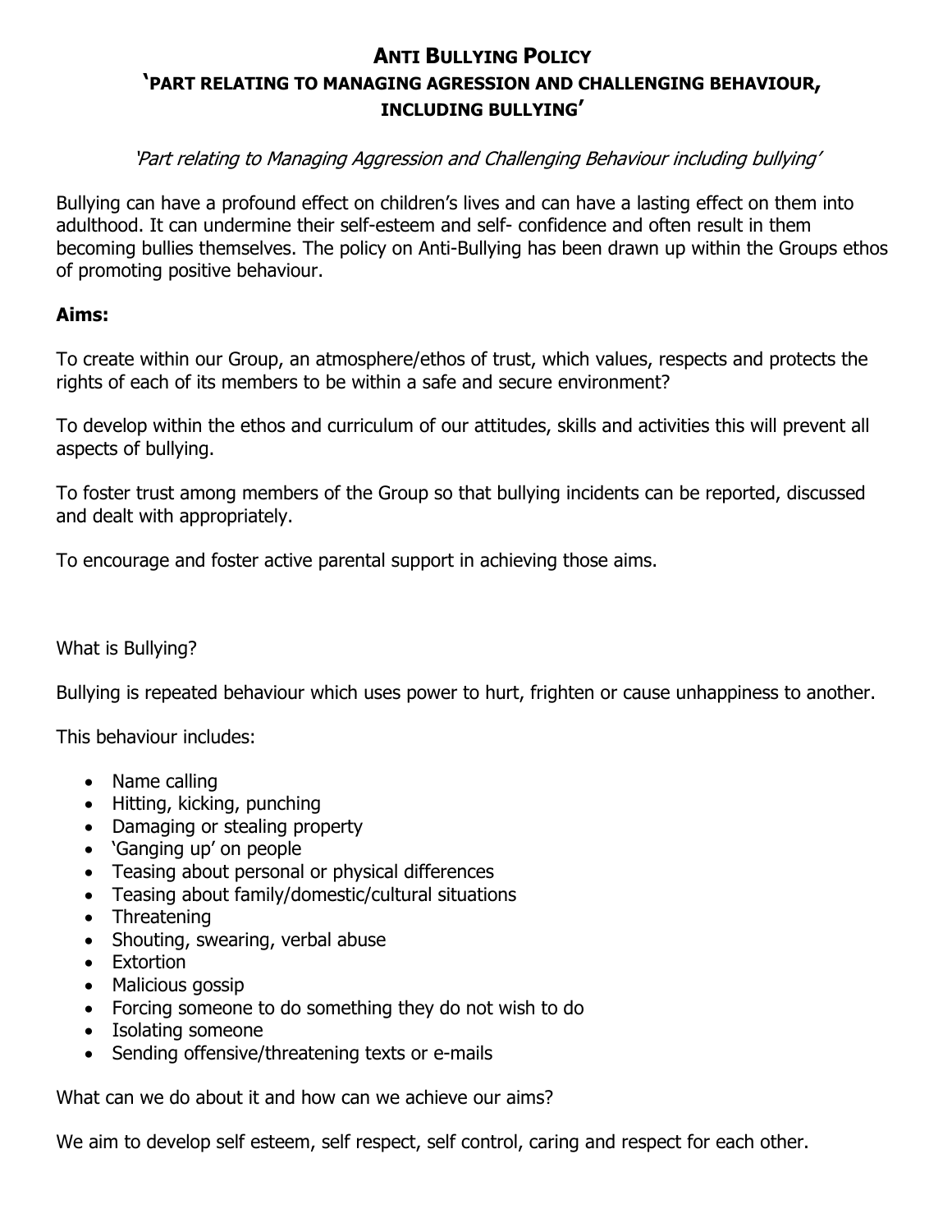# ANTI BULLYING POLICY
## 'PART RELATING TO MANAGING AGRESSION AND CHALLENGING BEHAVIOUR, INCLUDING BULLYING'

*'Part relating to Managing Aggression and Challenging Behaviour including bullying'*

Bullying can have a profound effect on children's lives and can have a lasting effect on them into adulthood. It can undermine their self-esteem and self- confidence and often result in them becoming bullies themselves. The policy on Anti-Bullying has been drawn up within the Groups ethos of promoting positive behaviour.

**Aims:**

To create within our Group, an atmosphere/ethos of trust, which values, respects and protects the rights of each of its members to be within a safe and secure environment?

To develop within the ethos and curriculum of our attitudes, skills and activities this will prevent all aspects of bullying.

To foster trust among members of the Group so that bullying incidents can be reported, discussed and dealt with appropriately.

To encourage and foster active parental support in achieving those aims.

What is Bullying?

Bullying is repeated behaviour which uses power to hurt, frighten or cause unhappiness to another.

This behaviour includes:

- Name calling
- Hitting, kicking, punching
- Damaging or stealing property
- 'Ganging up' on people
- Teasing about personal or physical differences
- Teasing about family/domestic/cultural situations
- Threatening
- Shouting, swearing, verbal abuse
- Extortion
- Malicious gossip
- Forcing someone to do something they do not wish to do
- Isolating someone
- Sending offensive/threatening texts or e-mails

What can we do about it and how can we achieve our aims?

We aim to develop self esteem, self respect, self control, caring and respect for each other.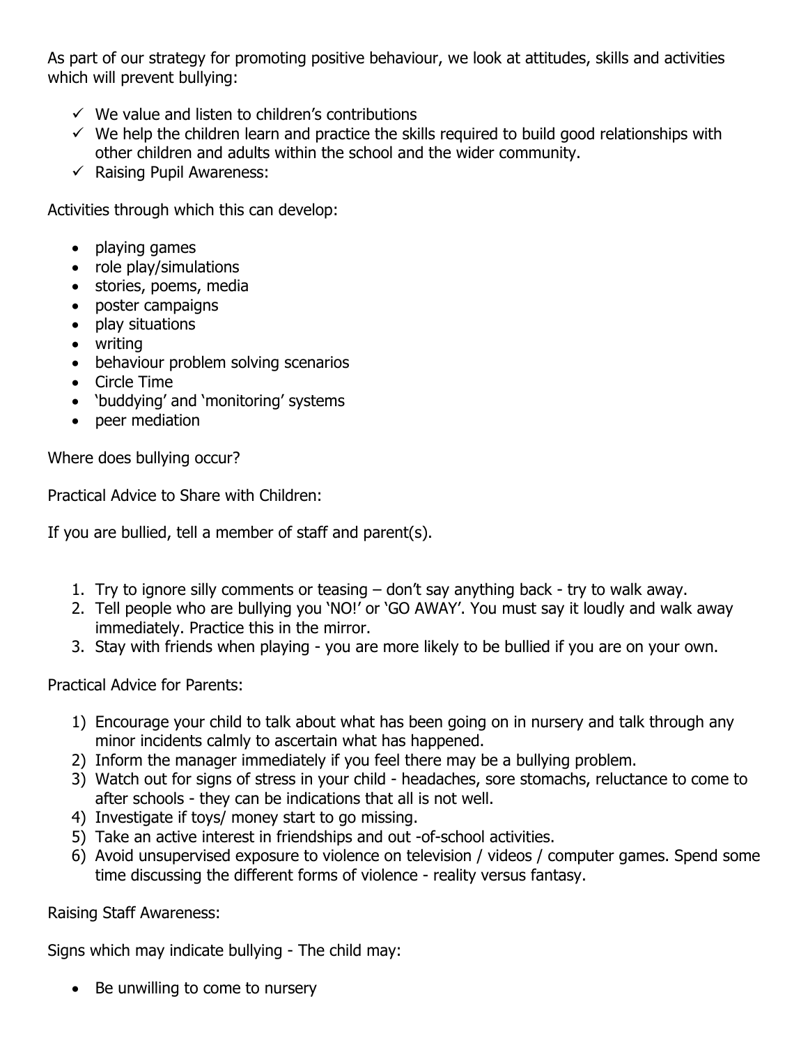As part of our strategy for promoting positive behaviour, we look at attitudes, skills and activities which will prevent bullying:

- ✓ We value and listen to children's contributions
- ✓ We help the children learn and practice the skills required to build good relationships with other children and adults within the school and the wider community.
- ✓ Raising Pupil Awareness:

Activities through which this can develop:

- playing games
- role play/simulations
- stories, poems, media
- poster campaigns
- play situations
- writing
- behaviour problem solving scenarios
- Circle Time
- 'buddying' and 'monitoring' systems
- peer mediation

Where does bullying occur?

Practical Advice to Share with Children:

If you are bullied, tell a member of staff and parent(s).

1. Try to ignore silly comments or teasing – don't say anything back - try to walk away.
2. Tell people who are bullying you 'NO!' or 'GO AWAY'. You must say it loudly and walk away immediately. Practice this in the mirror.
3. Stay with friends when playing - you are more likely to be bullied if you are on your own.

Practical Advice for Parents:

1) Encourage your child to talk about what has been going on in nursery and talk through any minor incidents calmly to ascertain what has happened.
2) Inform the manager immediately if you feel there may be a bullying problem.
3) Watch out for signs of stress in your child - headaches, sore stomachs, reluctance to come to after schools - they can be indications that all is not well.
4) Investigate if toys/ money start to go missing.
5) Take an active interest in friendships and out -of-school activities.
6) Avoid unsupervised exposure to violence on television / videos / computer games. Spend some time discussing the different forms of violence - reality versus fantasy.

Raising Staff Awareness:

Signs which may indicate bullying - The child may:

- Be unwilling to come to nursery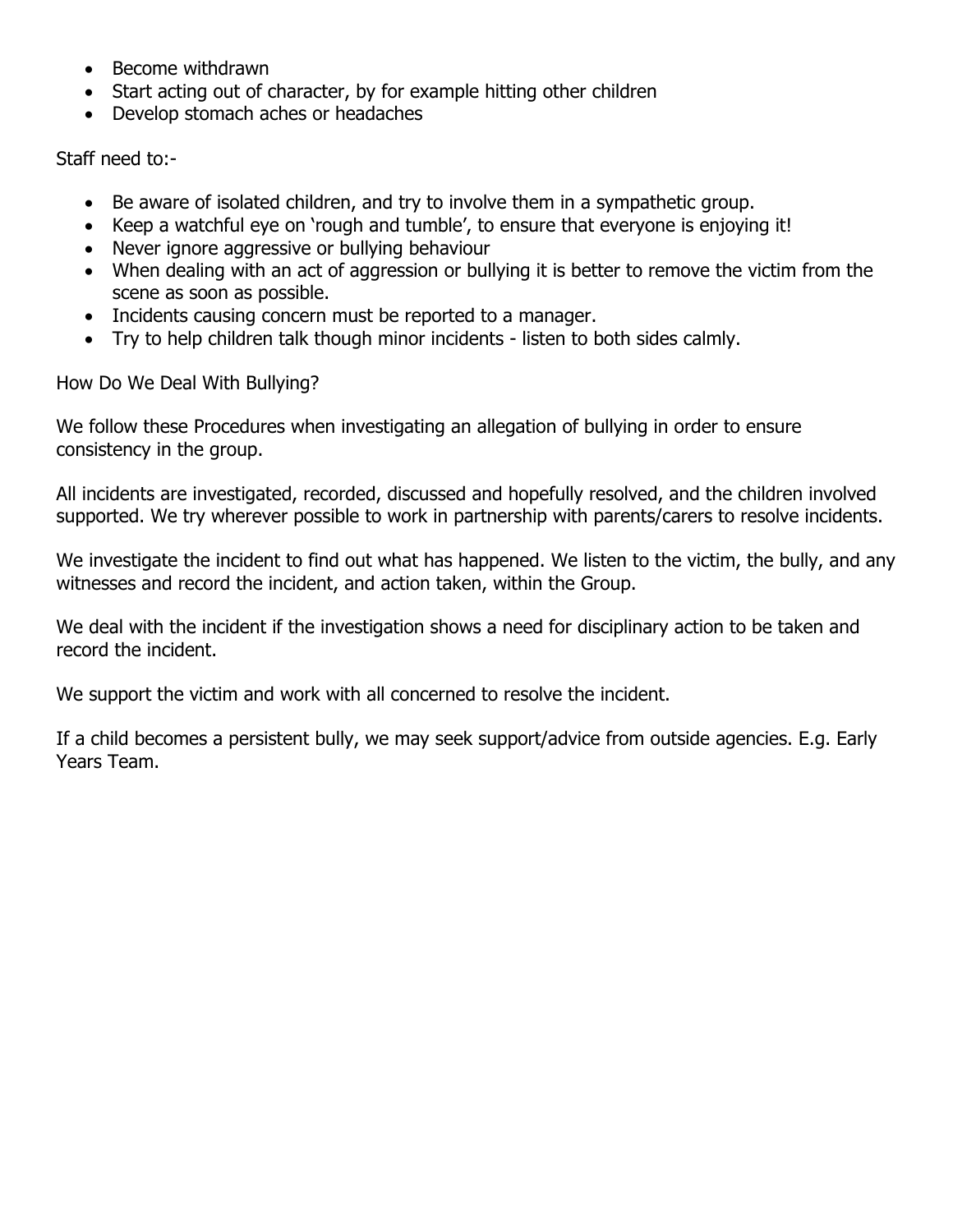- Become withdrawn
- Start acting out of character, by for example hitting other children
- Develop stomach aches or headaches

Staff need to:-

- Be aware of isolated children, and try to involve them in a sympathetic group.
- Keep a watchful eye on 'rough and tumble', to ensure that everyone is enjoying it!
- Never ignore aggressive or bullying behaviour
- When dealing with an act of aggression or bullying it is better to remove the victim from the scene as soon as possible.
- Incidents causing concern must be reported to a manager.
- Try to help children talk though minor incidents - listen to both sides calmly.

How Do We Deal With Bullying?

We follow these Procedures when investigating an allegation of bullying in order to ensure consistency in the group.

All incidents are investigated, recorded, discussed and hopefully resolved, and the children involved supported. We try wherever possible to work in partnership with parents/carers to resolve incidents.

We investigate the incident to find out what has happened. We listen to the victim, the bully, and any witnesses and record the incident, and action taken, within the Group.

We deal with the incident if the investigation shows a need for disciplinary action to be taken and record the incident.

We support the victim and work with all concerned to resolve the incident.

If a child becomes a persistent bully, we may seek support/advice from outside agencies. E.g. Early Years Team.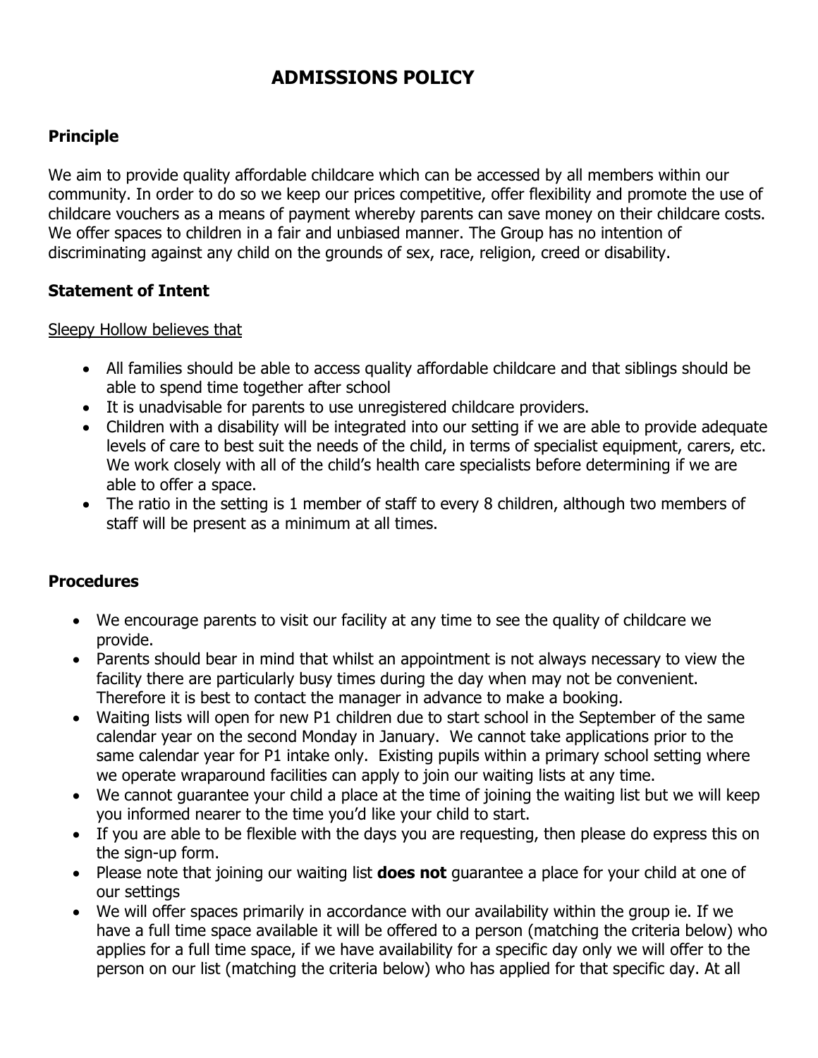# ADMISSIONS POLICY

## Principle

We aim to provide quality affordable childcare which can be accessed by all members within our community. In order to do so we keep our prices competitive, offer flexibility and promote the use of childcare vouchers as a means of payment whereby parents can save money on their childcare costs. We offer spaces to children in a fair and unbiased manner. The Group has no intention of discriminating against any child on the grounds of sex, race, religion, creed or disability.

## Statement of Intent

<u>Sleepy Hollow believes that</u>

- All families should be able to access quality affordable childcare and that siblings should be able to spend time together after school
- It is unadvisable for parents to use unregistered childcare providers.
- Children with a disability will be integrated into our setting if we are able to provide adequate levels of care to best suit the needs of the child, in terms of specialist equipment, carers, etc. We work closely with all of the child's health care specialists before determining if we are able to offer a space.
- The ratio in the setting is 1 member of staff to every 8 children, although two members of staff will be present as a minimum at all times.

## Procedures

- We encourage parents to visit our facility at any time to see the quality of childcare we provide.
- Parents should bear in mind that whilst an appointment is not always necessary to view the facility there are particularly busy times during the day when may not be convenient. Therefore it is best to contact the manager in advance to make a booking.
- Waiting lists will open for new P1 children due to start school in the September of the same calendar year on the second Monday in January. We cannot take applications prior to the same calendar year for P1 intake only. Existing pupils within a primary school setting where we operate wraparound facilities can apply to join our waiting lists at any time.
- We cannot guarantee your child a place at the time of joining the waiting list but we will keep you informed nearer to the time you'd like your child to start.
- If you are able to be flexible with the days you are requesting, then please do express this on the sign-up form.
- Please note that joining our waiting list **does not** guarantee a place for your child at one of our settings
- We will offer spaces primarily in accordance with our availability within the group ie. If we have a full time space available it will be offered to a person (matching the criteria below) who applies for a full time space, if we have availability for a specific day only we will offer to the person on our list (matching the criteria below) who has applied for that specific day. At all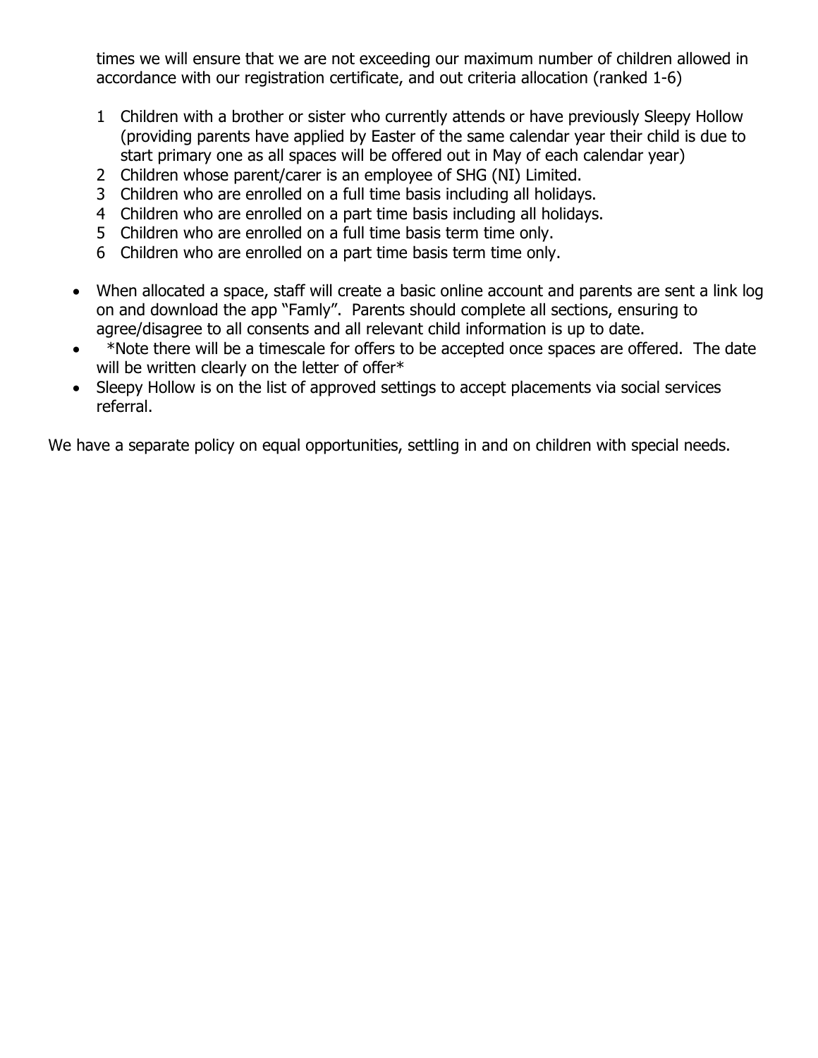times we will ensure that we are not exceeding our maximum number of children allowed in accordance with our registration certificate, and out criteria allocation (ranked 1-6)

1. Children with a brother or sister who currently attends or have previously Sleepy Hollow (providing parents have applied by Easter of the same calendar year their child is due to start primary one as all spaces will be offered out in May of each calendar year)
2. Children whose parent/carer is an employee of SHG (NI) Limited.
3. Children who are enrolled on a full time basis including all holidays.
4. Children who are enrolled on a part time basis including all holidays.
5. Children who are enrolled on a full time basis term time only.
6. Children who are enrolled on a part time basis term time only.

- When allocated a space, staff will create a basic online account and parents are sent a link log on and download the app "Famly". Parents should complete all sections, ensuring to agree/disagree to all consents and all relevant child information is up to date.
- *Note there will be a timescale for offers to be accepted once spaces are offered. The date will be written clearly on the letter of offer*
- Sleepy Hollow is on the list of approved settings to accept placements via social services referral.

We have a separate policy on equal opportunities, settling in and on children with special needs.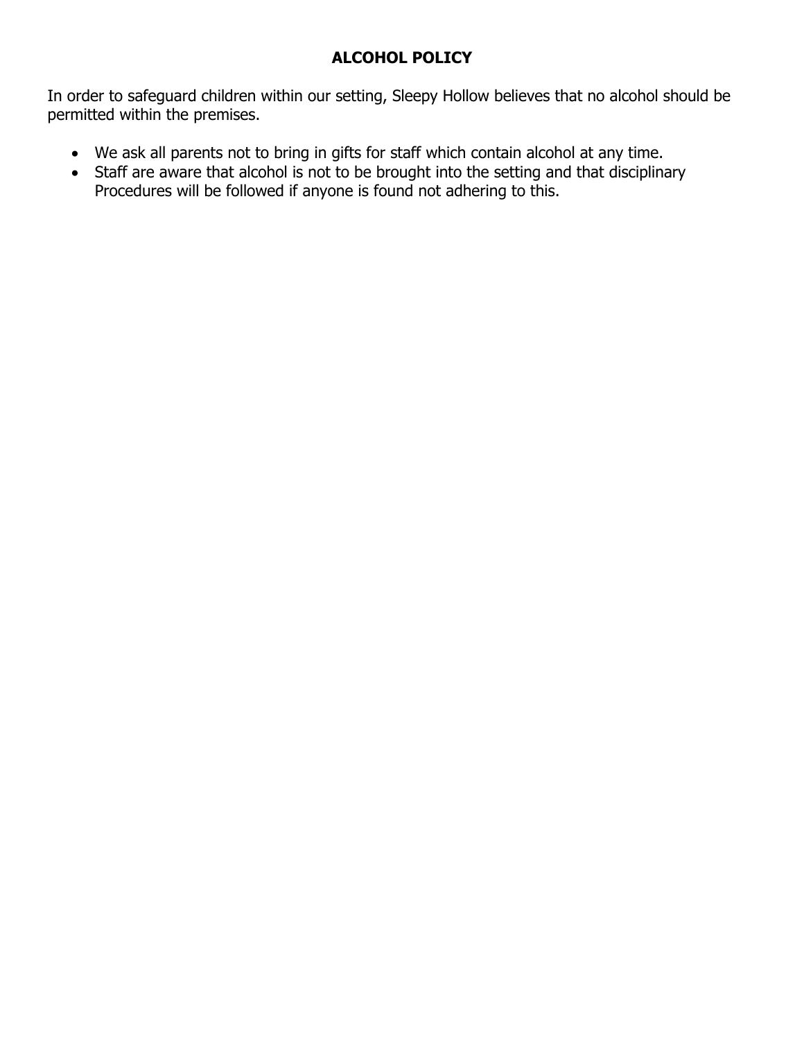# ALCOHOL POLICY

In order to safeguard children within our setting, Sleepy Hollow believes that no alcohol should be permitted within the premises.

- We ask all parents not to bring in gifts for staff which contain alcohol at any time.
- Staff are aware that alcohol is not to be brought into the setting and that disciplinary Procedures will be followed if anyone is found not adhering to this.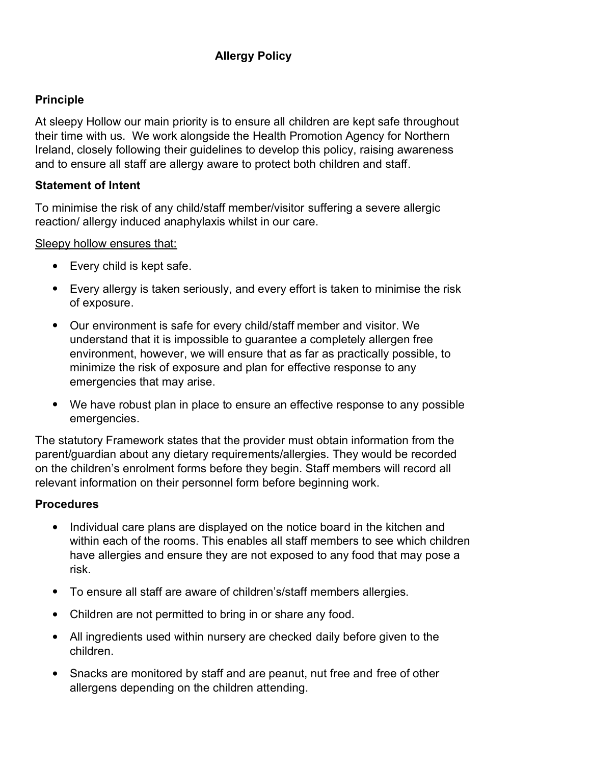# Allergy Policy

## Principle

At sleepy Hollow our main priority is to ensure all children are kept safe throughout their time with us. We work alongside the Health Promotion Agency for Northern Ireland, closely following their guidelines to develop this policy, raising awareness and to ensure all staff are allergy aware to protect both children and staff.

## Statement of Intent

To minimise the risk of any child/staff member/visitor suffering a severe allergic reaction/ allergy induced anaphylaxis whilst in our care.

Sleepy hollow ensures that:

- Every child is kept safe.
- Every allergy is taken seriously, and every effort is taken to minimise the risk of exposure.
- Our environment is safe for every child/staff member and visitor. We understand that it is impossible to guarantee a completely allergen free environment, however, we will ensure that as far as practically possible, to minimize the risk of exposure and plan for effective response to any emergencies that may arise.
- We have robust plan in place to ensure an effective response to any possible emergencies.

The statutory Framework states that the provider must obtain information from the parent/guardian about any dietary requirements/allergies. They would be recorded on the children's enrolment forms before they begin. Staff members will record all relevant information on their personnel form before beginning work.

## Procedures

- Individual care plans are displayed on the notice board in the kitchen and within each of the rooms. This enables all staff members to see which children have allergies and ensure they are not exposed to any food that may pose a risk.
- To ensure all staff are aware of children's/staff members allergies.
- Children are not permitted to bring in or share any food.
- All ingredients used within nursery are checked daily before given to the children.
- Snacks are monitored by staff and are peanut, nut free and free of other allergens depending on the children attending.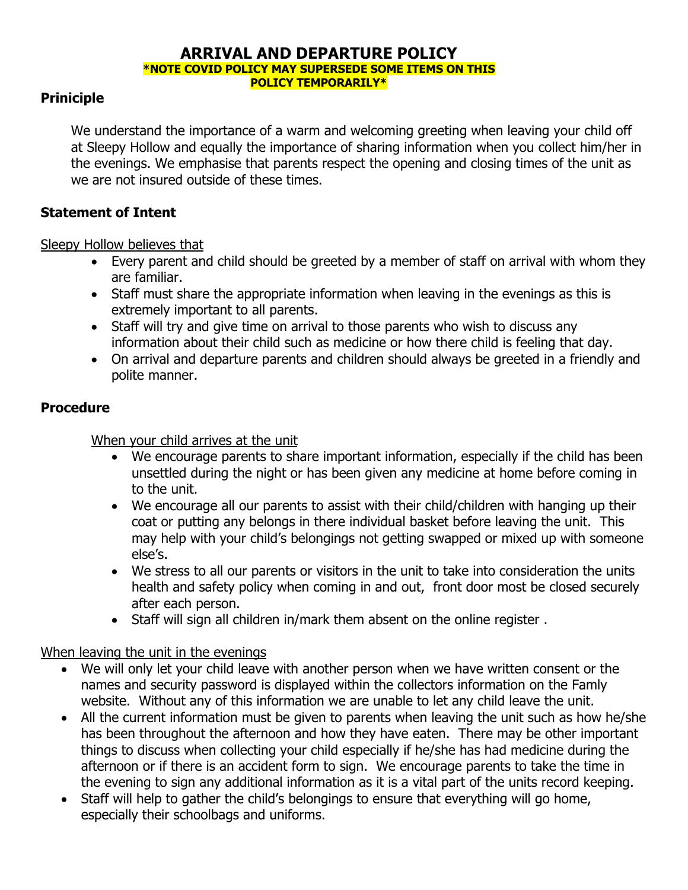# ARRIVAL AND DEPARTURE POLICY

**\*NOTE COVID POLICY MAY SUPERSEDE SOME ITEMS ON THIS POLICY TEMPORARILY\***

## Priniciple

We understand the importance of a warm and welcoming greeting when leaving your child off at Sleepy Hollow and equally the importance of sharing information when you collect him/her in the evenings. We emphasise that parents respect the opening and closing times of the unit as we are not insured outside of these times.

## Statement of Intent

Sleepy Hollow believes that

- Every parent and child should be greeted by a member of staff on arrival with whom they are familiar.
- Staff must share the appropriate information when leaving in the evenings as this is extremely important to all parents.
- Staff will try and give time on arrival to those parents who wish to discuss any information about their child such as medicine or how there child is feeling that day.
- On arrival and departure parents and children should always be greeted in a friendly and polite manner.

## Procedure

When your child arrives at the unit

- We encourage parents to share important information, especially if the child has been unsettled during the night or has been given any medicine at home before coming in to the unit.
- We encourage all our parents to assist with their child/children with hanging up their coat or putting any belongs in there individual basket before leaving the unit. This may help with your child's belongings not getting swapped or mixed up with someone else's.
- We stress to all our parents or visitors in the unit to take into consideration the units health and safety policy when coming in and out, front door most be closed securely after each person.
- Staff will sign all children in/mark them absent on the online register .

When leaving the unit in the evenings

- We will only let your child leave with another person when we have written consent or the names and security password is displayed within the collectors information on the Famly website. Without any of this information we are unable to let any child leave the unit.
- All the current information must be given to parents when leaving the unit such as how he/she has been throughout the afternoon and how they have eaten. There may be other important things to discuss when collecting your child especially if he/she has had medicine during the afternoon or if there is an accident form to sign. We encourage parents to take the time in the evening to sign any additional information as it is a vital part of the units record keeping.
- Staff will help to gather the child's belongings to ensure that everything will go home, especially their schoolbags and uniforms.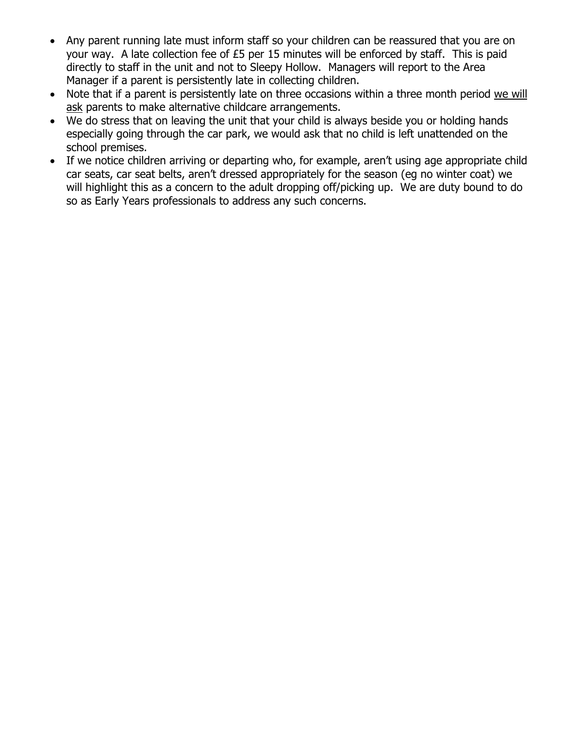- Any parent running late must inform staff so your children can be reassured that you are on your way. A late collection fee of £5 per 15 minutes will be enforced by staff. This is paid directly to staff in the unit and not to Sleepy Hollow. Managers will report to the Area Manager if a parent is persistently late in collecting children.
- Note that if a parent is persistently late on three occasions within a three month period <u>we will ask</u> parents to make alternative childcare arrangements.
- We do stress that on leaving the unit that your child is always beside you or holding hands especially going through the car park, we would ask that no child is left unattended on the school premises.
- If we notice children arriving or departing who, for example, aren't using age appropriate child car seats, car seat belts, aren't dressed appropriately for the season (eg no winter coat) we will highlight this as a concern to the adult dropping off/picking up. We are duty bound to do so as Early Years professionals to address any such concerns.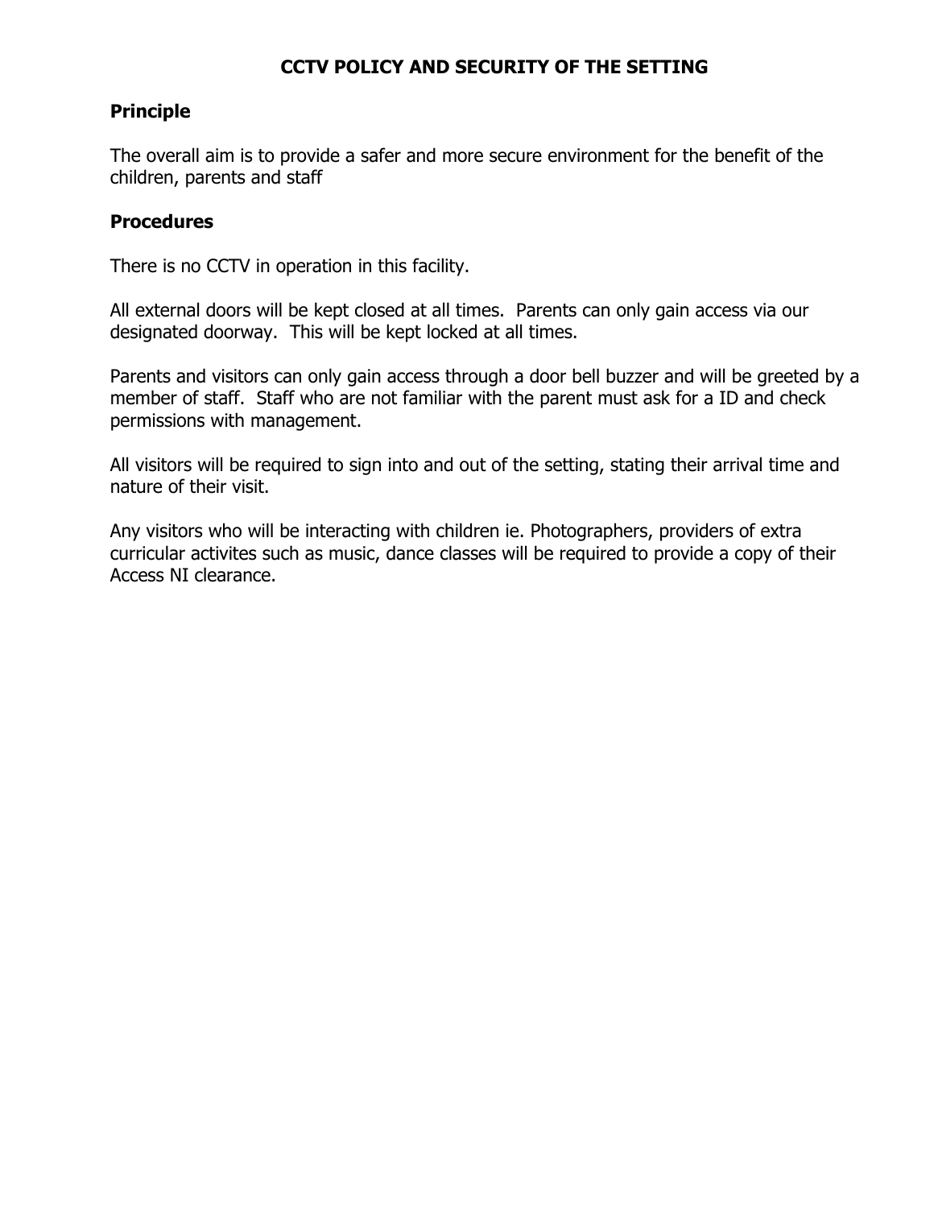## CCTV POLICY AND SECURITY OF THE SETTING

### Principle

The overall aim is to provide a safer and more secure environment for the benefit of the children, parents and staff

### Procedures

There is no CCTV in operation in this facility.

All external doors will be kept closed at all times. Parents can only gain access via our designated doorway. This will be kept locked at all times.

Parents and visitors can only gain access through a door bell buzzer and will be greeted by a member of staff. Staff who are not familiar with the parent must ask for a ID and check permissions with management.

All visitors will be required to sign into and out of the setting, stating their arrival time and nature of their visit.

Any visitors who will be interacting with children ie. Photographers, providers of extra curricular activites such as music, dance classes will be required to provide a copy of their Access NI clearance.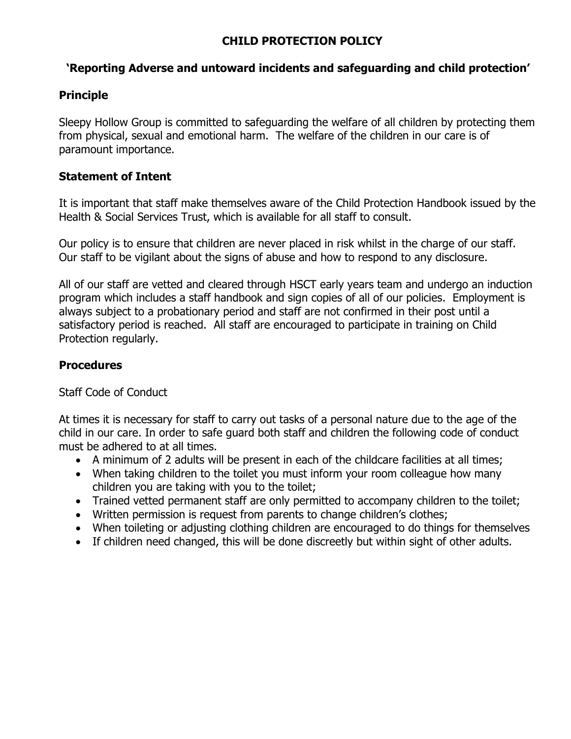# CHILD PROTECTION POLICY

## 'Reporting Adverse and untoward incidents and safeguarding and child protection'

### Principle

Sleepy Hollow Group is committed to safeguarding the welfare of all children by protecting them from physical, sexual and emotional harm. The welfare of the children in our care is of paramount importance.

### Statement of Intent

It is important that staff make themselves aware of the Child Protection Handbook issued by the Health & Social Services Trust, which is available for all staff to consult.

Our policy is to ensure that children are never placed in risk whilst in the charge of our staff. Our staff to be vigilant about the signs of abuse and how to respond to any disclosure.

All of our staff are vetted and cleared through HSCT early years team and undergo an induction program which includes a staff handbook and sign copies of all of our policies. Employment is always subject to a probationary period and staff are not confirmed in their post until a satisfactory period is reached. All staff are encouraged to participate in training on Child Protection regularly.

### Procedures

Staff Code of Conduct

At times it is necessary for staff to carry out tasks of a personal nature due to the age of the child in our care. In order to safe guard both staff and children the following code of conduct must be adhered to at all times.

- A minimum of 2 adults will be present in each of the childcare facilities at all times;
- When taking children to the toilet you must inform your room colleague how many children you are taking with you to the toilet;
- Trained vetted permanent staff are only permitted to accompany children to the toilet;
- Written permission is request from parents to change children's clothes;
- When toileting or adjusting clothing children are encouraged to do things for themselves
- If children need changed, this will be done discreetly but within sight of other adults.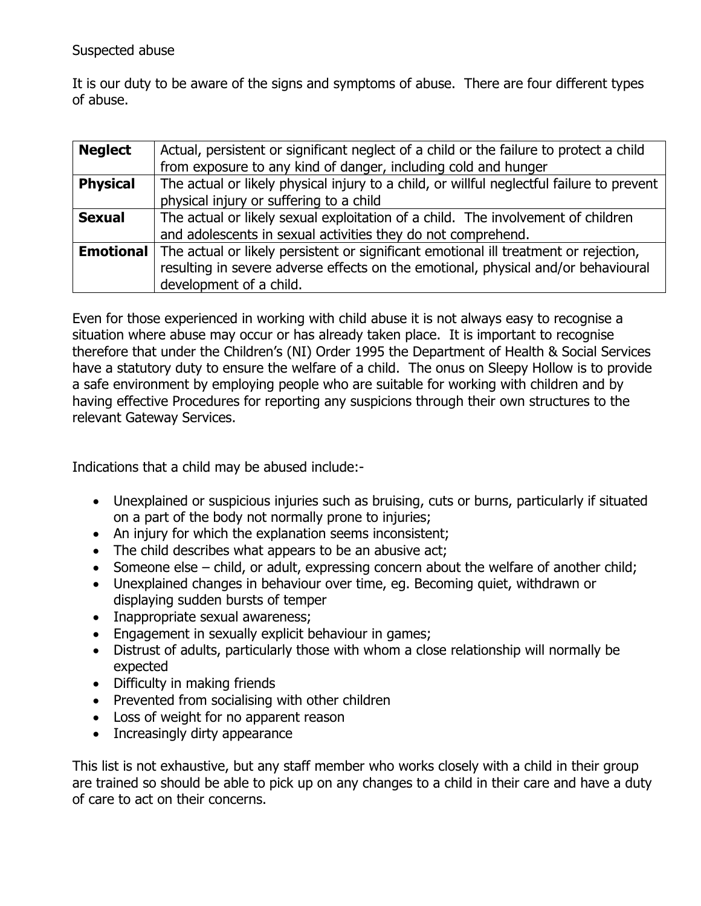Suspected abuse

It is our duty to be aware of the signs and symptoms of abuse. There are four different types of abuse.

| | |
|---|---|
| **Neglect** | Actual, persistent or significant neglect of a child or the failure to protect a child from exposure to any kind of danger, including cold and hunger |
| **Physical** | The actual or likely physical injury to a child, or willful neglectful failure to prevent physical injury or suffering to a child |
| **Sexual** | The actual or likely sexual exploitation of a child. The involvement of children and adolescents in sexual activities they do not comprehend. |
| **Emotional** | The actual or likely persistent or significant emotional ill treatment or rejection, resulting in severe adverse effects on the emotional, physical and/or behavioural development of a child. |

Even for those experienced in working with child abuse it is not always easy to recognise a situation where abuse may occur or has already taken place. It is important to recognise therefore that under the Children's (NI) Order 1995 the Department of Health & Social Services have a statutory duty to ensure the welfare of a child. The onus on Sleepy Hollow is to provide a safe environment by employing people who are suitable for working with children and by having effective Procedures for reporting any suspicions through their own structures to the relevant Gateway Services.

Indications that a child may be abused include:-

- Unexplained or suspicious injuries such as bruising, cuts or burns, particularly if situated on a part of the body not normally prone to injuries;
- An injury for which the explanation seems inconsistent;
- The child describes what appears to be an abusive act;
- Someone else – child, or adult, expressing concern about the welfare of another child;
- Unexplained changes in behaviour over time, eg. Becoming quiet, withdrawn or displaying sudden bursts of temper
- Inappropriate sexual awareness;
- Engagement in sexually explicit behaviour in games;
- Distrust of adults, particularly those with whom a close relationship will normally be expected
- Difficulty in making friends
- Prevented from socialising with other children
- Loss of weight for no apparent reason
- Increasingly dirty appearance

This list is not exhaustive, but any staff member who works closely with a child in their group are trained so should be able to pick up on any changes to a child in their care and have a duty of care to act on their concerns.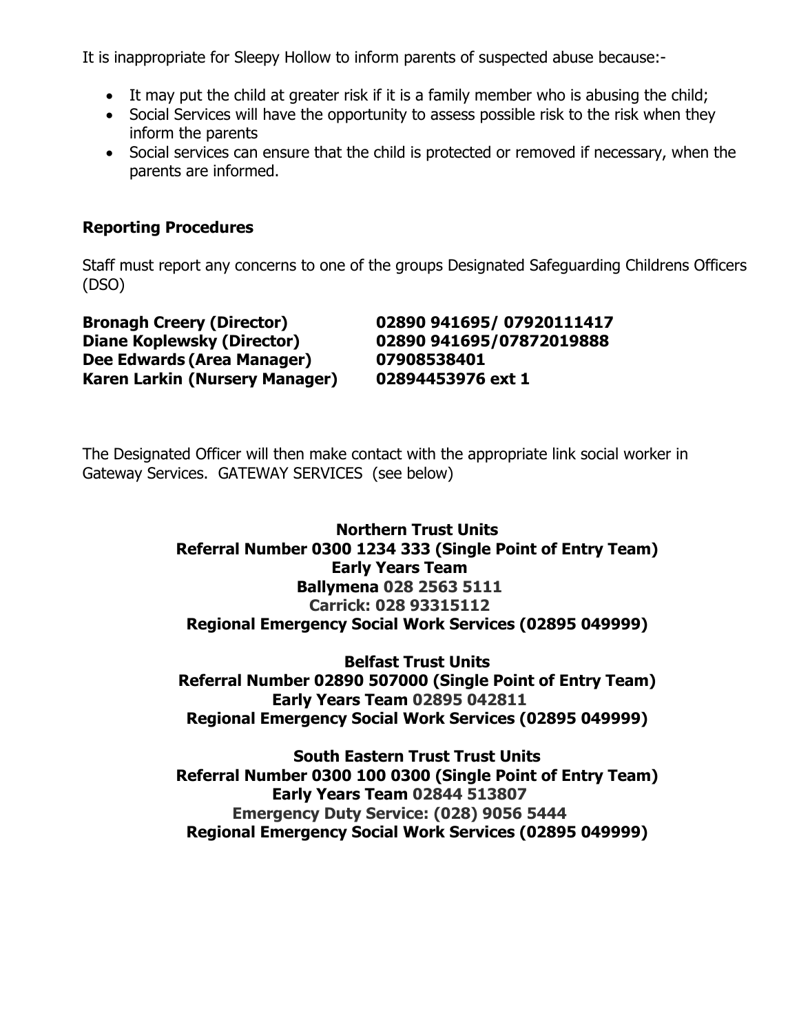It is inappropriate for Sleepy Hollow to inform parents of suspected abuse because:-

- It may put the child at greater risk if it is a family member who is abusing the child;
- Social Services will have the opportunity to assess possible risk to the risk when they inform the parents
- Social services can ensure that the child is protected or removed if necessary, when the parents are informed.

**Reporting Procedures**

Staff must report any concerns to one of the groups Designated Safeguarding Childrens Officers (DSO)

| | |
|---|---|
| **Bronagh Creery (Director)** | **02890 941695/ 07920111417** |
| **Diane Koplewsky (Director)** | **02890 941695/07872019888** |
| **Dee Edwards (Area Manager)** | **07908538401** |
| **Karen Larkin (Nursery Manager)** | **02894453976 ext 1** |

The Designated Officer will then make contact with the appropriate link social worker in Gateway Services. GATEWAY SERVICES (see below)

**Northern Trust Units**
**Referral Number 0300 1234 333 (Single Point of Entry Team)**
**Early Years Team**
**Ballymena 028 2563 5111**
**Carrick: 028 93315112**
**Regional Emergency Social Work Services (02895 049999)**

**Belfast Trust Units**
**Referral Number 02890 507000 (Single Point of Entry Team)**
**Early Years Team 02895 042811**
**Regional Emergency Social Work Services (02895 049999)**

**South Eastern Trust Trust Units**
**Referral Number 0300 100 0300 (Single Point of Entry Team)**
**Early Years Team 02844 513807**
**Emergency Duty Service: (028) 9056 5444**
**Regional Emergency Social Work Services (02895 049999)**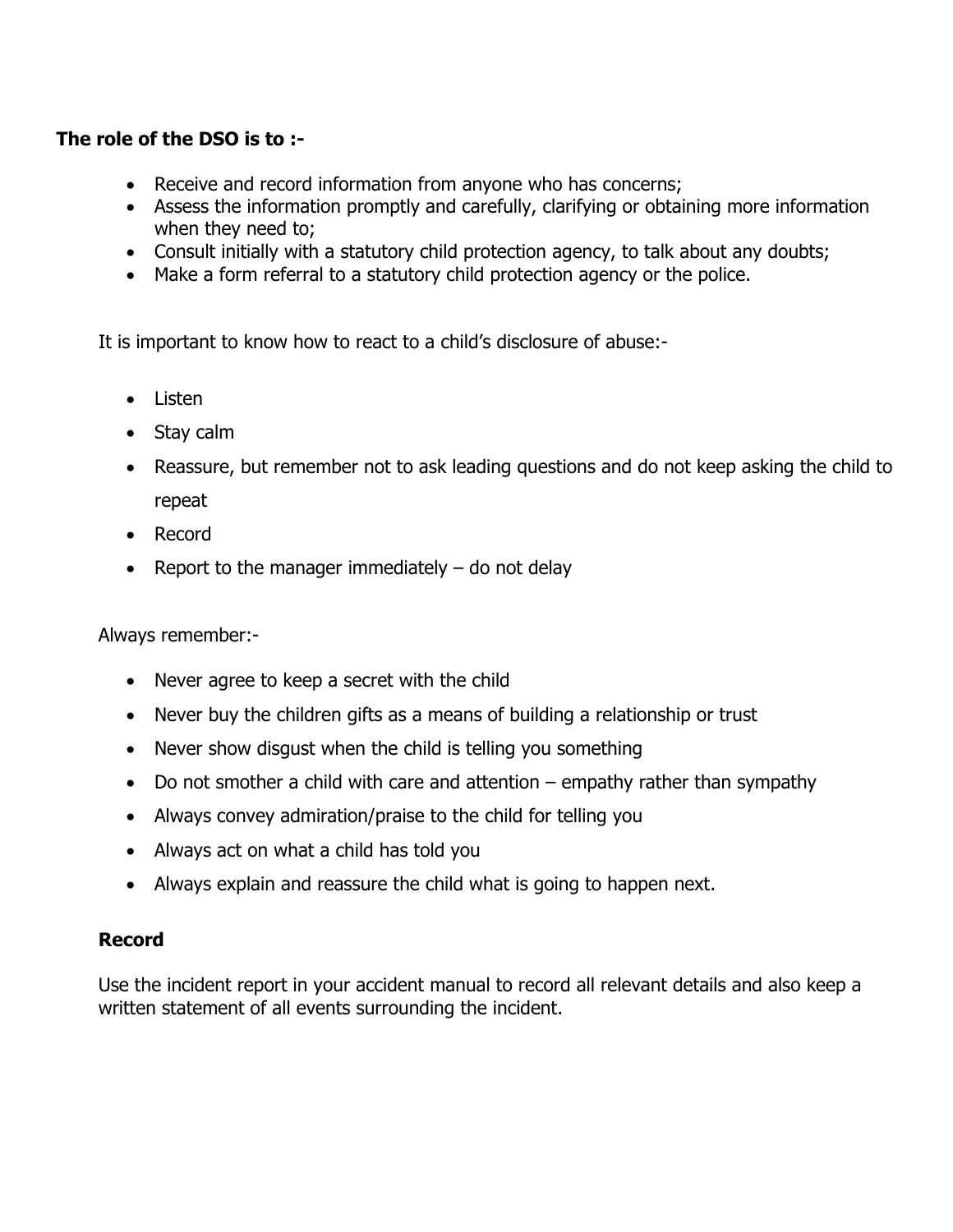**The role of the DSO is to :-**

- Receive and record information from anyone who has concerns;
- Assess the information promptly and carefully, clarifying or obtaining more information when they need to;
- Consult initially with a statutory child protection agency, to talk about any doubts;
- Make a form referral to a statutory child protection agency or the police.

It is important to know how to react to a child's disclosure of abuse:-

- Listen
- Stay calm
- Reassure, but remember not to ask leading questions and do not keep asking the child to repeat
- Record
- Report to the manager immediately – do not delay

Always remember:-

- Never agree to keep a secret with the child
- Never buy the children gifts as a means of building a relationship or trust
- Never show disgust when the child is telling you something
- Do not smother a child with care and attention – empathy rather than sympathy
- Always convey admiration/praise to the child for telling you
- Always act on what a child has told you
- Always explain and reassure the child what is going to happen next.

**Record**

Use the incident report in your accident manual to record all relevant details and also keep a written statement of all events surrounding the incident.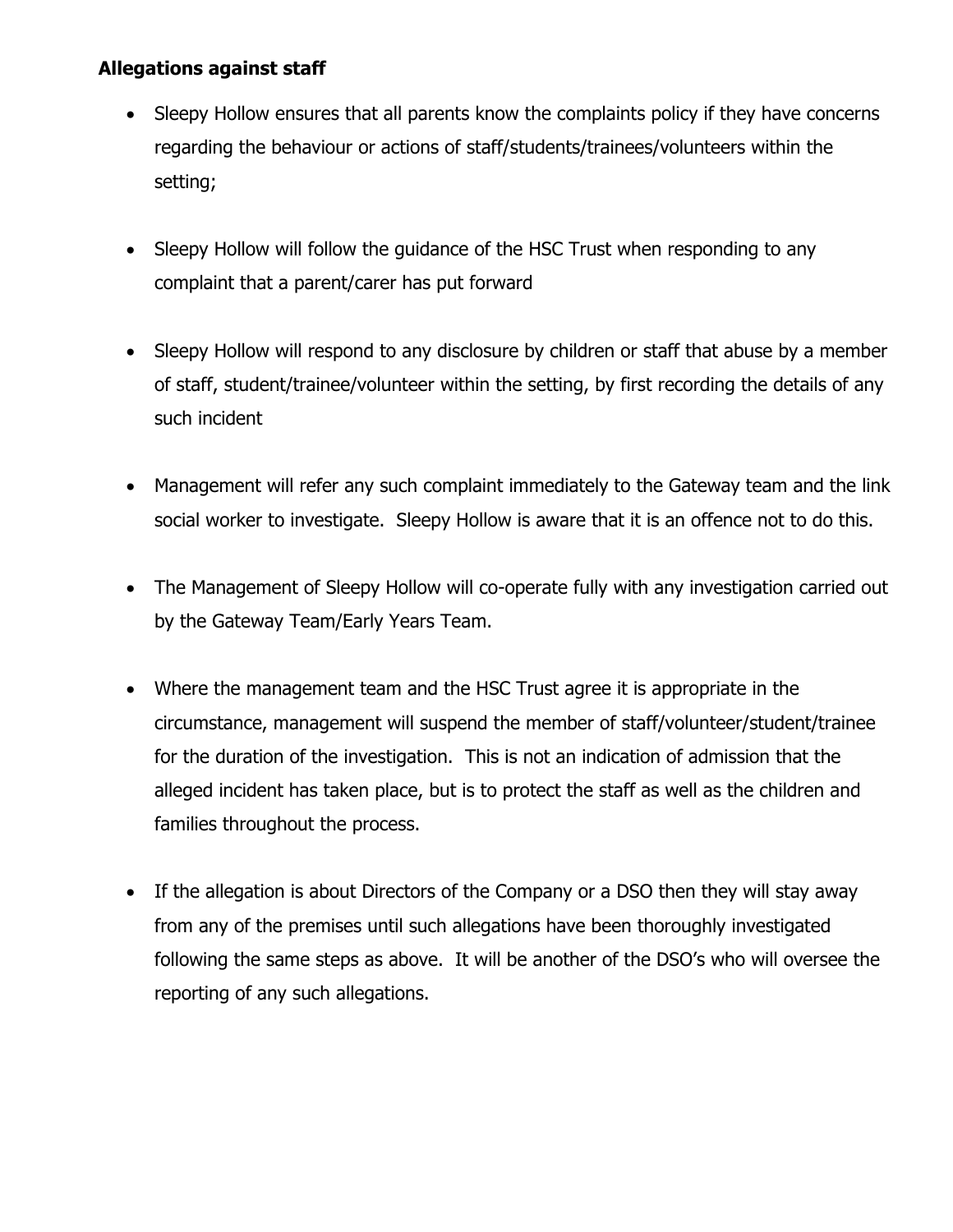**Allegations against staff**

- Sleepy Hollow ensures that all parents know the complaints policy if they have concerns regarding the behaviour or actions of staff/students/trainees/volunteers within the setting;

- Sleepy Hollow will follow the guidance of the HSC Trust when responding to any complaint that a parent/carer has put forward

- Sleepy Hollow will respond to any disclosure by children or staff that abuse by a member of staff, student/trainee/volunteer within the setting, by first recording the details of any such incident

- Management will refer any such complaint immediately to the Gateway team and the link social worker to investigate. Sleepy Hollow is aware that it is an offence not to do this.

- The Management of Sleepy Hollow will co-operate fully with any investigation carried out by the Gateway Team/Early Years Team.

- Where the management team and the HSC Trust agree it is appropriate in the circumstance, management will suspend the member of staff/volunteer/student/trainee for the duration of the investigation. This is not an indication of admission that the alleged incident has taken place, but is to protect the staff as well as the children and families throughout the process.

- If the allegation is about Directors of the Company or a DSO then they will stay away from any of the premises until such allegations have been thoroughly investigated following the same steps as above. It will be another of the DSO's who will oversee the reporting of any such allegations.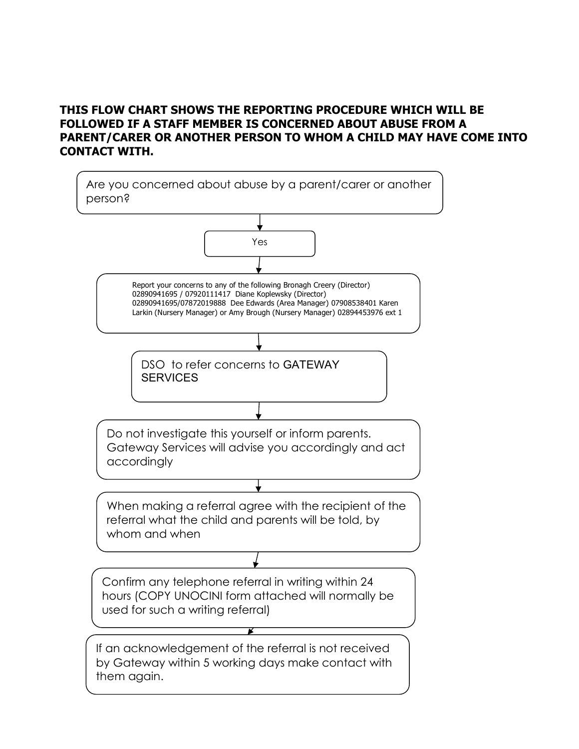**THIS FLOW CHART SHOWS THE REPORTING PROCEDURE WHICH WILL BE FOLLOWED IF A STAFF MEMBER IS CONCERNED ABOUT ABUSE FROM A PARENT/CARER OR ANOTHER PERSON TO WHOM A CHILD MAY HAVE COME INTO CONTACT WITH.**

Are you concerned about abuse by a parent/carer or another person?

↓

Yes

↓

Report your concerns to any of the following Bronagh Creery (Director) 02890941695 / 07920111417 Diane Koplewsky (Director) 02890941695/07872019888 Dee Edwards (Area Manager) 07908538401 Karen Larkin (Nursery Manager) or Amy Brough (Nursery Manager) 02894453976 ext 1

↓

DSO to refer concerns to GATEWAY SERVICES

↓

Do not investigate this yourself or inform parents. Gateway Services will advise you accordingly and act accordingly

↓

When making a referral agree with the recipient of the referral what the child and parents will be told, by whom and when

↓

Confirm any telephone referral in writing within 24 hours (COPY UNOCINI form attached will normally be used for such a writing referral)

↓

If an acknowledgement of the referral is not received by Gateway within 5 working days make contact with them again.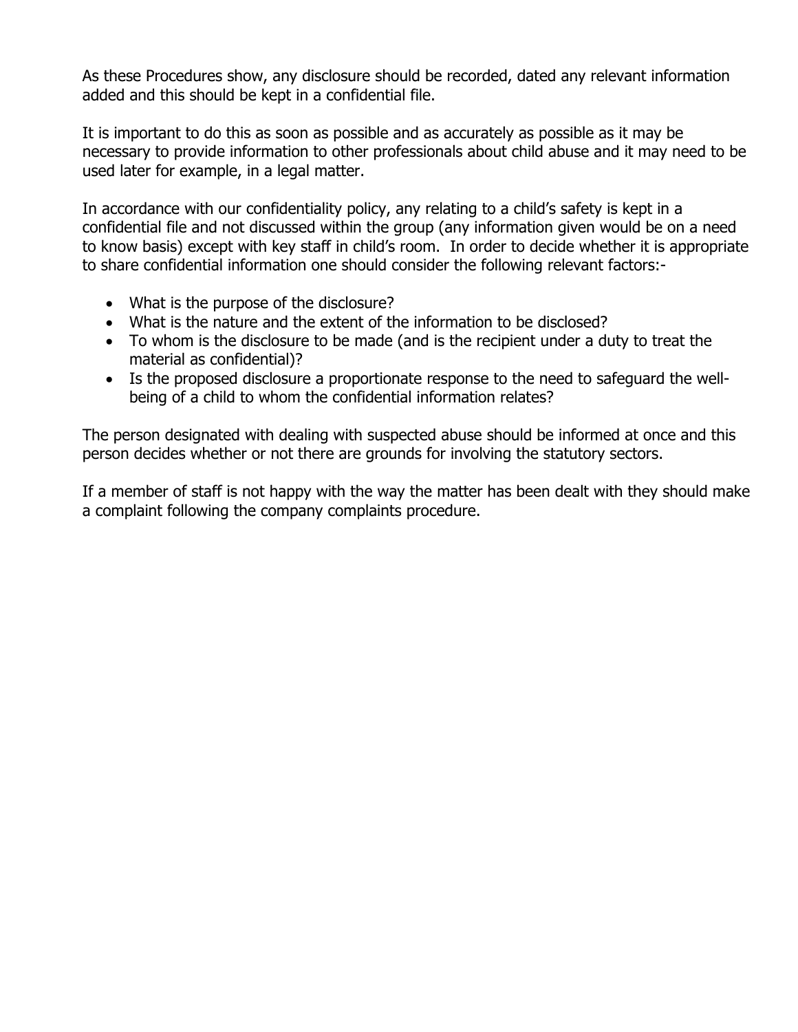As these Procedures show, any disclosure should be recorded, dated any relevant information added and this should be kept in a confidential file.

It is important to do this as soon as possible and as accurately as possible as it may be necessary to provide information to other professionals about child abuse and it may need to be used later for example, in a legal matter.

In accordance with our confidentiality policy, any relating to a child's safety is kept in a confidential file and not discussed within the group (any information given would be on a need to know basis) except with key staff in child's room. In order to decide whether it is appropriate to share confidential information one should consider the following relevant factors:-

- What is the purpose of the disclosure?
- What is the nature and the extent of the information to be disclosed?
- To whom is the disclosure to be made (and is the recipient under a duty to treat the material as confidential)?
- Is the proposed disclosure a proportionate response to the need to safeguard the well-being of a child to whom the confidential information relates?

The person designated with dealing with suspected abuse should be informed at once and this person decides whether or not there are grounds for involving the statutory sectors.

If a member of staff is not happy with the way the matter has been dealt with they should make a complaint following the company complaints procedure.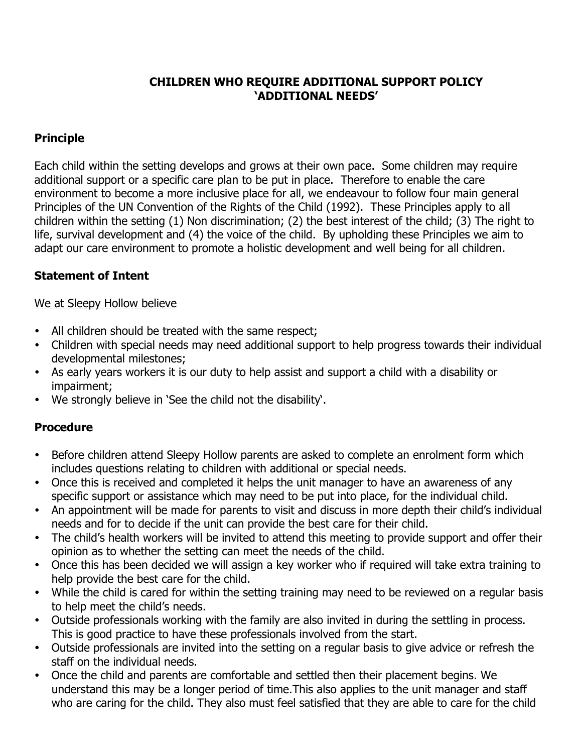## CHILDREN WHO REQUIRE ADDITIONAL SUPPORT POLICY 'ADDITIONAL NEEDS'

### Principle

Each child within the setting develops and grows at their own pace. Some children may require additional support or a specific care plan to be put in place. Therefore to enable the care environment to become a more inclusive place for all, we endeavour to follow four main general Principles of the UN Convention of the Rights of the Child (1992). These Principles apply to all children within the setting (1) Non discrimination; (2) the best interest of the child; (3) The right to life, survival development and (4) the voice of the child. By upholding these Principles we aim to adapt our care environment to promote a holistic development and well being for all children.

### Statement of Intent

<u>We at Sleepy Hollow believe</u>

- All children should be treated with the same respect;
- Children with special needs may need additional support to help progress towards their individual developmental milestones;
- As early years workers it is our duty to help assist and support a child with a disability or impairment;
- We strongly believe in 'See the child not the disability'.

### Procedure

- Before children attend Sleepy Hollow parents are asked to complete an enrolment form which includes questions relating to children with additional or special needs.
- Once this is received and completed it helps the unit manager to have an awareness of any specific support or assistance which may need to be put into place, for the individual child.
- An appointment will be made for parents to visit and discuss in more depth their child's individual needs and for to decide if the unit can provide the best care for their child.
- The child's health workers will be invited to attend this meeting to provide support and offer their opinion as to whether the setting can meet the needs of the child.
- Once this has been decided we will assign a key worker who if required will take extra training to help provide the best care for the child.
- While the child is cared for within the setting training may need to be reviewed on a regular basis to help meet the child's needs.
- Outside professionals working with the family are also invited in during the settling in process. This is good practice to have these professionals involved from the start.
- Outside professionals are invited into the setting on a regular basis to give advice or refresh the staff on the individual needs.
- Once the child and parents are comfortable and settled then their placement begins. We understand this may be a longer period of time.This also applies to the unit manager and staff who are caring for the child. They also must feel satisfied that they are able to care for the child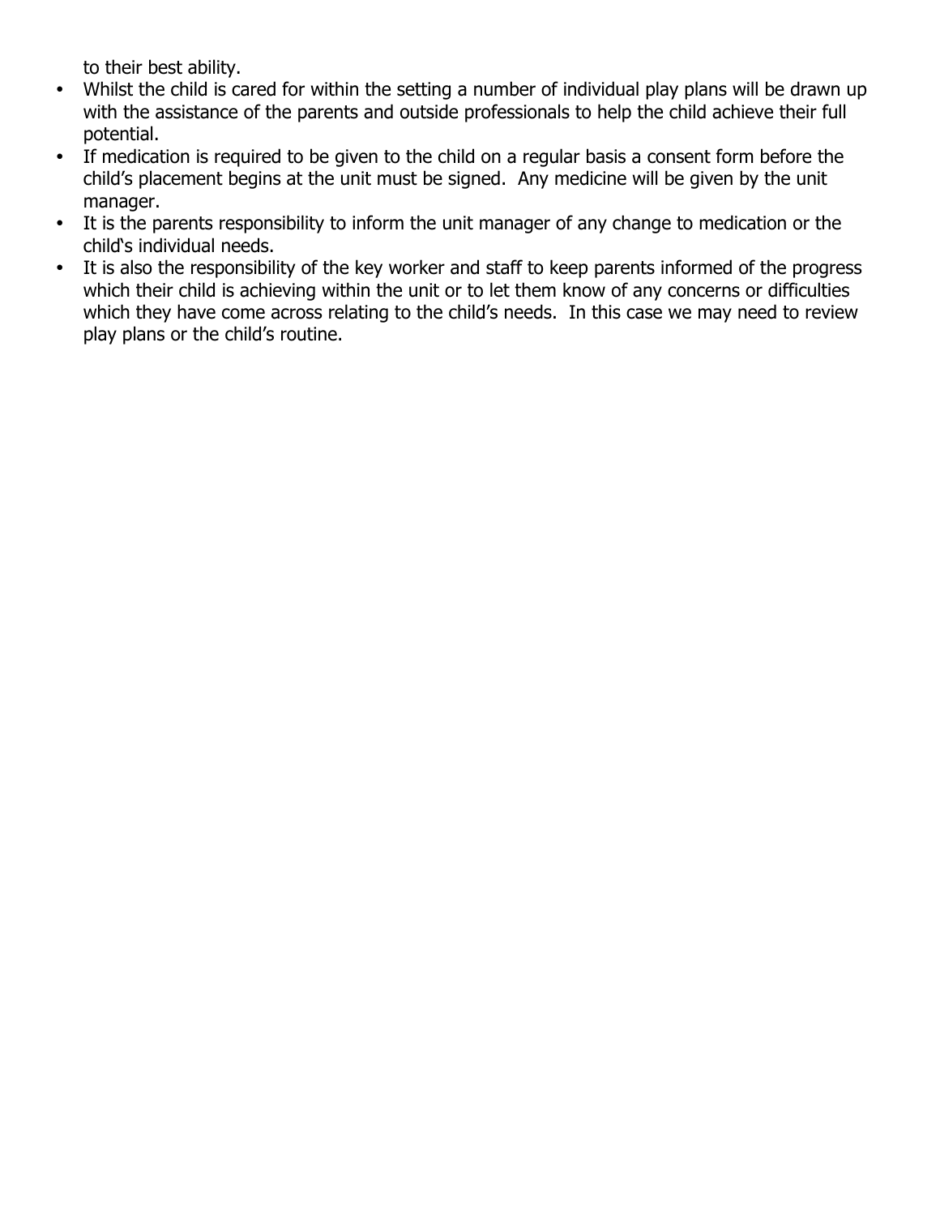to their best ability.

- Whilst the child is cared for within the setting a number of individual play plans will be drawn up with the assistance of the parents and outside professionals to help the child achieve their full potential.
- If medication is required to be given to the child on a regular basis a consent form before the child's placement begins at the unit must be signed. Any medicine will be given by the unit manager.
- It is the parents responsibility to inform the unit manager of any change to medication or the child's individual needs.
- It is also the responsibility of the key worker and staff to keep parents informed of the progress which their child is achieving within the unit or to let them know of any concerns or difficulties which they have come across relating to the child's needs. In this case we may need to review play plans or the child's routine.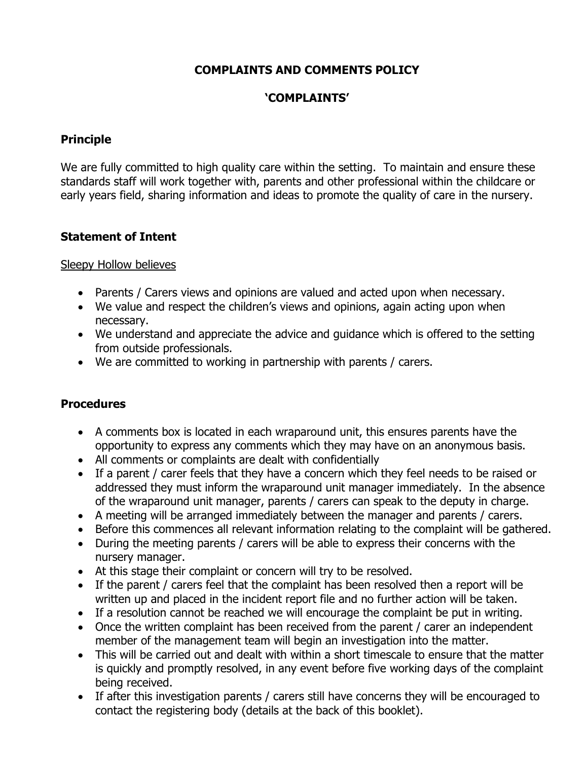# COMPLAINTS AND COMMENTS POLICY

## 'COMPLAINTS'

### Principle

We are fully committed to high quality care within the setting. To maintain and ensure these standards staff will work together with, parents and other professional within the childcare or early years field, sharing information and ideas to promote the quality of care in the nursery.

### Statement of Intent

<u>Sleepy Hollow believes</u>

- Parents / Carers views and opinions are valued and acted upon when necessary.
- We value and respect the children's views and opinions, again acting upon when necessary.
- We understand and appreciate the advice and guidance which is offered to the setting from outside professionals.
- We are committed to working in partnership with parents / carers.

### Procedures

- A comments box is located in each wraparound unit, this ensures parents have the opportunity to express any comments which they may have on an anonymous basis.
- All comments or complaints are dealt with confidentially
- If a parent / carer feels that they have a concern which they feel needs to be raised or addressed they must inform the wraparound unit manager immediately. In the absence of the wraparound unit manager, parents / carers can speak to the deputy in charge.
- A meeting will be arranged immediately between the manager and parents / carers.
- Before this commences all relevant information relating to the complaint will be gathered.
- During the meeting parents / carers will be able to express their concerns with the nursery manager.
- At this stage their complaint or concern will try to be resolved.
- If the parent / carers feel that the complaint has been resolved then a report will be written up and placed in the incident report file and no further action will be taken.
- If a resolution cannot be reached we will encourage the complaint be put in writing.
- Once the written complaint has been received from the parent / carer an independent member of the management team will begin an investigation into the matter.
- This will be carried out and dealt with within a short timescale to ensure that the matter is quickly and promptly resolved, in any event before five working days of the complaint being received.
- If after this investigation parents / carers still have concerns they will be encouraged to contact the registering body (details at the back of this booklet).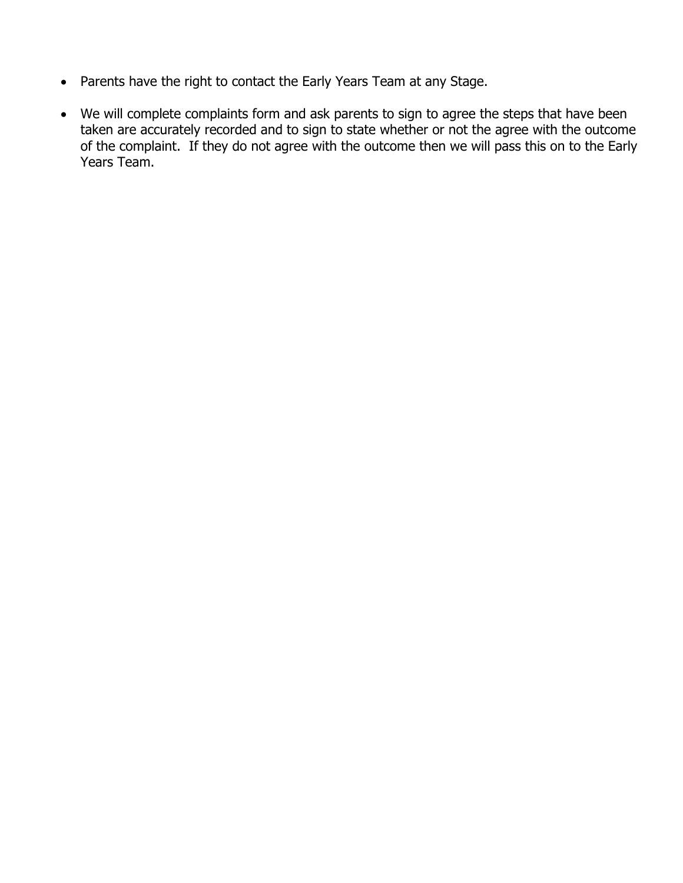- Parents have the right to contact the Early Years Team at any Stage.
- We will complete complaints form and ask parents to sign to agree the steps that have been taken are accurately recorded and to sign to state whether or not the agree with the outcome of the complaint. If they do not agree with the outcome then we will pass this on to the Early Years Team.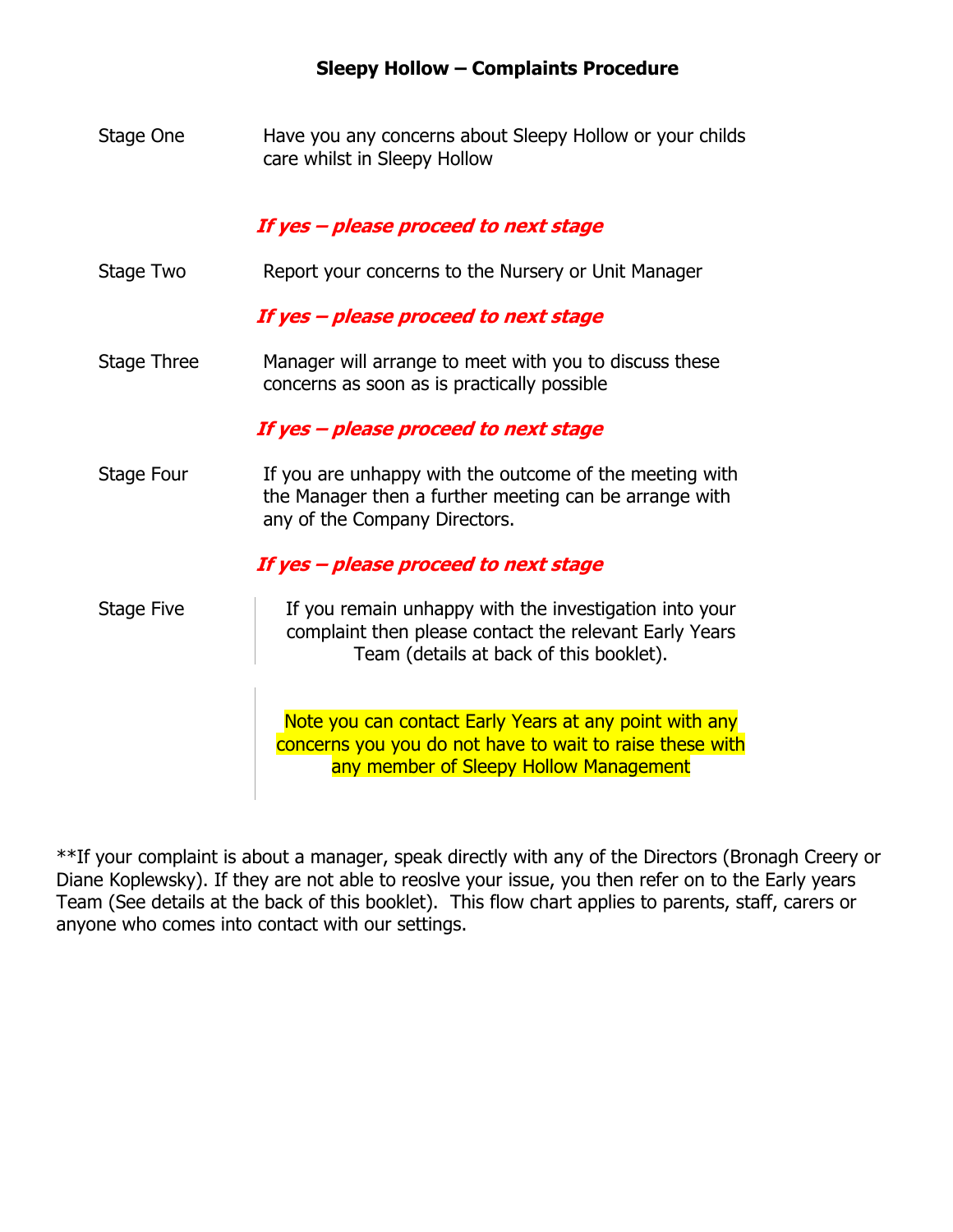**Sleepy Hollow – Complaints Procedure**

Stage One

Have you any concerns about Sleepy Hollow or your childs care whilst in Sleepy Hollow

***If yes – please proceed to next stage***

Stage Two

Report your concerns to the Nursery or Unit Manager

***If yes – please proceed to next stage***

Stage Three

Manager will arrange to meet with you to discuss these concerns as soon as is practically possible

***If yes – please proceed to next stage***

Stage Four

If you are unhappy with the outcome of the meeting with the Manager then a further meeting can be arrange with any of the Company Directors.

***If yes – please proceed to next stage***

Stage Five

If you remain unhappy with the investigation into your complaint then please contact the relevant Early Years Team (details at back of this booklet).

Note you can contact Early Years at any point with any concerns you you do not have to wait to raise these with any member of Sleepy Hollow Management

**If your complaint is about a manager, speak directly with any of the Directors (Bronagh Creery or Diane Koplewsky). If they are not able to reoslve your issue, you then refer on to the Early years Team (See details at the back of this booklet). This flow chart applies to parents, staff, carers or anyone who comes into contact with our settings.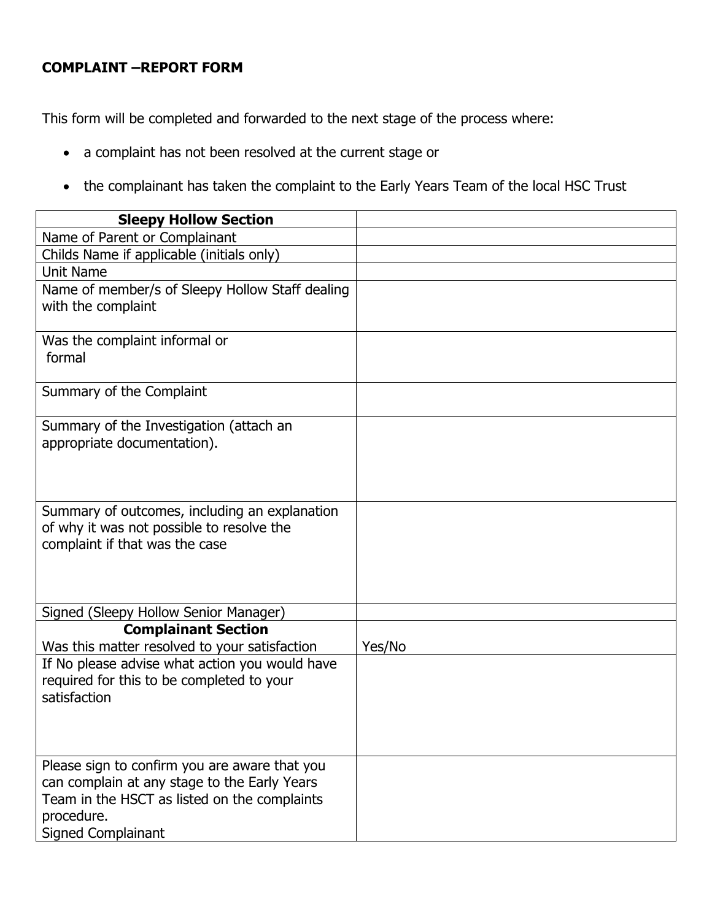**COMPLAINT –REPORT FORM**

This form will be completed and forwarded to the next stage of the process where:

- a complaint has not been resolved at the current stage or
- the complainant has taken the complaint to the Early Years Team of the local HSC Trust

| **Sleepy Hollow Section** | |
|---|---|
| Name of Parent or Complainant | |
| Childs Name if applicable (initials only) | |
| Unit Name | |
| Name of member/s of Sleepy Hollow Staff dealing with the complaint | |
| Was the complaint informal or formal | |
| Summary of the Complaint | |
| Summary of the Investigation (attach an appropriate documentation). | |
| Summary of outcomes, including an explanation of why it was not possible to resolve the complaint if that was the case | |
| Signed (Sleepy Hollow Senior Manager) | |
| **Complainant Section**<br>Was this matter resolved to your satisfaction | Yes/No |
| If No please advise what action you would have required for this to be completed to your satisfaction | |
| Please sign to confirm you are aware that you can complain at any stage to the Early Years Team in the HSCT as listed on the complaints procedure.<br>Signed Complainant | |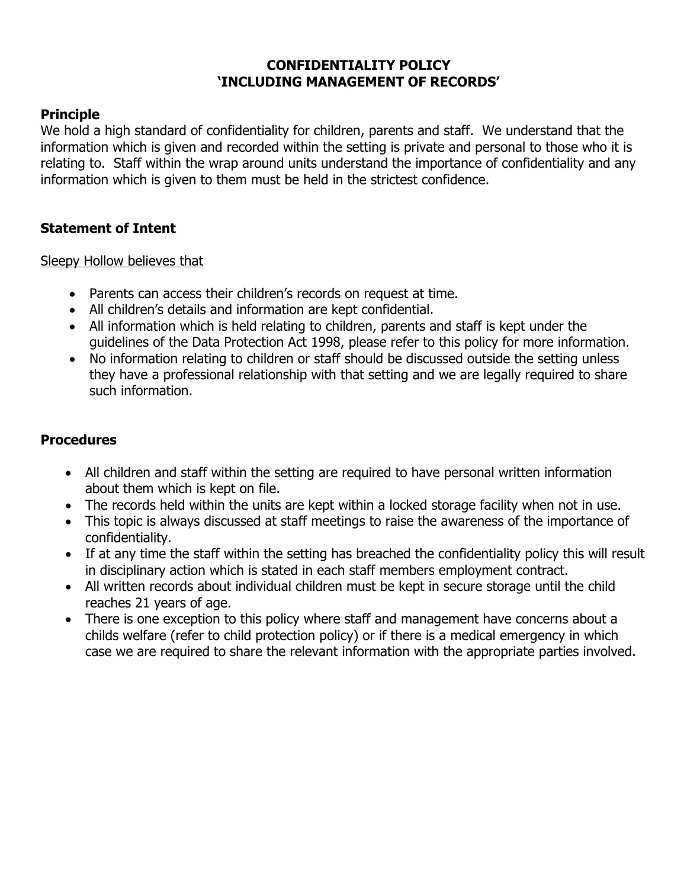# CONFIDENTIALITY POLICY
## 'INCLUDING MANAGEMENT OF RECORDS'

### Principle

We hold a high standard of confidentiality for children, parents and staff. We understand that the information which is given and recorded within the setting is private and personal to those who it is relating to. Staff within the wrap around units understand the importance of confidentiality and any information which is given to them must be held in the strictest confidence.

### Statement of Intent

<u>Sleepy Hollow believes that</u>

- Parents can access their children's records on request at time.
- All children's details and information are kept confidential.
- All information which is held relating to children, parents and staff is kept under the guidelines of the Data Protection Act 1998, please refer to this policy for more information.
- No information relating to children or staff should be discussed outside the setting unless they have a professional relationship with that setting and we are legally required to share such information.

### Procedures

- All children and staff within the setting are required to have personal written information about them which is kept on file.
- The records held within the units are kept within a locked storage facility when not in use.
- This topic is always discussed at staff meetings to raise the awareness of the importance of confidentiality.
- If at any time the staff within the setting has breached the confidentiality policy this will result in disciplinary action which is stated in each staff members employment contract.
- All written records about individual children must be kept in secure storage until the child reaches 21 years of age.
- There is one exception to this policy where staff and management have concerns about a childs welfare (refer to child protection policy) or if there is a medical emergency in which case we are required to share the relevant information with the appropriate parties involved.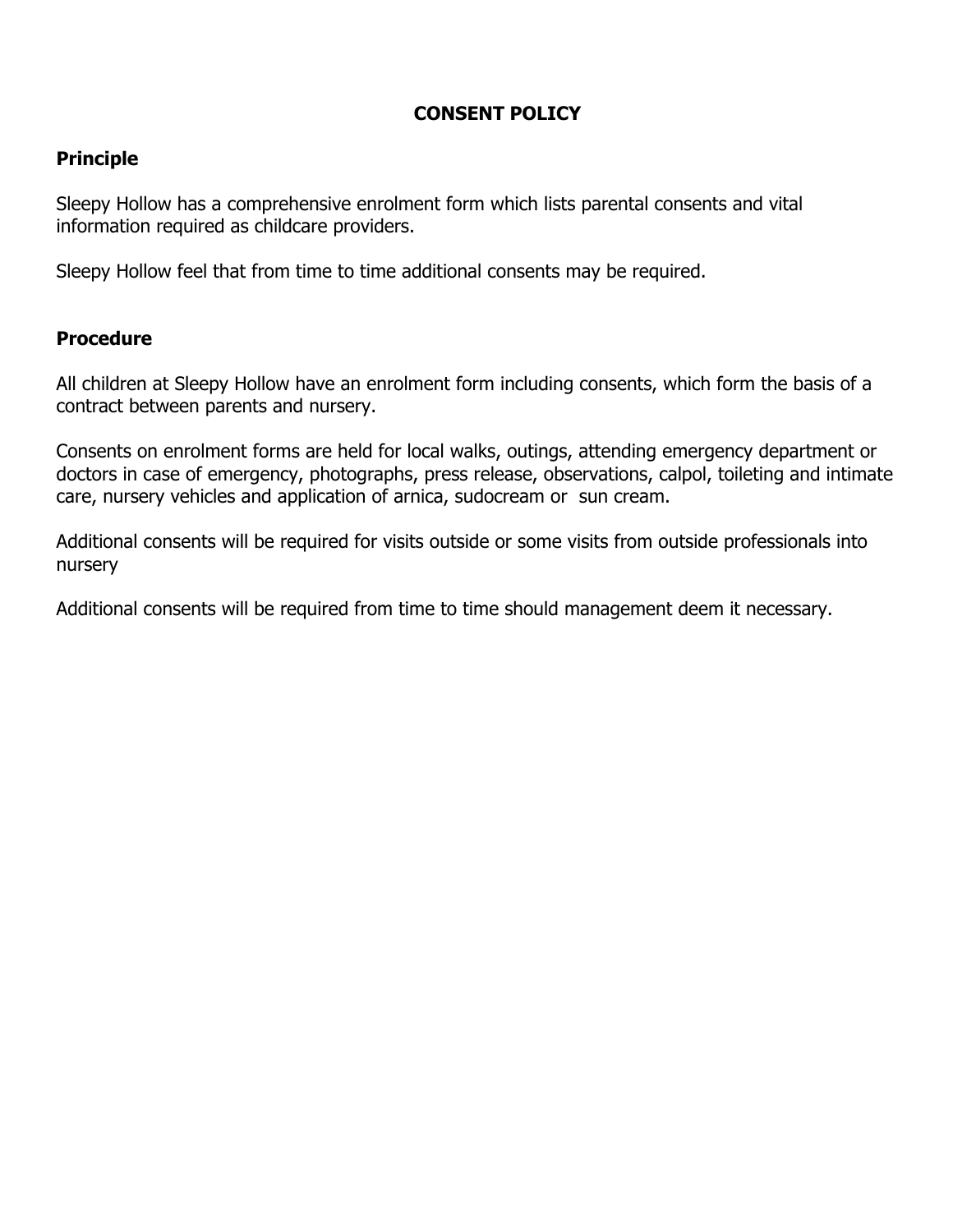# CONSENT POLICY

## Principle

Sleepy Hollow has a comprehensive enrolment form which lists parental consents and vital information required as childcare providers.

Sleepy Hollow feel that from time to time additional consents may be required.

## Procedure

All children at Sleepy Hollow have an enrolment form including consents, which form the basis of a contract between parents and nursery.

Consents on enrolment forms are held for local walks, outings, attending emergency department or doctors in case of emergency, photographs, press release, observations, calpol, toileting and intimate care, nursery vehicles and application of arnica, sudocream or sun cream.

Additional consents will be required for visits outside or some visits from outside professionals into nursery

Additional consents will be required from time to time should management deem it necessary.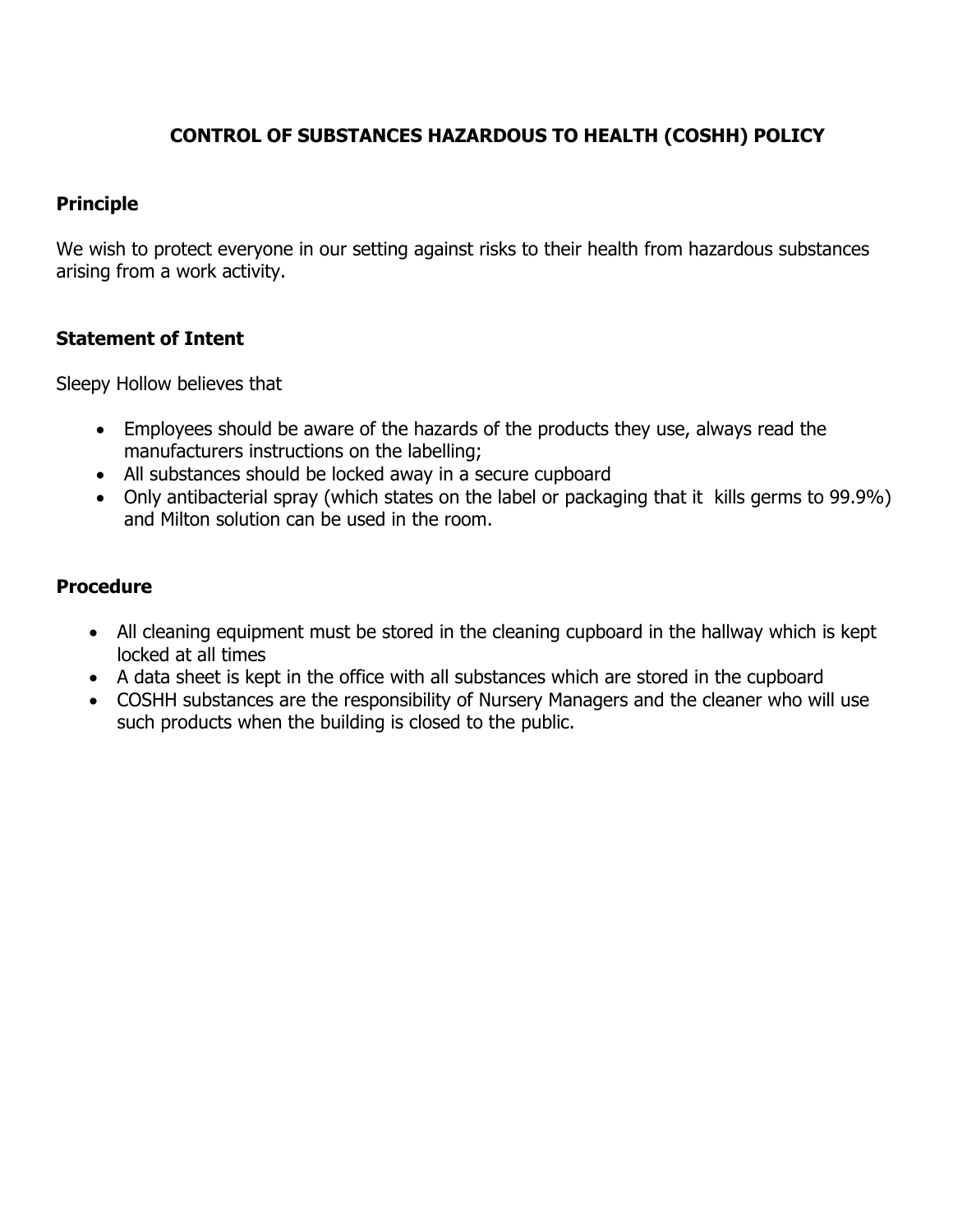# CONTROL OF SUBSTANCES HAZARDOUS TO HEALTH (COSHH) POLICY

## Principle

We wish to protect everyone in our setting against risks to their health from hazardous substances arising from a work activity.

## Statement of Intent

Sleepy Hollow believes that

- Employees should be aware of the hazards of the products they use, always read the manufacturers instructions on the labelling;
- All substances should be locked away in a secure cupboard
- Only antibacterial spray (which states on the label or packaging that it kills germs to 99.9%) and Milton solution can be used in the room.

## Procedure

- All cleaning equipment must be stored in the cleaning cupboard in the hallway which is kept locked at all times
- A data sheet is kept in the office with all substances which are stored in the cupboard
- COSHH substances are the responsibility of Nursery Managers and the cleaner who will use such products when the building is closed to the public.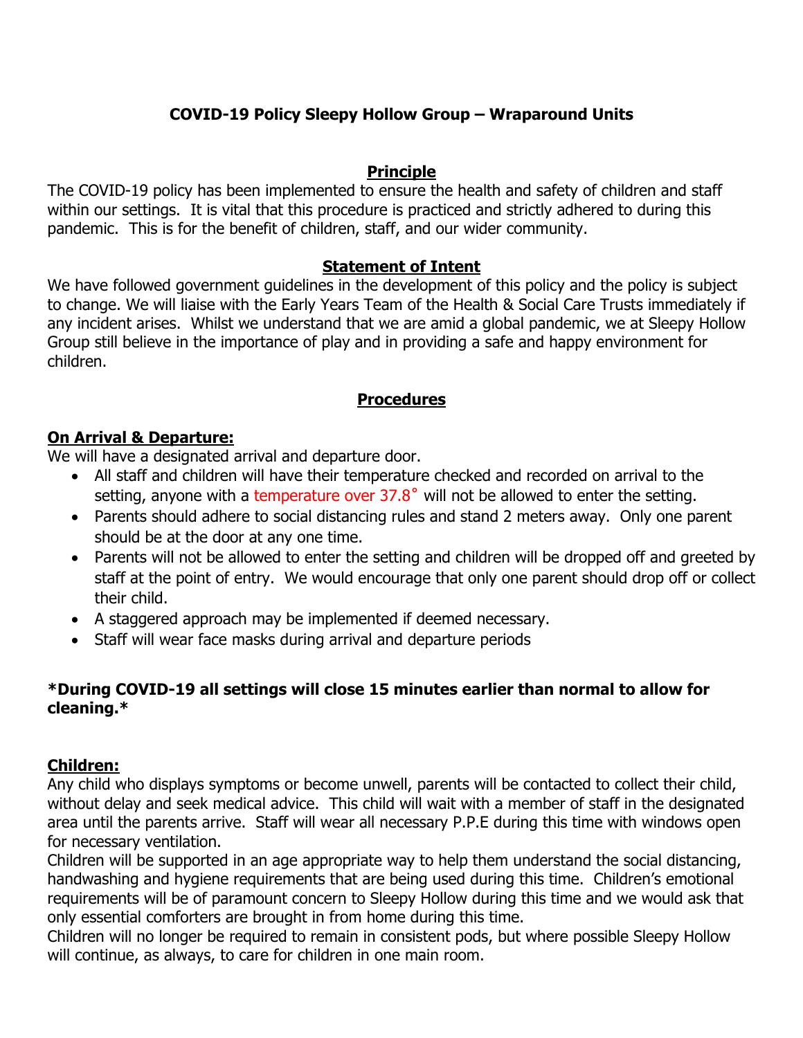# COVID-19 Policy Sleepy Hollow Group – Wraparound Units

## Principle

The COVID-19 policy has been implemented to ensure the health and safety of children and staff within our settings. It is vital that this procedure is practiced and strictly adhered to during this pandemic. This is for the benefit of children, staff, and our wider community.

## Statement of Intent

We have followed government guidelines in the development of this policy and the policy is subject to change. We will liaise with the Early Years Team of the Health & Social Care Trusts immediately if any incident arises. Whilst we understand that we are amid a global pandemic, we at Sleepy Hollow Group still believe in the importance of play and in providing a safe and happy environment for children.

## Procedures

### On Arrival & Departure:

We will have a designated arrival and departure door.

- All staff and children will have their temperature checked and recorded on arrival to the setting, anyone with a temperature over 37.8˚ will not be allowed to enter the setting.
- Parents should adhere to social distancing rules and stand 2 meters away. Only one parent should be at the door at any one time.
- Parents will not be allowed to enter the setting and children will be dropped off and greeted by staff at the point of entry. We would encourage that only one parent should drop off or collect their child.
- A staggered approach may be implemented if deemed necessary.
- Staff will wear face masks during arrival and departure periods

**\*During COVID-19 all settings will close 15 minutes earlier than normal to allow for cleaning.\***

### Children:

Any child who displays symptoms or become unwell, parents will be contacted to collect their child, without delay and seek medical advice. This child will wait with a member of staff in the designated area until the parents arrive. Staff will wear all necessary P.P.E during this time with windows open for necessary ventilation.

Children will be supported in an age appropriate way to help them understand the social distancing, handwashing and hygiene requirements that are being used during this time. Children's emotional requirements will be of paramount concern to Sleepy Hollow during this time and we would ask that only essential comforters are brought in from home during this time.

Children will no longer be required to remain in consistent pods, but where possible Sleepy Hollow will continue, as always, to care for children in one main room.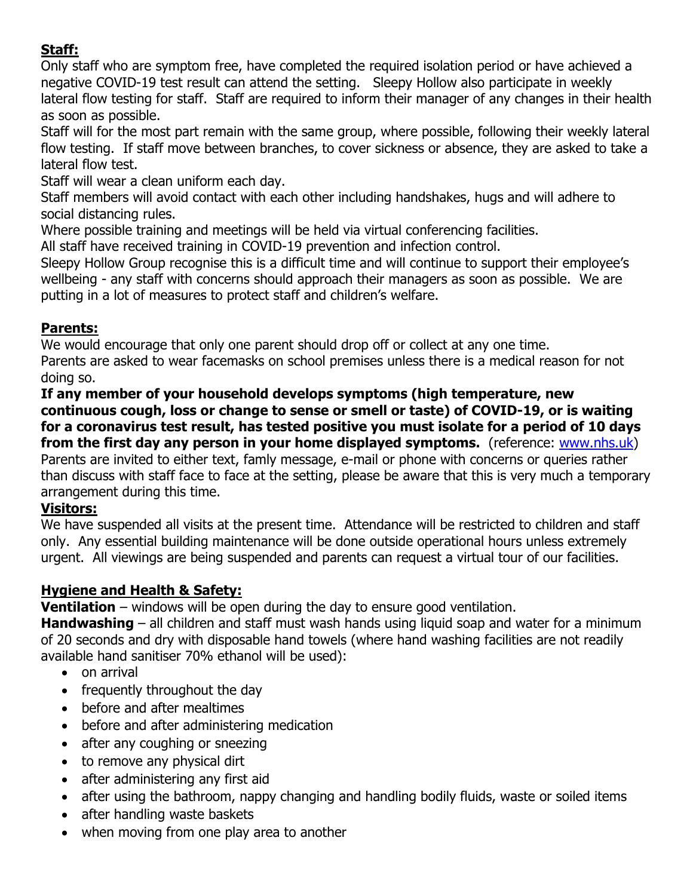**Staff:**

Only staff who are symptom free, have completed the required isolation period or have achieved a negative COVID-19 test result can attend the setting. Sleepy Hollow also participate in weekly lateral flow testing for staff. Staff are required to inform their manager of any changes in their health as soon as possible.

Staff will for the most part remain with the same group, where possible, following their weekly lateral flow testing. If staff move between branches, to cover sickness or absence, they are asked to take a lateral flow test.

Staff will wear a clean uniform each day.

Staff members will avoid contact with each other including handshakes, hugs and will adhere to social distancing rules.

Where possible training and meetings will be held via virtual conferencing facilities.

All staff have received training in COVID-19 prevention and infection control.

Sleepy Hollow Group recognise this is a difficult time and will continue to support their employee's wellbeing - any staff with concerns should approach their managers as soon as possible. We are putting in a lot of measures to protect staff and children's welfare.

**Parents:**

We would encourage that only one parent should drop off or collect at any one time.

Parents are asked to wear facemasks on school premises unless there is a medical reason for not doing so.

**If any member of your household develops symptoms (high temperature, new continuous cough, loss or change to sense or smell or taste) of COVID-19, or is waiting for a coronavirus test result, has tested positive you must isolate for a period of 10 days from the first day any person in your home displayed symptoms.** (reference: www.nhs.uk)

Parents are invited to either text, famly message, e-mail or phone with concerns or queries rather than discuss with staff face to face at the setting, please be aware that this is very much a temporary arrangement during this time.

**Visitors:**

We have suspended all visits at the present time. Attendance will be restricted to children and staff only. Any essential building maintenance will be done outside operational hours unless extremely urgent. All viewings are being suspended and parents can request a virtual tour of our facilities.

**Hygiene and Health & Safety:**

**Ventilation** – windows will be open during the day to ensure good ventilation.

**Handwashing** – all children and staff must wash hands using liquid soap and water for a minimum of 20 seconds and dry with disposable hand towels (where hand washing facilities are not readily available hand sanitiser 70% ethanol will be used):

- on arrival
- frequently throughout the day
- before and after mealtimes
- before and after administering medication
- after any coughing or sneezing
- to remove any physical dirt
- after administering any first aid
- after using the bathroom, nappy changing and handling bodily fluids, waste or soiled items
- after handling waste baskets
- when moving from one play area to another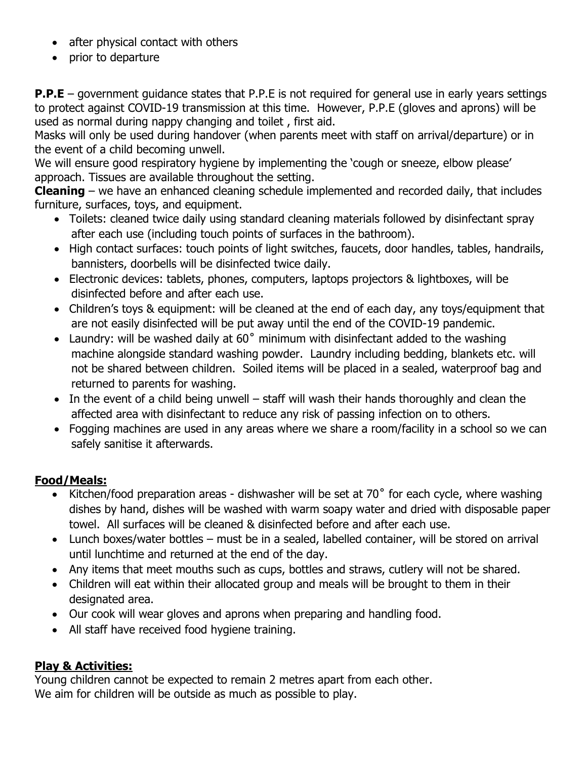- after physical contact with others
- prior to departure

**P.P.E** – government guidance states that P.P.E is not required for general use in early years settings to protect against COVID-19 transmission at this time. However, P.P.E (gloves and aprons) will be used as normal during nappy changing and toilet , first aid.

Masks will only be used during handover (when parents meet with staff on arrival/departure) or in the event of a child becoming unwell.

We will ensure good respiratory hygiene by implementing the 'cough or sneeze, elbow please' approach. Tissues are available throughout the setting.

**Cleaning** – we have an enhanced cleaning schedule implemented and recorded daily, that includes furniture, surfaces, toys, and equipment.

- Toilets: cleaned twice daily using standard cleaning materials followed by disinfectant spray after each use (including touch points of surfaces in the bathroom).
- High contact surfaces: touch points of light switches, faucets, door handles, tables, handrails, bannisters, doorbells will be disinfected twice daily.
- Electronic devices: tablets, phones, computers, laptops projectors & lightboxes, will be disinfected before and after each use.
- Children's toys & equipment: will be cleaned at the end of each day, any toys/equipment that are not easily disinfected will be put away until the end of the COVID-19 pandemic.
- Laundry: will be washed daily at 60˚ minimum with disinfectant added to the washing machine alongside standard washing powder. Laundry including bedding, blankets etc. will not be shared between children. Soiled items will be placed in a sealed, waterproof bag and returned to parents for washing.
- In the event of a child being unwell – staff will wash their hands thoroughly and clean the affected area with disinfectant to reduce any risk of passing infection on to others.
- Fogging machines are used in any areas where we share a room/facility in a school so we can safely sanitise it afterwards.

## Food/Meals:

- Kitchen/food preparation areas - dishwasher will be set at 70˚ for each cycle, where washing dishes by hand, dishes will be washed with warm soapy water and dried with disposable paper towel. All surfaces will be cleaned & disinfected before and after each use.
- Lunch boxes/water bottles – must be in a sealed, labelled container, will be stored on arrival until lunchtime and returned at the end of the day.
- Any items that meet mouths such as cups, bottles and straws, cutlery will not be shared.
- Children will eat within their allocated group and meals will be brought to them in their designated area.
- Our cook will wear gloves and aprons when preparing and handling food.
- All staff have received food hygiene training.

## Play & Activities:

Young children cannot be expected to remain 2 metres apart from each other.

We aim for children will be outside as much as possible to play.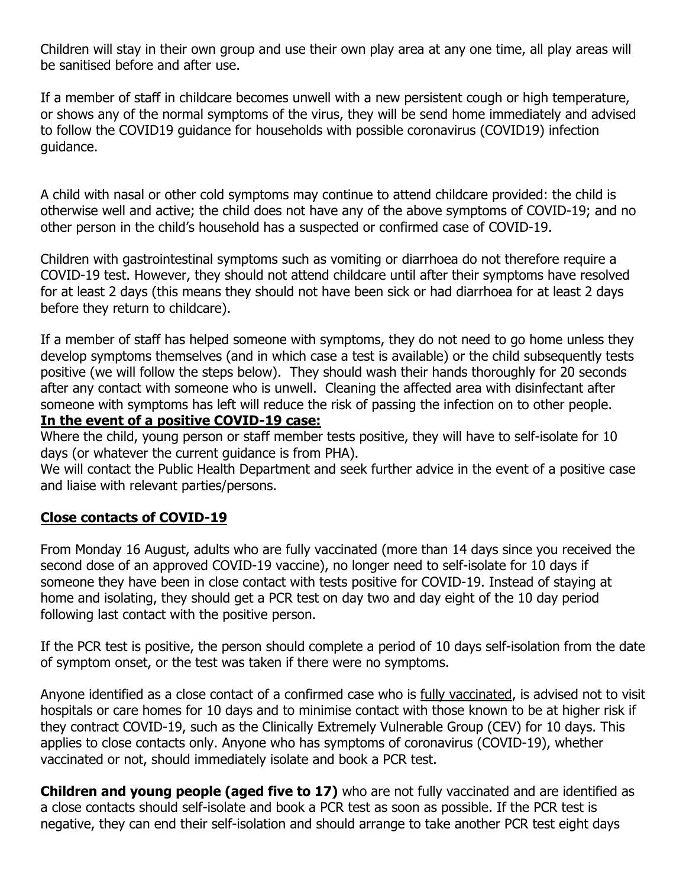Children will stay in their own group and use their own play area at any one time, all play areas will be sanitised before and after use.

If a member of staff in childcare becomes unwell with a new persistent cough or high temperature, or shows any of the normal symptoms of the virus, they will be send home immediately and advised to follow the COVID19 guidance for households with possible coronavirus (COVID19) infection guidance.

A child with nasal or other cold symptoms may continue to attend childcare provided: the child is otherwise well and active; the child does not have any of the above symptoms of COVID-19; and no other person in the child's household has a suspected or confirmed case of COVID-19.

Children with gastrointestinal symptoms such as vomiting or diarrhoea do not therefore require a COVID-19 test. However, they should not attend childcare until after their symptoms have resolved for at least 2 days (this means they should not have been sick or had diarrhoea for at least 2 days before they return to childcare).

If a member of staff has helped someone with symptoms, they do not need to go home unless they develop symptoms themselves (and in which case a test is available) or the child subsequently tests positive (we will follow the steps below). They should wash their hands thoroughly for 20 seconds after any contact with someone who is unwell. Cleaning the affected area with disinfectant after someone with symptoms has left will reduce the risk of passing the infection on to other people.

**In the event of a positive COVID-19 case:**

Where the child, young person or staff member tests positive, they will have to self-isolate for 10 days (or whatever the current guidance is from PHA).

We will contact the Public Health Department and seek further advice in the event of a positive case and liaise with relevant parties/persons.

**Close contacts of COVID-19**

From Monday 16 August, adults who are fully vaccinated (more than 14 days since you received the second dose of an approved COVID-19 vaccine), no longer need to self-isolate for 10 days if someone they have been in close contact with tests positive for COVID-19. Instead of staying at home and isolating, they should get a PCR test on day two and day eight of the 10 day period following last contact with the positive person.

If the PCR test is positive, the person should complete a period of 10 days self-isolation from the date of symptom onset, or the test was taken if there were no symptoms.

Anyone identified as a close contact of a confirmed case who is fully vaccinated, is advised not to visit hospitals or care homes for 10 days and to minimise contact with those known to be at higher risk if they contract COVID-19, such as the Clinically Extremely Vulnerable Group (CEV) for 10 days. This applies to close contacts only. Anyone who has symptoms of coronavirus (COVID-19), whether vaccinated or not, should immediately isolate and book a PCR test.

**Children and young people (aged five to 17)** who are not fully vaccinated and are identified as a close contacts should self-isolate and book a PCR test as soon as possible. If the PCR test is negative, they can end their self-isolation and should arrange to take another PCR test eight days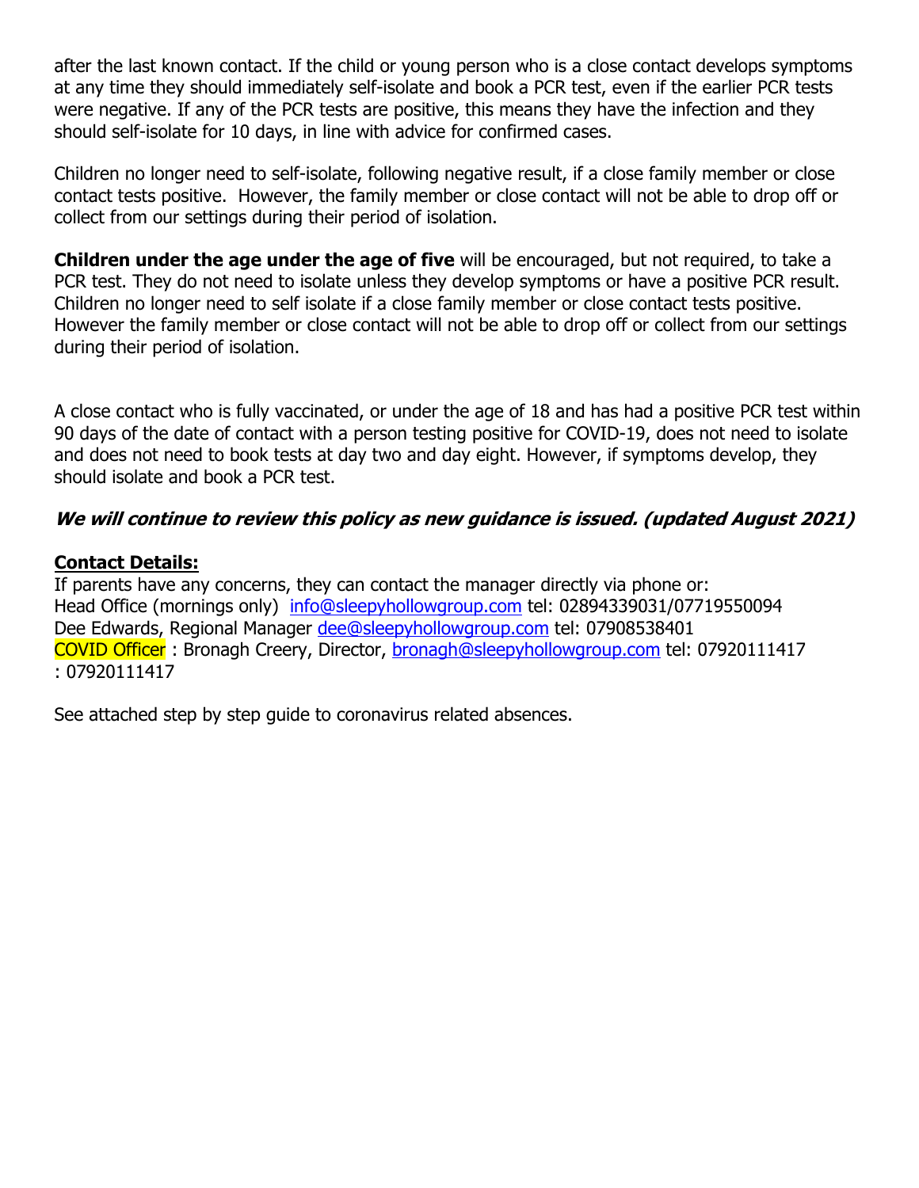after the last known contact. If the child or young person who is a close contact develops symptoms at any time they should immediately self-isolate and book a PCR test, even if the earlier PCR tests were negative. If any of the PCR tests are positive, this means they have the infection and they should self-isolate for 10 days, in line with advice for confirmed cases.

Children no longer need to self-isolate, following negative result, if a close family member or close contact tests positive. However, the family member or close contact will not be able to drop off or collect from our settings during their period of isolation.

**Children under the age under the age of five** will be encouraged, but not required, to take a PCR test. They do not need to isolate unless they develop symptoms or have a positive PCR result. Children no longer need to self isolate if a close family member or close contact tests positive. However the family member or close contact will not be able to drop off or collect from our settings during their period of isolation.

A close contact who is fully vaccinated, or under the age of 18 and has had a positive PCR test within 90 days of the date of contact with a person testing positive for COVID-19, does not need to isolate and does not need to book tests at day two and day eight. However, if symptoms develop, they should isolate and book a PCR test.

***We will continue to review this policy as new guidance is issued. (updated August 2021)***

**Contact Details:**

If parents have any concerns, they can contact the manager directly via phone or:
Head Office (mornings only) info@sleepyhollowgroup.com tel: 02894339031/07719550094
Dee Edwards, Regional Manager dee@sleepyhollowgroup.com tel: 07908538401
COVID Officer : Bronagh Creery, Director, bronagh@sleepyhollowgroup.com tel: 07920111417 : 07920111417

See attached step by step guide to coronavirus related absences.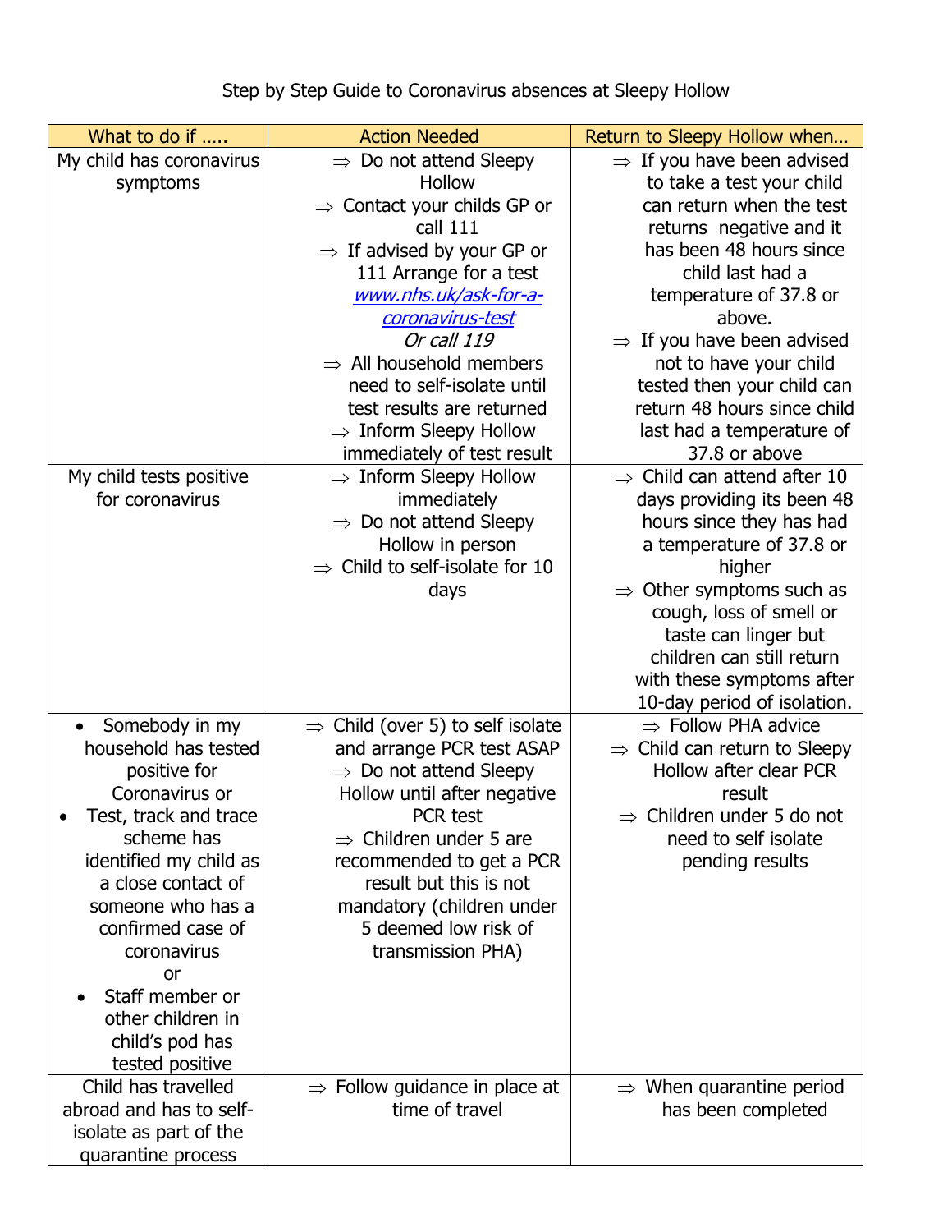Step by Step Guide to Coronavirus absences at Sleepy Hollow

| What to do if ….. | Action Needed | Return to Sleepy Hollow when… |
|---|---|---|
| My child has coronavirus symptoms | ⇒ Do not attend Sleepy Hollow<br>⇒ Contact your childs GP or call 111<br>⇒ If advised by your GP or 111 Arrange for a test *www.nhs.uk/ask-for-a-coronavirus-test* *Or call 119*<br>⇒ All household members need to self-isolate until test results are returned<br>⇒ Inform Sleepy Hollow immediately of test result | ⇒ If you have been advised to take a test your child can return when the test returns negative and it has been 48 hours since child last had a temperature of 37.8 or above.<br>⇒ If you have been advised not to have your child tested then your child can return 48 hours since child last had a temperature of 37.8 or above |
| My child tests positive for coronavirus | ⇒ Inform Sleepy Hollow immediately<br>⇒ Do not attend Sleepy Hollow in person<br>⇒ Child to self-isolate for 10 days | ⇒ Child can attend after 10 days providing its been 48 hours since they has had a temperature of 37.8 or higher<br>⇒ Other symptoms such as cough, loss of smell or taste can linger but children can still return with these symptoms after 10-day period of isolation. |
| • Somebody in my household has tested positive for Coronavirus or<br>• Test, track and trace scheme has identified my child as a close contact of someone who has a confirmed case of coronavirus<br>or<br>• Staff member or other children in child's pod has tested positive | ⇒ Child (over 5) to self isolate and arrange PCR test ASAP<br>⇒ Do not attend Sleepy Hollow until after negative PCR test<br>⇒ Children under 5 are recommended to get a PCR result but this is not mandatory (children under 5 deemed low risk of transmission PHA) | ⇒ Follow PHA advice<br>⇒ Child can return to Sleepy Hollow after clear PCR result<br>⇒ Children under 5 do not need to self isolate pending results |
| Child has travelled abroad and has to self-isolate as part of the quarantine process | ⇒ Follow guidance in place at time of travel | ⇒ When quarantine period has been completed |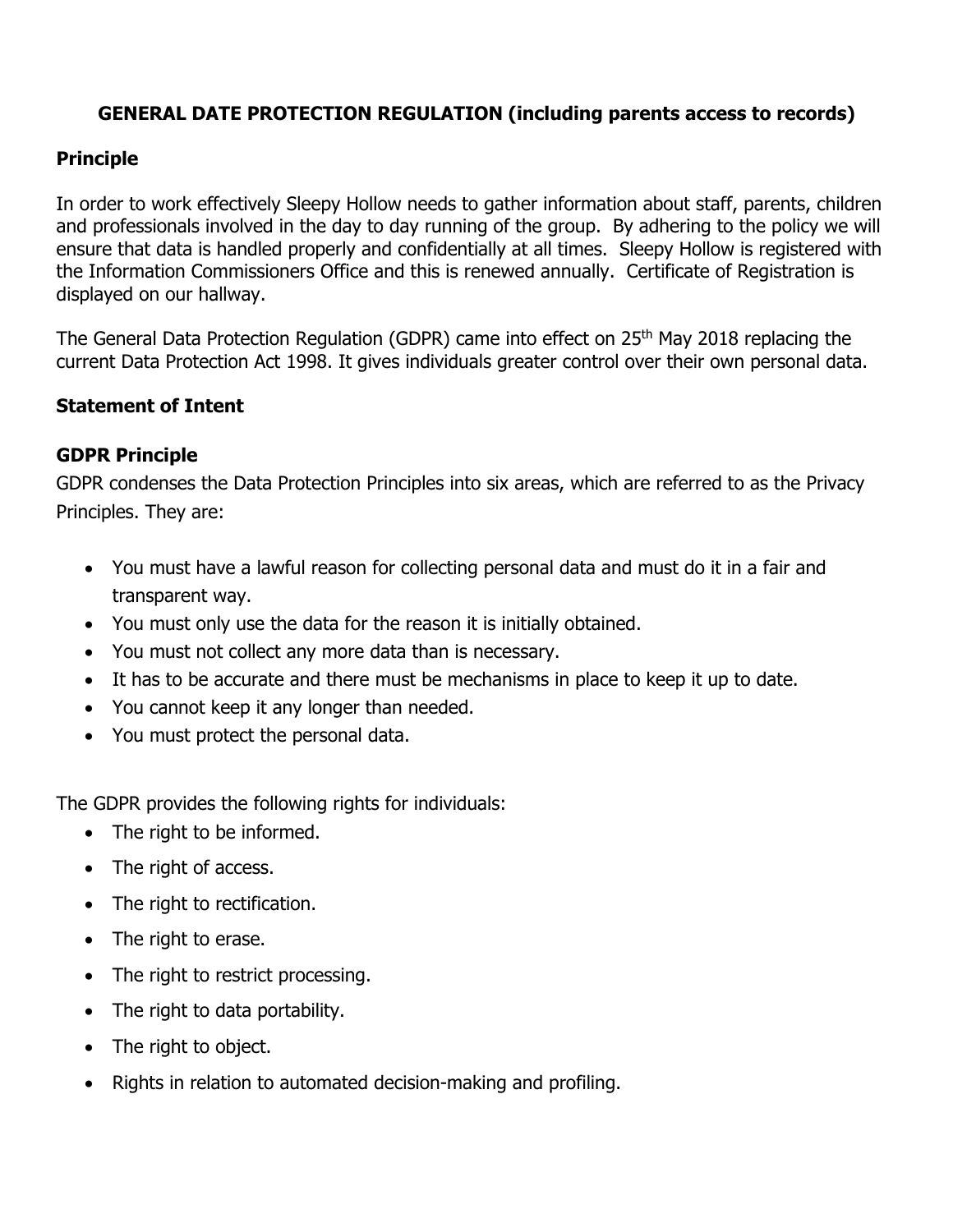## GENERAL DATE PROTECTION REGULATION (including parents access to records)

### Principle

In order to work effectively Sleepy Hollow needs to gather information about staff, parents, children and professionals involved in the day to day running of the group. By adhering to the policy we will ensure that data is handled properly and confidentially at all times. Sleepy Hollow is registered with the Information Commissioners Office and this is renewed annually. Certificate of Registration is displayed on our hallway.

The General Data Protection Regulation (GDPR) came into effect on 25th May 2018 replacing the current Data Protection Act 1998. It gives individuals greater control over their own personal data.

### Statement of Intent

### GDPR Principle

GDPR condenses the Data Protection Principles into six areas, which are referred to as the Privacy Principles. They are:

- You must have a lawful reason for collecting personal data and must do it in a fair and transparent way.
- You must only use the data for the reason it is initially obtained.
- You must not collect any more data than is necessary.
- It has to be accurate and there must be mechanisms in place to keep it up to date.
- You cannot keep it any longer than needed.
- You must protect the personal data.

The GDPR provides the following rights for individuals:

- The right to be informed.
- The right of access.
- The right to rectification.
- The right to erase.
- The right to restrict processing.
- The right to data portability.
- The right to object.
- Rights in relation to automated decision-making and profiling.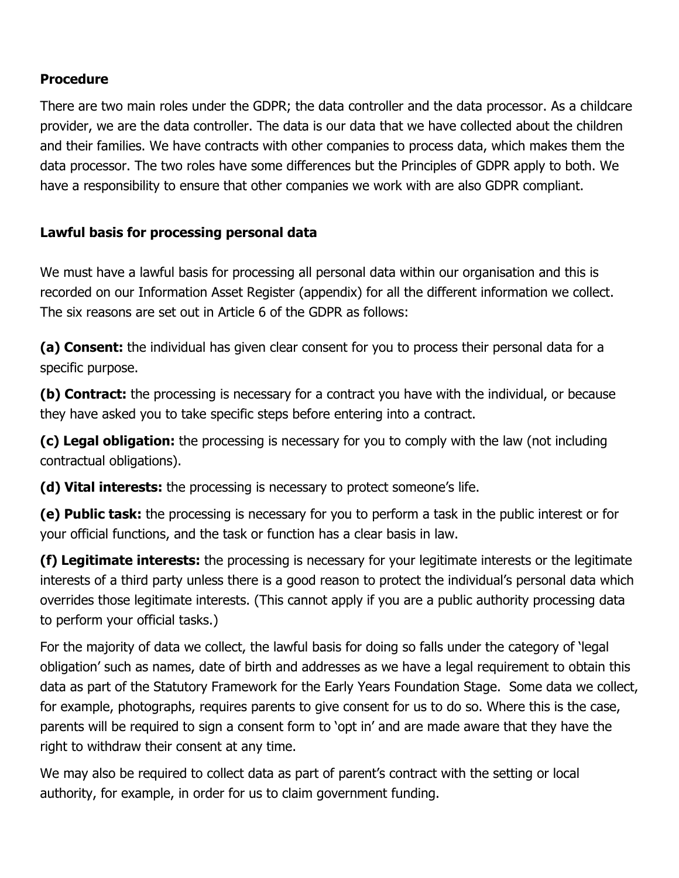**Procedure**

There are two main roles under the GDPR; the data controller and the data processor. As a childcare provider, we are the data controller. The data is our data that we have collected about the children and their families. We have contracts with other companies to process data, which makes them the data processor. The two roles have some differences but the Principles of GDPR apply to both. We have a responsibility to ensure that other companies we work with are also GDPR compliant.

**Lawful basis for processing personal data**

We must have a lawful basis for processing all personal data within our organisation and this is recorded on our Information Asset Register (appendix) for all the different information we collect. The six reasons are set out in Article 6 of the GDPR as follows:

**(a) Consent:** the individual has given clear consent for you to process their personal data for a specific purpose.

**(b) Contract:** the processing is necessary for a contract you have with the individual, or because they have asked you to take specific steps before entering into a contract.

**(c) Legal obligation:** the processing is necessary for you to comply with the law (not including contractual obligations).

**(d) Vital interests:** the processing is necessary to protect someone's life.

**(e) Public task:** the processing is necessary for you to perform a task in the public interest or for your official functions, and the task or function has a clear basis in law.

**(f) Legitimate interests:** the processing is necessary for your legitimate interests or the legitimate interests of a third party unless there is a good reason to protect the individual's personal data which overrides those legitimate interests. (This cannot apply if you are a public authority processing data to perform your official tasks.)

For the majority of data we collect, the lawful basis for doing so falls under the category of 'legal obligation' such as names, date of birth and addresses as we have a legal requirement to obtain this data as part of the Statutory Framework for the Early Years Foundation Stage. Some data we collect, for example, photographs, requires parents to give consent for us to do so. Where this is the case, parents will be required to sign a consent form to 'opt in' and are made aware that they have the right to withdraw their consent at any time.

We may also be required to collect data as part of parent's contract with the setting or local authority, for example, in order for us to claim government funding.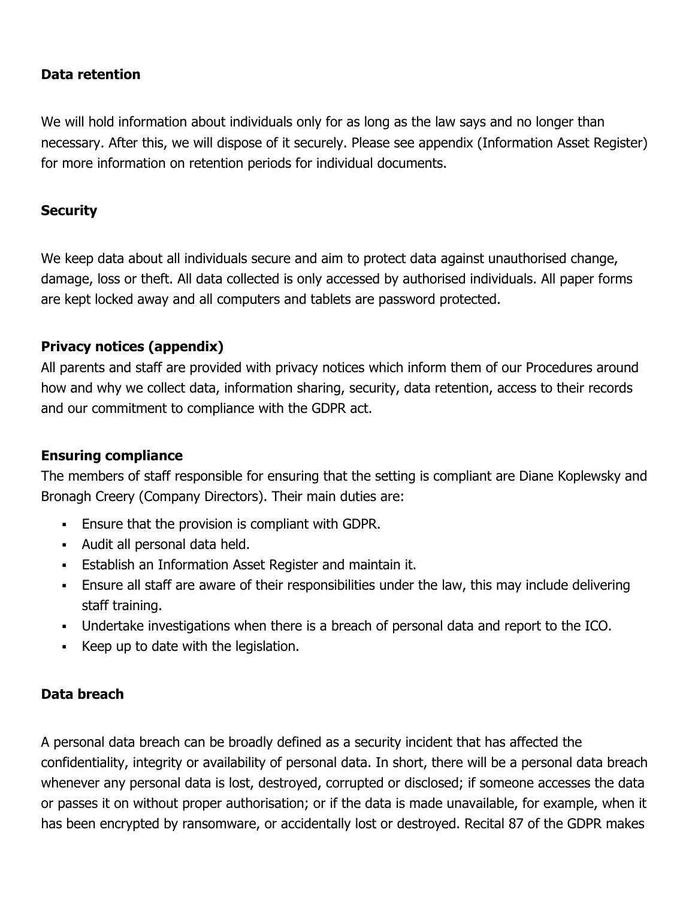**Data retention**

We will hold information about individuals only for as long as the law says and no longer than necessary. After this, we will dispose of it securely. Please see appendix (Information Asset Register) for more information on retention periods for individual documents.

**Security**

We keep data about all individuals secure and aim to protect data against unauthorised change, damage, loss or theft. All data collected is only accessed by authorised individuals. All paper forms are kept locked away and all computers and tablets are password protected.

**Privacy notices (appendix)**

All parents and staff are provided with privacy notices which inform them of our Procedures around how and why we collect data, information sharing, security, data retention, access to their records and our commitment to compliance with the GDPR act.

**Ensuring compliance**

The members of staff responsible for ensuring that the setting is compliant are Diane Koplewsky and Bronagh Creery (Company Directors). Their main duties are:

- Ensure that the provision is compliant with GDPR.
- Audit all personal data held.
- Establish an Information Asset Register and maintain it.
- Ensure all staff are aware of their responsibilities under the law, this may include delivering staff training.
- Undertake investigations when there is a breach of personal data and report to the ICO.
- Keep up to date with the legislation.

**Data breach**

A personal data breach can be broadly defined as a security incident that has affected the confidentiality, integrity or availability of personal data. In short, there will be a personal data breach whenever any personal data is lost, destroyed, corrupted or disclosed; if someone accesses the data or passes it on without proper authorisation; or if the data is made unavailable, for example, when it has been encrypted by ransomware, or accidentally lost or destroyed. Recital 87 of the GDPR makes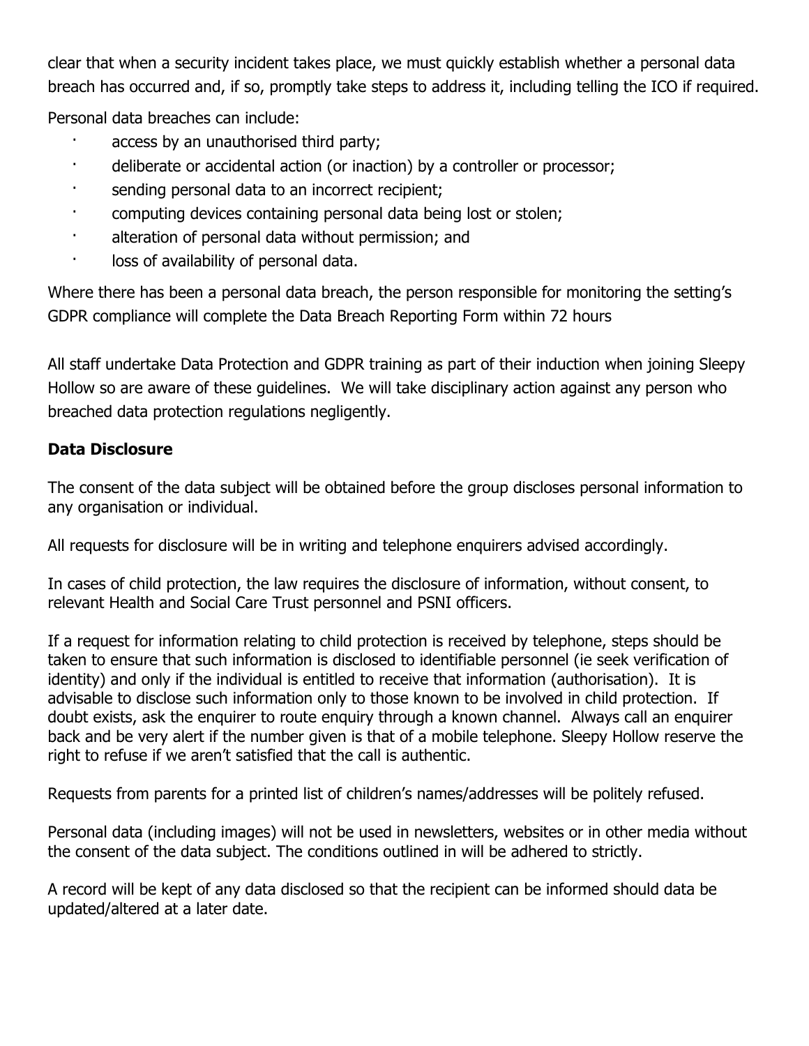clear that when a security incident takes place, we must quickly establish whether a personal data breach has occurred and, if so, promptly take steps to address it, including telling the ICO if required.

Personal data breaches can include:

- access by an unauthorised third party;
- deliberate or accidental action (or inaction) by a controller or processor;
- sending personal data to an incorrect recipient;
- computing devices containing personal data being lost or stolen;
- alteration of personal data without permission; and
- loss of availability of personal data.

Where there has been a personal data breach, the person responsible for monitoring the setting's GDPR compliance will complete the Data Breach Reporting Form within 72 hours

All staff undertake Data Protection and GDPR training as part of their induction when joining Sleepy Hollow so are aware of these guidelines. We will take disciplinary action against any person who breached data protection regulations negligently.

**Data Disclosure**

The consent of the data subject will be obtained before the group discloses personal information to any organisation or individual.

All requests for disclosure will be in writing and telephone enquirers advised accordingly.

In cases of child protection, the law requires the disclosure of information, without consent, to relevant Health and Social Care Trust personnel and PSNI officers.

If a request for information relating to child protection is received by telephone, steps should be taken to ensure that such information is disclosed to identifiable personnel (ie seek verification of identity) and only if the individual is entitled to receive that information (authorisation). It is advisable to disclose such information only to those known to be involved in child protection. If doubt exists, ask the enquirer to route enquiry through a known channel. Always call an enquirer back and be very alert if the number given is that of a mobile telephone. Sleepy Hollow reserve the right to refuse if we aren't satisfied that the call is authentic.

Requests from parents for a printed list of children's names/addresses will be politely refused.

Personal data (including images) will not be used in newsletters, websites or in other media without the consent of the data subject. The conditions outlined in will be adhered to strictly.

A record will be kept of any data disclosed so that the recipient can be informed should data be updated/altered at a later date.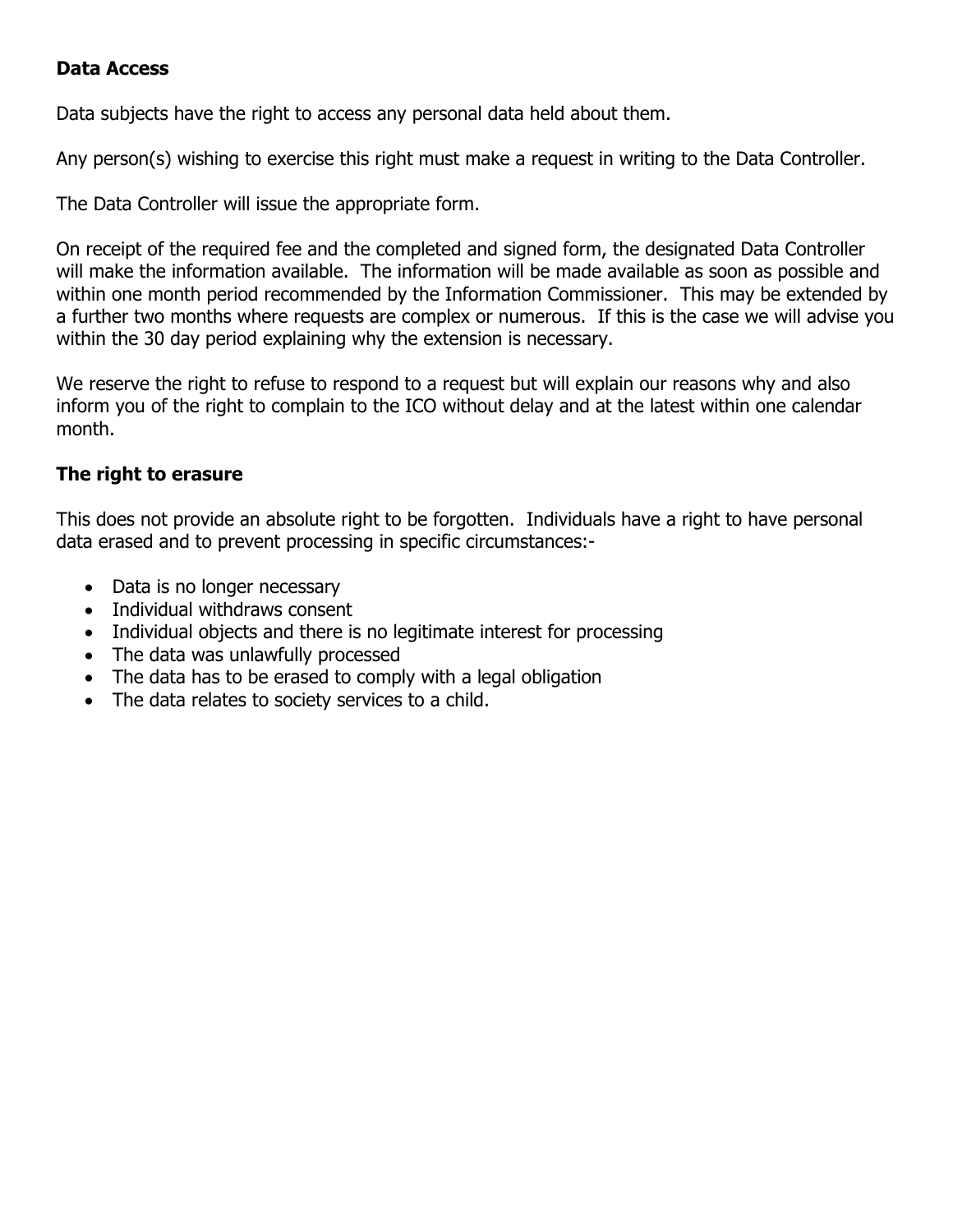**Data Access**

Data subjects have the right to access any personal data held about them.

Any person(s) wishing to exercise this right must make a request in writing to the Data Controller.

The Data Controller will issue the appropriate form.

On receipt of the required fee and the completed and signed form, the designated Data Controller will make the information available. The information will be made available as soon as possible and within one month period recommended by the Information Commissioner. This may be extended by a further two months where requests are complex or numerous. If this is the case we will advise you within the 30 day period explaining why the extension is necessary.

We reserve the right to refuse to respond to a request but will explain our reasons why and also inform you of the right to complain to the ICO without delay and at the latest within one calendar month.

**The right to erasure**

This does not provide an absolute right to be forgotten. Individuals have a right to have personal data erased and to prevent processing in specific circumstances:-

- Data is no longer necessary
- Individual withdraws consent
- Individual objects and there is no legitimate interest for processing
- The data was unlawfully processed
- The data has to be erased to comply with a legal obligation
- The data relates to society services to a child.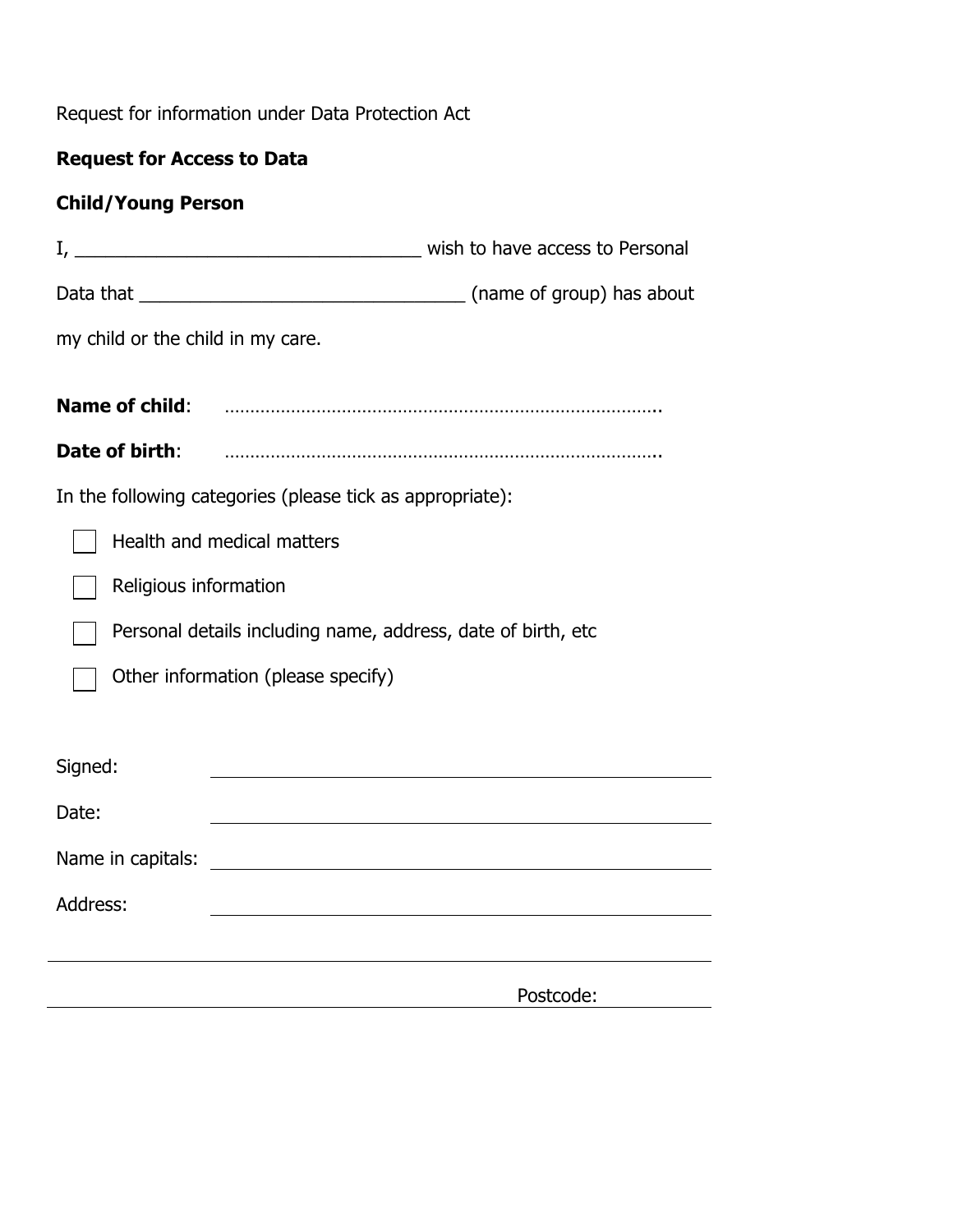Request for information under Data Protection Act

**Request for Access to Data**

**Child/Young Person**

I, ___________________________________ wish to have access to Personal

Data that _________________________________ (name of group) has about

my child or the child in my care.

**Name of child**: …………………………………………………………………………..

**Date of birth**: …………………………………………………………………………..

In the following categories (please tick as appropriate):

- ☐ Health and medical matters
- ☐ Religious information
- ☐ Personal details including name, address, date of birth, etc
- ☐ Other information (please specify)

Signed: ____________________________________________

Date: ____________________________________________

Name in capitals: ____________________________________________

Address: ____________________________________________

____________________________________________________________

Postcode: ____________________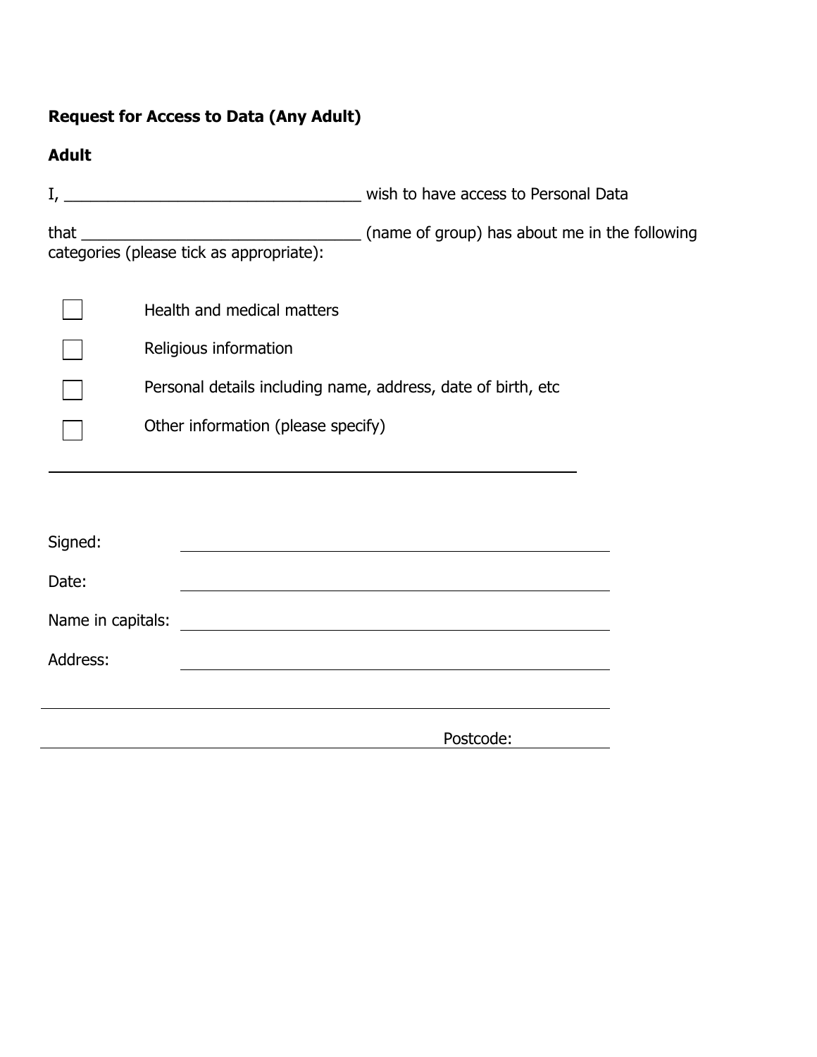**Request for Access to Data (Any Adult)**

**Adult**

I, ___________________________________ wish to have access to Personal Data

that _________________________________ (name of group) has about me in the following categories (please tick as appropriate):

- ☐ Health and medical matters
- ☐ Religious information
- ☐ Personal details including name, address, date of birth, etc
- ☐ Other information (please specify)

______________________________________________________________

Signed: ______________________________________________

Date: ______________________________________________

Name in capitals: ______________________________________________

Address: ______________________________________________

______________________________________________________________

______________________________________________ Postcode: __________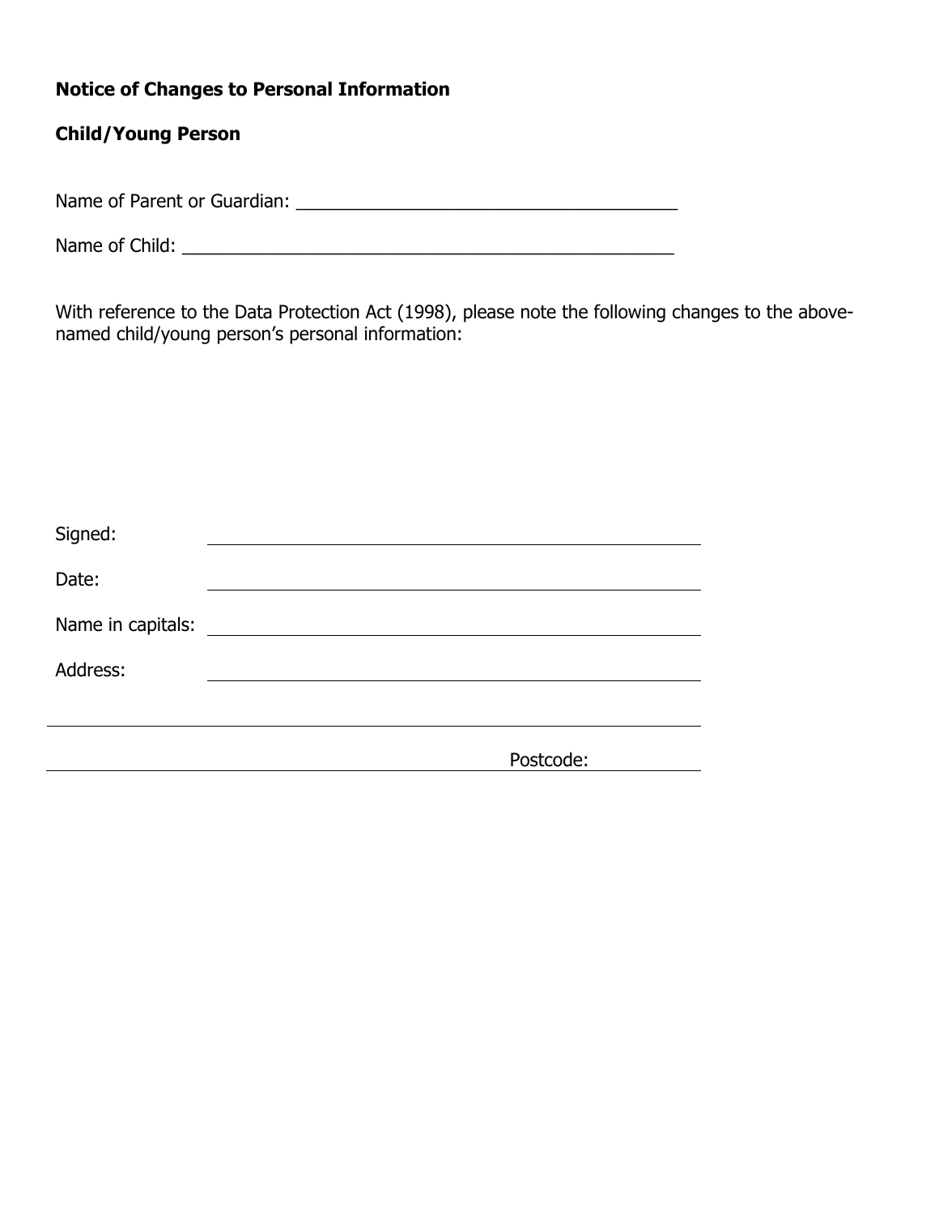**Notice of Changes to Personal Information**

**Child/Young Person**

Name of Parent or Guardian: ______________________________________

Name of Child: _________________________________________________

With reference to the Data Protection Act (1998), please note the following changes to the above-named child/young person's personal information:

Signed: ______________________________________________

Date: ______________________________________________

Name in capitals: ______________________________________________

Address: ______________________________________________

______________________________________________

______________________________________________ Postcode: __________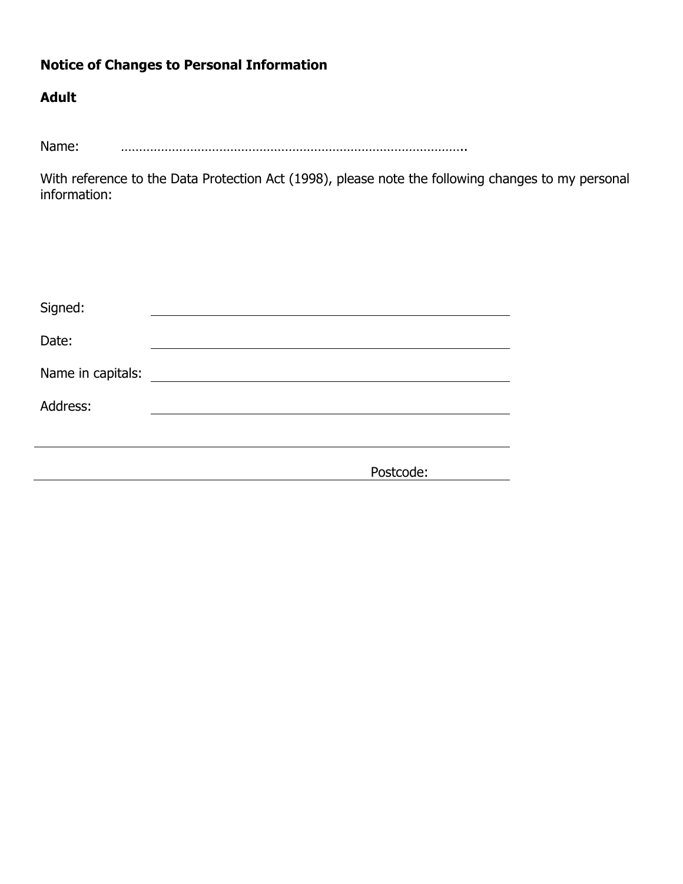**Notice of Changes to Personal Information**

**Adult**

Name: ……………………………………………………………………………………..

With reference to the Data Protection Act (1998), please note the following changes to my personal information:

Signed: \_\_\_\_\_\_\_\_\_\_\_\_\_\_\_\_\_\_\_\_\_\_\_\_\_\_\_\_\_\_\_\_\_\_\_\_\_\_\_\_\_\_\_\_\_\_

Date: \_\_\_\_\_\_\_\_\_\_\_\_\_\_\_\_\_\_\_\_\_\_\_\_\_\_\_\_\_\_\_\_\_\_\_\_\_\_\_\_\_\_\_\_\_\_

Name in capitals: \_\_\_\_\_\_\_\_\_\_\_\_\_\_\_\_\_\_\_\_\_\_\_\_\_\_\_\_\_\_\_\_\_\_\_\_\_\_\_\_\_\_\_\_\_\_

Address: \_\_\_\_\_\_\_\_\_\_\_\_\_\_\_\_\_\_\_\_\_\_\_\_\_\_\_\_\_\_\_\_\_\_\_\_\_\_\_\_\_\_\_\_\_\_

\_\_\_\_\_\_\_\_\_\_\_\_\_\_\_\_\_\_\_\_\_\_\_\_\_\_\_\_\_\_\_\_\_\_\_\_\_\_\_\_\_\_\_\_\_\_\_\_\_\_\_\_\_\_\_\_\_\_\_\_

\_\_\_\_\_\_\_\_\_\_\_\_\_\_\_\_\_\_\_\_\_\_\_\_\_\_\_\_\_\_\_\_\_\_\_\_\_\_\_\_\_\_\_\_\_\_ Postcode: \_\_\_\_\_\_\_\_\_\_\_\_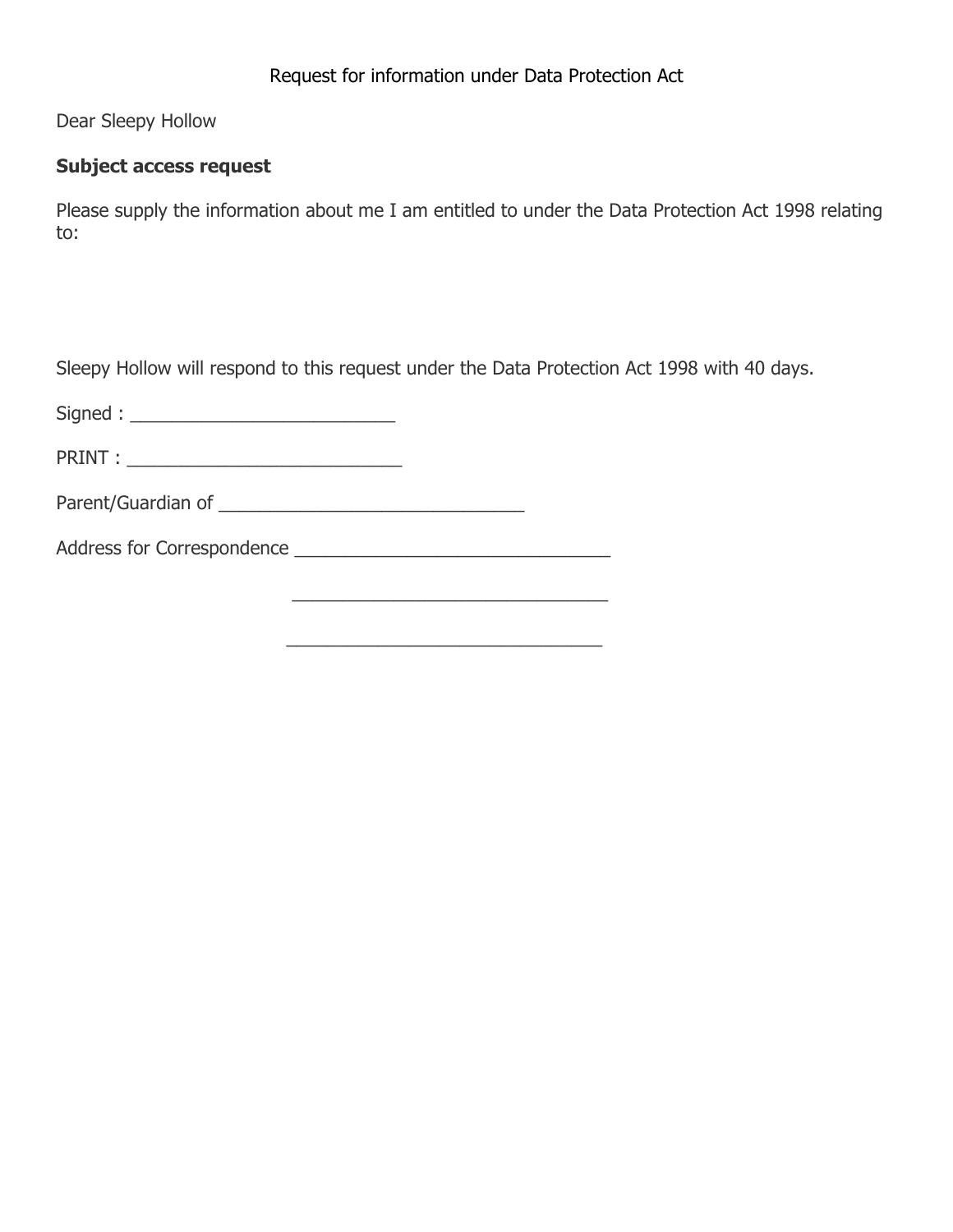Request for information under Data Protection Act

Dear Sleepy Hollow

**Subject access request**

Please supply the information about me I am entitled to under the Data Protection Act 1998 relating to:

Sleepy Hollow will respond to this request under the Data Protection Act 1998 with 40 days.

Signed : ___________________________

PRINT : ____________________________

Parent/Guardian of _______________________________

Address for Correspondence ________________________________

________________________________

________________________________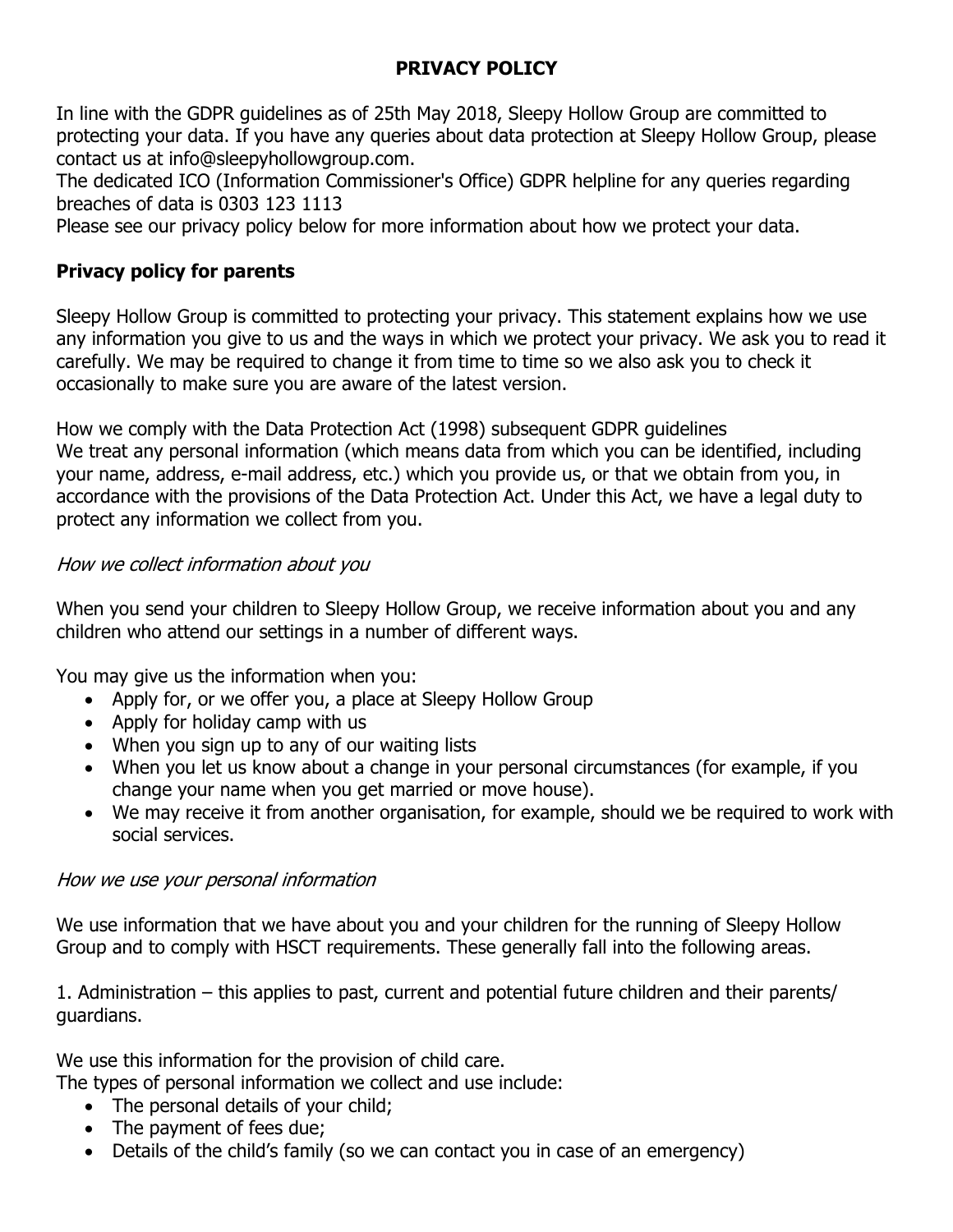# PRIVACY POLICY

In line with the GDPR guidelines as of 25th May 2018, Sleepy Hollow Group are committed to protecting your data. If you have any queries about data protection at Sleepy Hollow Group, please contact us at info@sleepyhollowgroup.com.
The dedicated ICO (Information Commissioner's Office) GDPR helpline for any queries regarding breaches of data is 0303 123 1113
Please see our privacy policy below for more information about how we protect your data.

## Privacy policy for parents

Sleepy Hollow Group is committed to protecting your privacy. This statement explains how we use any information you give to us and the ways in which we protect your privacy. We ask you to read it carefully. We may be required to change it from time to time so we also ask you to check it occasionally to make sure you are aware of the latest version.

How we comply with the Data Protection Act (1998) subsequent GDPR guidelines
We treat any personal information (which means data from which you can be identified, including your name, address, e-mail address, etc.) which you provide us, or that we obtain from you, in accordance with the provisions of the Data Protection Act. Under this Act, we have a legal duty to protect any information we collect from you.

*How we collect information about you*

When you send your children to Sleepy Hollow Group, we receive information about you and any children who attend our settings in a number of different ways.

You may give us the information when you:

- Apply for, or we offer you, a place at Sleepy Hollow Group
- Apply for holiday camp with us
- When you sign up to any of our waiting lists
- When you let us know about a change in your personal circumstances (for example, if you change your name when you get married or move house).
- We may receive it from another organisation, for example, should we be required to work with social services.

*How we use your personal information*

We use information that we have about you and your children for the running of Sleepy Hollow Group and to comply with HSCT requirements. These generally fall into the following areas.

1. Administration – this applies to past, current and potential future children and their parents/ guardians.

We use this information for the provision of child care.
The types of personal information we collect and use include:

- The personal details of your child;
- The payment of fees due;
- Details of the child's family (so we can contact you in case of an emergency)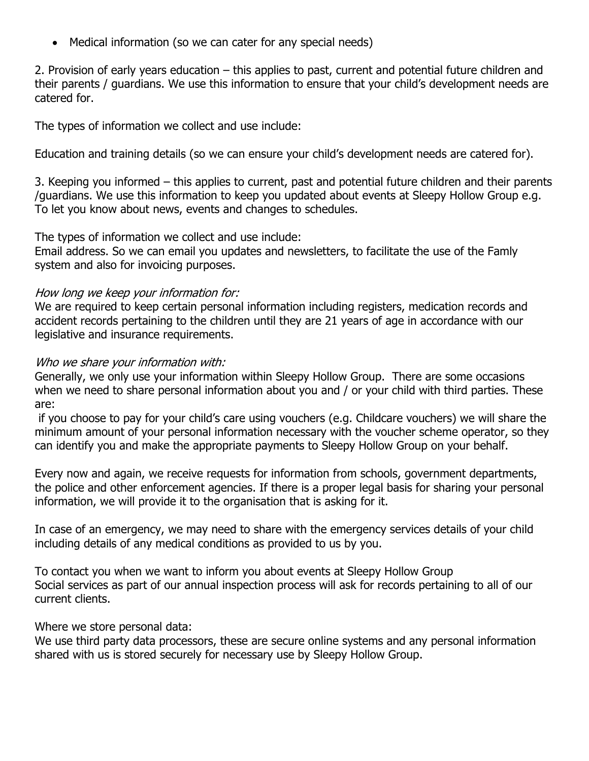- Medical information (so we can cater for any special needs)

2. Provision of early years education – this applies to past, current and potential future children and their parents / guardians. We use this information to ensure that your child's development needs are catered for.

The types of information we collect and use include:

Education and training details (so we can ensure your child's development needs are catered for).

3. Keeping you informed – this applies to current, past and potential future children and their parents /guardians. We use this information to keep you updated about events at Sleepy Hollow Group e.g. To let you know about news, events and changes to schedules.

The types of information we collect and use include:
Email address. So we can email you updates and newsletters, to facilitate the use of the Famly system and also for invoicing purposes.

*How long we keep your information for:*
We are required to keep certain personal information including registers, medication records and accident records pertaining to the children until they are 21 years of age in accordance with our legislative and insurance requirements.

*Who we share your information with:*
Generally, we only use your information within Sleepy Hollow Group. There are some occasions when we need to share personal information about you and / or your child with third parties. These are:
if you choose to pay for your child's care using vouchers (e.g. Childcare vouchers) we will share the minimum amount of your personal information necessary with the voucher scheme operator, so they can identify you and make the appropriate payments to Sleepy Hollow Group on your behalf.

Every now and again, we receive requests for information from schools, government departments, the police and other enforcement agencies. If there is a proper legal basis for sharing your personal information, we will provide it to the organisation that is asking for it.

In case of an emergency, we may need to share with the emergency services details of your child including details of any medical conditions as provided to us by you.

To contact you when we want to inform you about events at Sleepy Hollow Group
Social services as part of our annual inspection process will ask for records pertaining to all of our current clients.

Where we store personal data:
We use third party data processors, these are secure online systems and any personal information shared with us is stored securely for necessary use by Sleepy Hollow Group.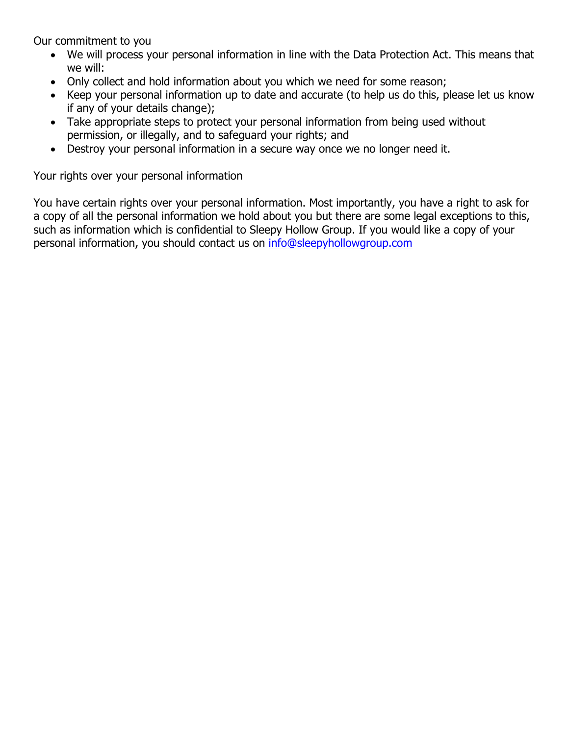Our commitment to you

- We will process your personal information in line with the Data Protection Act. This means that we will:
- Only collect and hold information about you which we need for some reason;
- Keep your personal information up to date and accurate (to help us do this, please let us know if any of your details change);
- Take appropriate steps to protect your personal information from being used without permission, or illegally, and to safeguard your rights; and
- Destroy your personal information in a secure way once we no longer need it.

Your rights over your personal information

You have certain rights over your personal information. Most importantly, you have a right to ask for a copy of all the personal information we hold about you but there are some legal exceptions to this, such as information which is confidential to Sleepy Hollow Group. If you would like a copy of your personal information, you should contact us on info@sleepyhollowgroup.com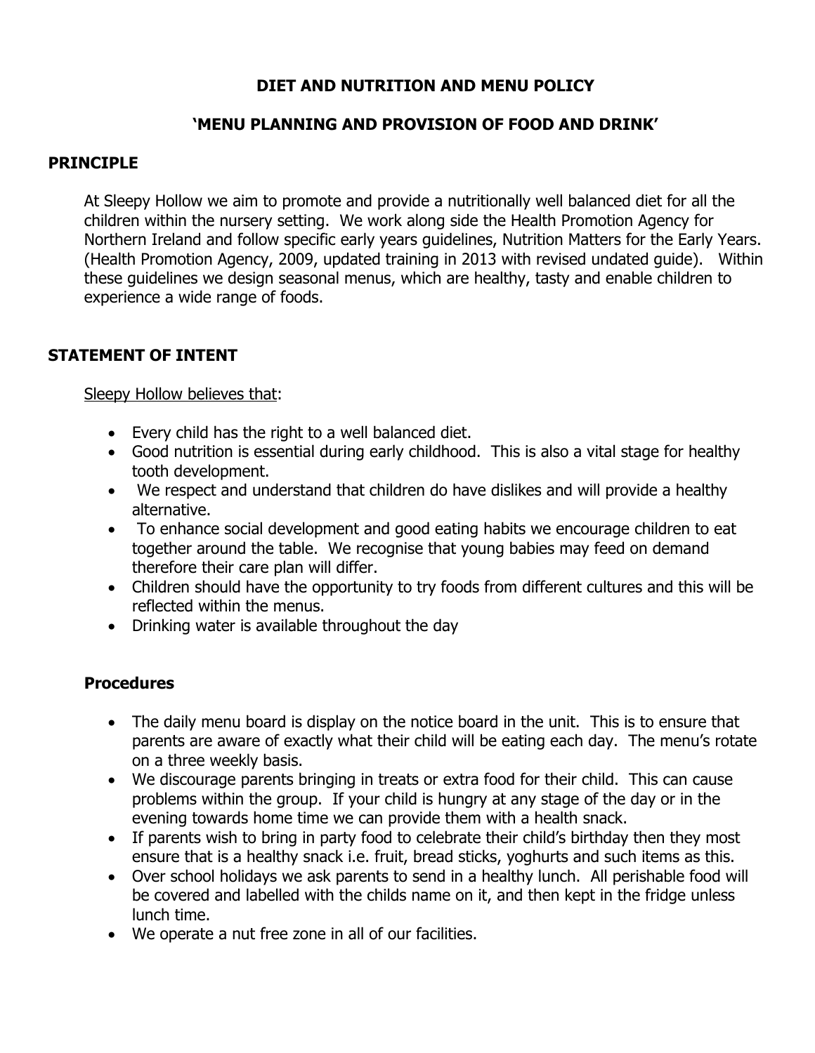# DIET AND NUTRITION AND MENU POLICY

## 'MENU PLANNING AND PROVISION OF FOOD AND DRINK'

### PRINCIPLE

At Sleepy Hollow we aim to promote and provide a nutritionally well balanced diet for all the children within the nursery setting. We work along side the Health Promotion Agency for Northern Ireland and follow specific early years guidelines, Nutrition Matters for the Early Years. (Health Promotion Agency, 2009, updated training in 2013 with revised undated guide). Within these guidelines we design seasonal menus, which are healthy, tasty and enable children to experience a wide range of foods.

### STATEMENT OF INTENT

Sleepy Hollow believes that:

- Every child has the right to a well balanced diet.
- Good nutrition is essential during early childhood. This is also a vital stage for healthy tooth development.
- We respect and understand that children do have dislikes and will provide a healthy alternative.
- To enhance social development and good eating habits we encourage children to eat together around the table. We recognise that young babies may feed on demand therefore their care plan will differ.
- Children should have the opportunity to try foods from different cultures and this will be reflected within the menus.
- Drinking water is available throughout the day

### Procedures

- The daily menu board is display on the notice board in the unit. This is to ensure that parents are aware of exactly what their child will be eating each day. The menu's rotate on a three weekly basis.
- We discourage parents bringing in treats or extra food for their child. This can cause problems within the group. If your child is hungry at any stage of the day or in the evening towards home time we can provide them with a health snack.
- If parents wish to bring in party food to celebrate their child's birthday then they most ensure that is a healthy snack i.e. fruit, bread sticks, yoghurts and such items as this.
- Over school holidays we ask parents to send in a healthy lunch. All perishable food will be covered and labelled with the childs name on it, and then kept in the fridge unless lunch time.
- We operate a nut free zone in all of our facilities.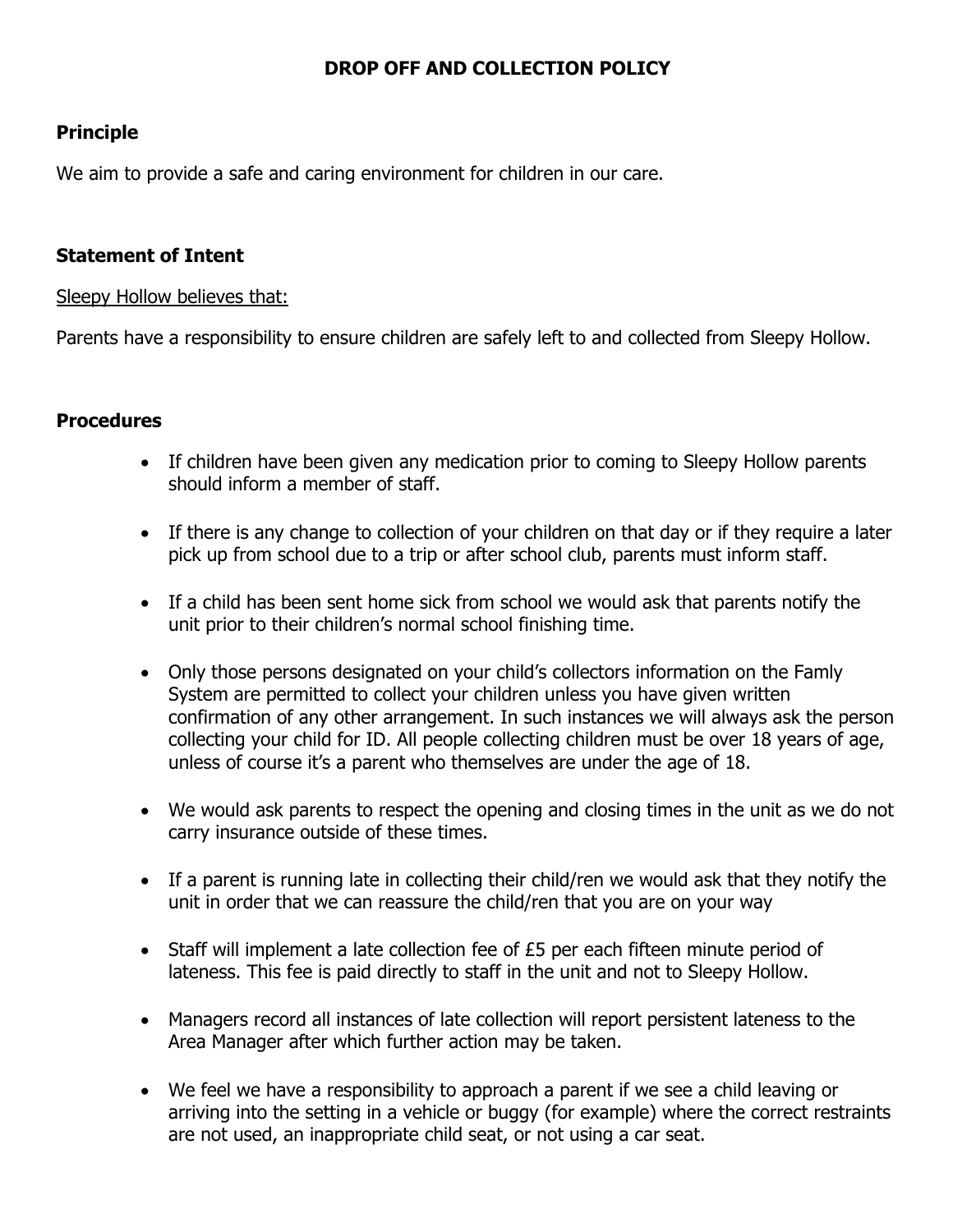# DROP OFF AND COLLECTION POLICY

## Principle

We aim to provide a safe and caring environment for children in our care.

## Statement of Intent

Sleepy Hollow believes that:

Parents have a responsibility to ensure children are safely left to and collected from Sleepy Hollow.

## Procedures

- If children have been given any medication prior to coming to Sleepy Hollow parents should inform a member of staff.
- If there is any change to collection of your children on that day or if they require a later pick up from school due to a trip or after school club, parents must inform staff.
- If a child has been sent home sick from school we would ask that parents notify the unit prior to their children's normal school finishing time.
- Only those persons designated on your child's collectors information on the Famly System are permitted to collect your children unless you have given written confirmation of any other arrangement. In such instances we will always ask the person collecting your child for ID. All people collecting children must be over 18 years of age, unless of course it's a parent who themselves are under the age of 18.
- We would ask parents to respect the opening and closing times in the unit as we do not carry insurance outside of these times.
- If a parent is running late in collecting their child/ren we would ask that they notify the unit in order that we can reassure the child/ren that you are on your way
- Staff will implement a late collection fee of £5 per each fifteen minute period of lateness. This fee is paid directly to staff in the unit and not to Sleepy Hollow.
- Managers record all instances of late collection will report persistent lateness to the Area Manager after which further action may be taken.
- We feel we have a responsibility to approach a parent if we see a child leaving or arriving into the setting in a vehicle or buggy (for example) where the correct restraints are not used, an inappropriate child seat, or not using a car seat.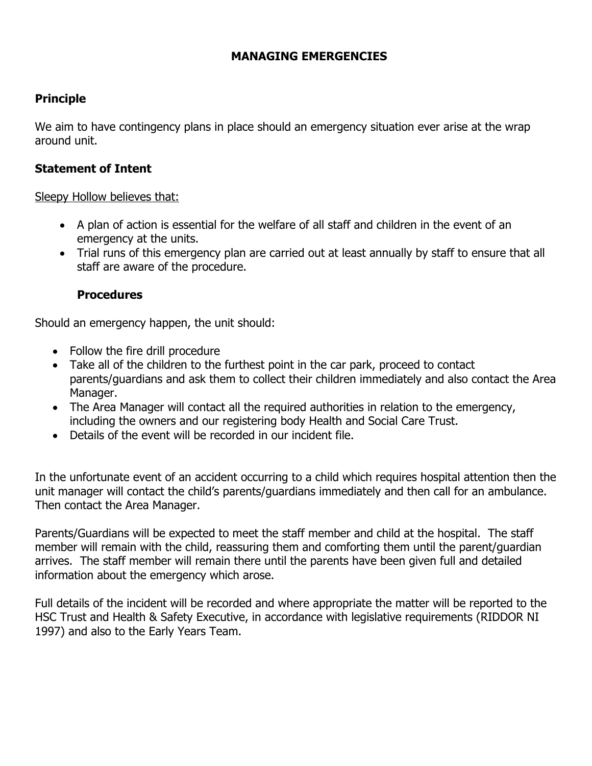# MANAGING EMERGENCIES

## Principle

We aim to have contingency plans in place should an emergency situation ever arise at the wrap around unit.

## Statement of Intent

Sleepy Hollow believes that:

- A plan of action is essential for the welfare of all staff and children in the event of an emergency at the units.
- Trial runs of this emergency plan are carried out at least annually by staff to ensure that all staff are aware of the procedure.

## Procedures

Should an emergency happen, the unit should:

- Follow the fire drill procedure
- Take all of the children to the furthest point in the car park, proceed to contact parents/guardians and ask them to collect their children immediately and also contact the Area Manager.
- The Area Manager will contact all the required authorities in relation to the emergency, including the owners and our registering body Health and Social Care Trust.
- Details of the event will be recorded in our incident file.

In the unfortunate event of an accident occurring to a child which requires hospital attention then the unit manager will contact the child's parents/guardians immediately and then call for an ambulance. Then contact the Area Manager.

Parents/Guardians will be expected to meet the staff member and child at the hospital. The staff member will remain with the child, reassuring them and comforting them until the parent/guardian arrives. The staff member will remain there until the parents have been given full and detailed information about the emergency which arose.

Full details of the incident will be recorded and where appropriate the matter will be reported to the HSC Trust and Health & Safety Executive, in accordance with legislative requirements (RIDDOR NI 1997) and also to the Early Years Team.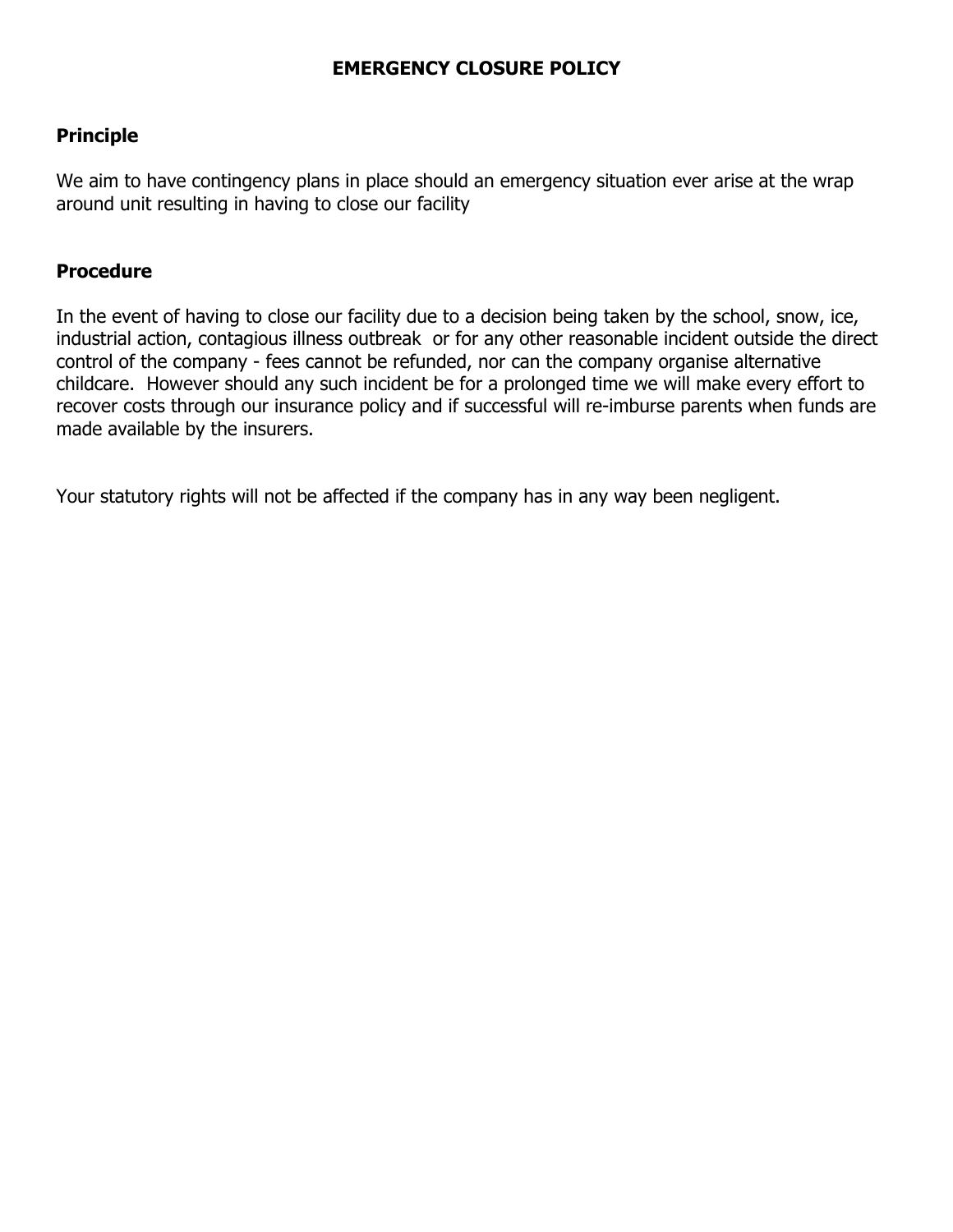# EMERGENCY CLOSURE POLICY

## Principle

We aim to have contingency plans in place should an emergency situation ever arise at the wrap around unit resulting in having to close our facility

## Procedure

In the event of having to close our facility due to a decision being taken by the school, snow, ice, industrial action, contagious illness outbreak or for any other reasonable incident outside the direct control of the company - fees cannot be refunded, nor can the company organise alternative childcare. However should any such incident be for a prolonged time we will make every effort to recover costs through our insurance policy and if successful will re-imburse parents when funds are made available by the insurers.

Your statutory rights will not be affected if the company has in any way been negligent.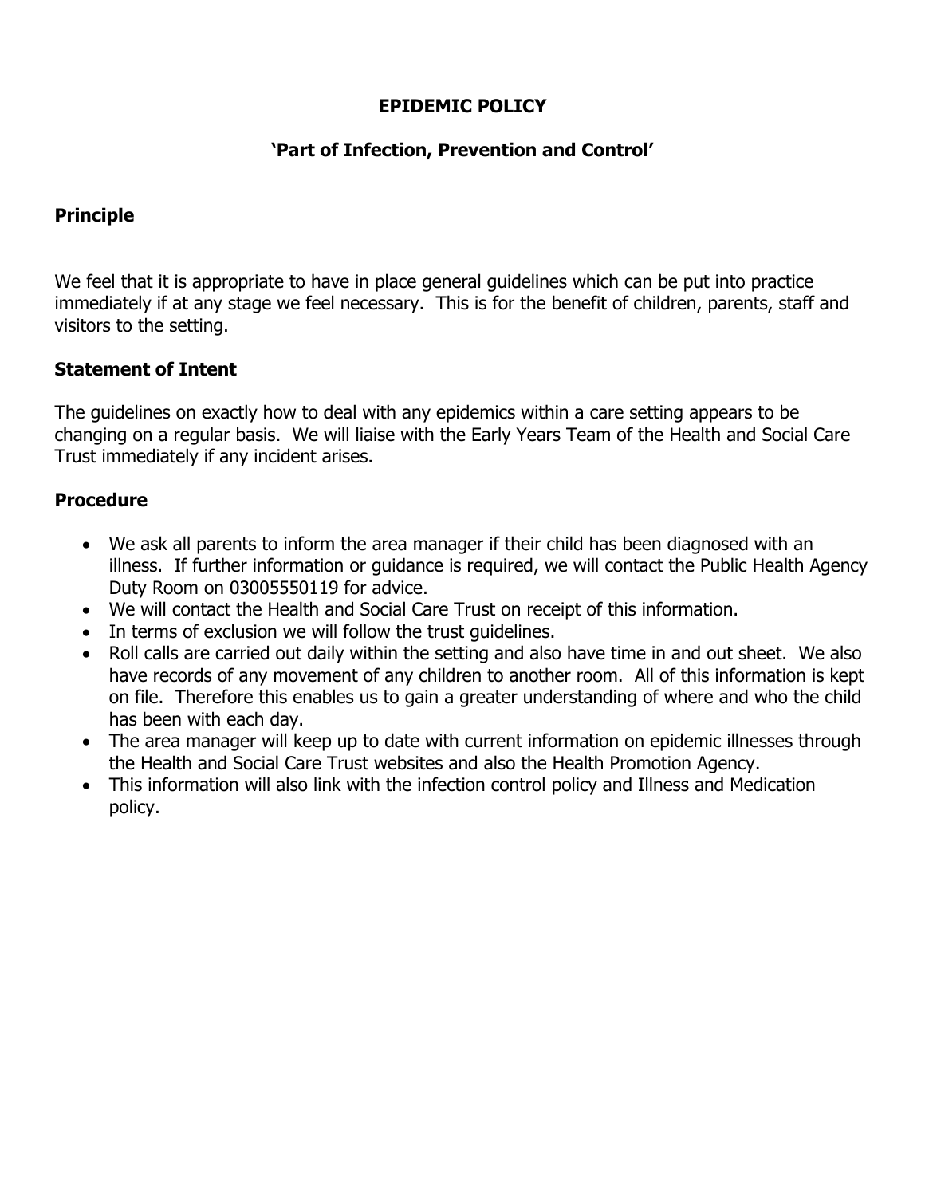# EPIDEMIC POLICY

## 'Part of Infection, Prevention and Control'

### Principle

We feel that it is appropriate to have in place general guidelines which can be put into practice immediately if at any stage we feel necessary. This is for the benefit of children, parents, staff and visitors to the setting.

### Statement of Intent

The guidelines on exactly how to deal with any epidemics within a care setting appears to be changing on a regular basis. We will liaise with the Early Years Team of the Health and Social Care Trust immediately if any incident arises.

### Procedure

- We ask all parents to inform the area manager if their child has been diagnosed with an illness. If further information or guidance is required, we will contact the Public Health Agency Duty Room on 03005550119 for advice.
- We will contact the Health and Social Care Trust on receipt of this information.
- In terms of exclusion we will follow the trust guidelines.
- Roll calls are carried out daily within the setting and also have time in and out sheet. We also have records of any movement of any children to another room. All of this information is kept on file. Therefore this enables us to gain a greater understanding of where and who the child has been with each day.
- The area manager will keep up to date with current information on epidemic illnesses through the Health and Social Care Trust websites and also the Health Promotion Agency.
- This information will also link with the infection control policy and Illness and Medication policy.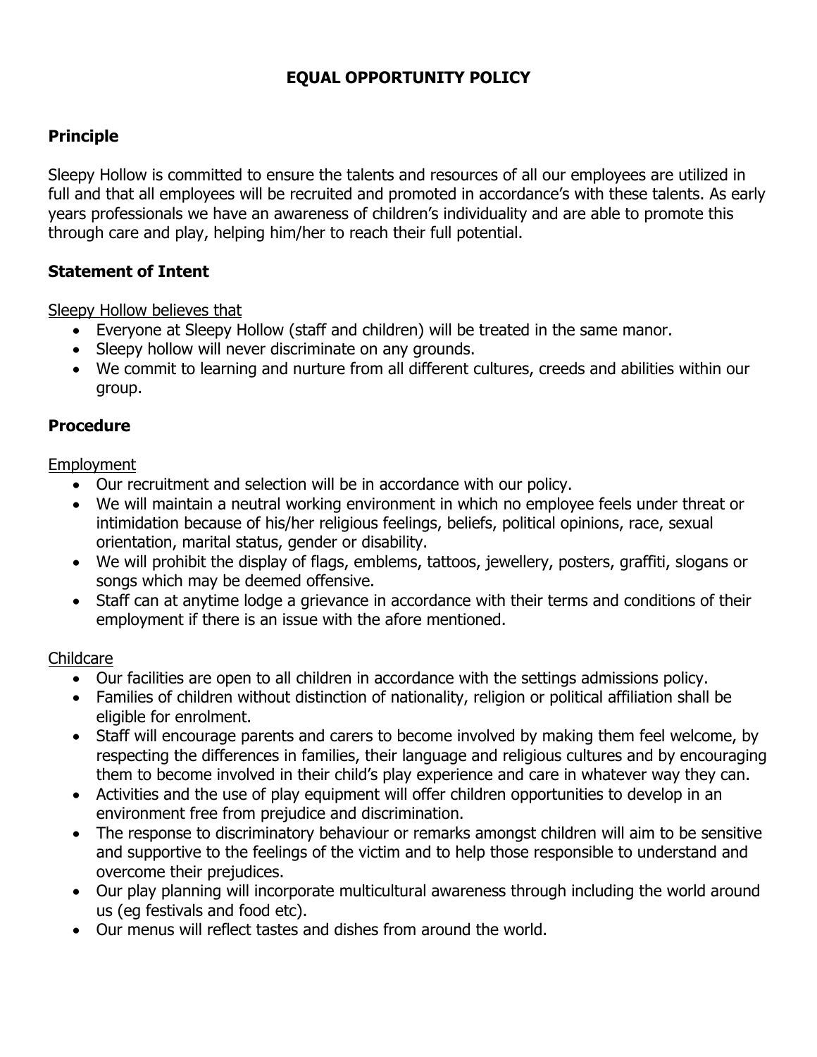# EQUAL OPPORTUNITY POLICY

## Principle

Sleepy Hollow is committed to ensure the talents and resources of all our employees are utilized in full and that all employees will be recruited and promoted in accordance's with these talents. As early years professionals we have an awareness of children's individuality and are able to promote this through care and play, helping him/her to reach their full potential.

## Statement of Intent

<u>Sleepy Hollow believes that</u>

- Everyone at Sleepy Hollow (staff and children) will be treated in the same manor.
- Sleepy hollow will never discriminate on any grounds.
- We commit to learning and nurture from all different cultures, creeds and abilities within our group.

## Procedure

<u>Employment</u>

- Our recruitment and selection will be in accordance with our policy.
- We will maintain a neutral working environment in which no employee feels under threat or intimidation because of his/her religious feelings, beliefs, political opinions, race, sexual orientation, marital status, gender or disability.
- We will prohibit the display of flags, emblems, tattoos, jewellery, posters, graffiti, slogans or songs which may be deemed offensive.
- Staff can at anytime lodge a grievance in accordance with their terms and conditions of their employment if there is an issue with the afore mentioned.

<u>Childcare</u>

- Our facilities are open to all children in accordance with the settings admissions policy.
- Families of children without distinction of nationality, religion or political affiliation shall be eligible for enrolment.
- Staff will encourage parents and carers to become involved by making them feel welcome, by respecting the differences in families, their language and religious cultures and by encouraging them to become involved in their child's play experience and care in whatever way they can.
- Activities and the use of play equipment will offer children opportunities to develop in an environment free from prejudice and discrimination.
- The response to discriminatory behaviour or remarks amongst children will aim to be sensitive and supportive to the feelings of the victim and to help those responsible to understand and overcome their prejudices.
- Our play planning will incorporate multicultural awareness through including the world around us (eg festivals and food etc).
- Our menus will reflect tastes and dishes from around the world.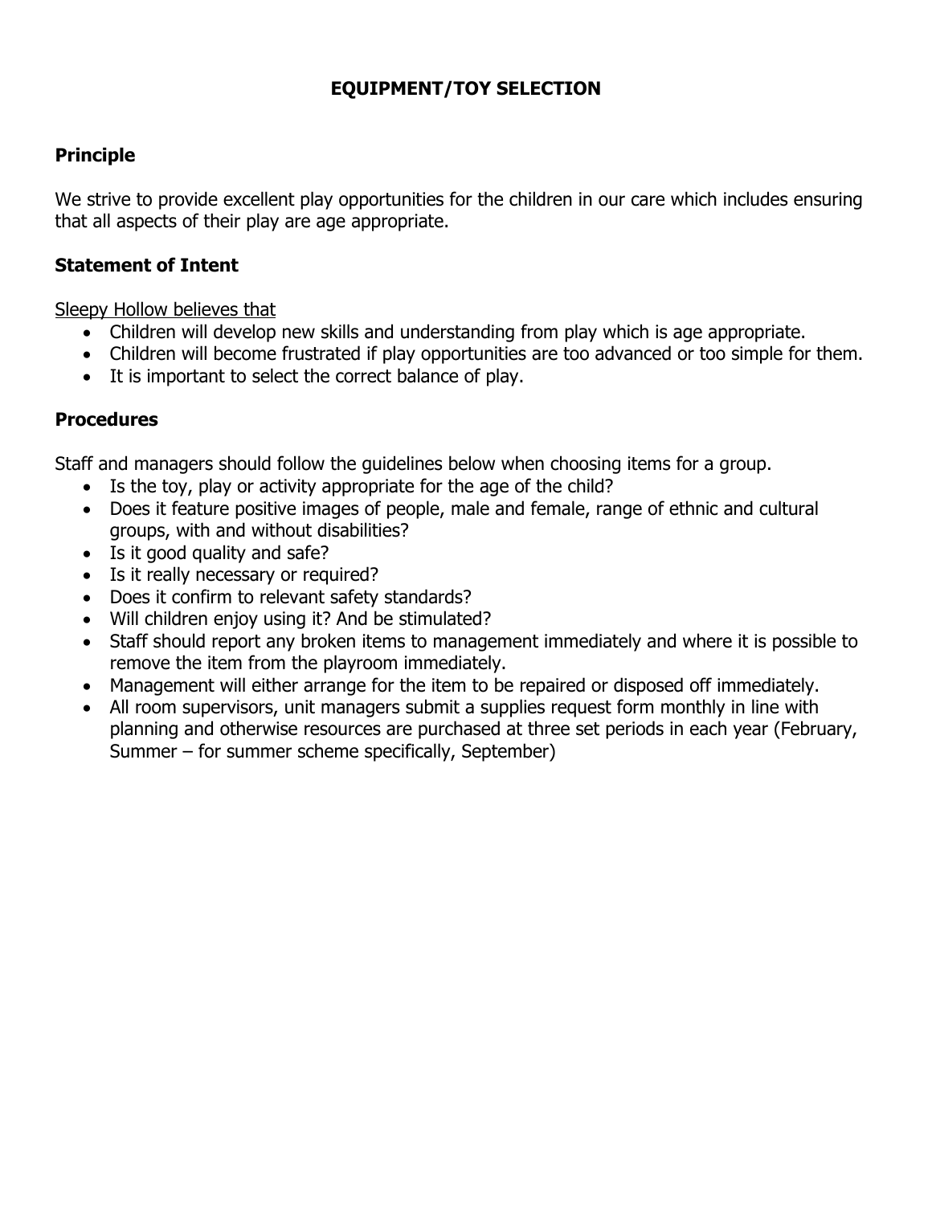## EQUIPMENT/TOY SELECTION

### Principle

We strive to provide excellent play opportunities for the children in our care which includes ensuring that all aspects of their play are age appropriate.

### Statement of Intent

<u>Sleepy Hollow believes that</u>

- Children will develop new skills and understanding from play which is age appropriate.
- Children will become frustrated if play opportunities are too advanced or too simple for them.
- It is important to select the correct balance of play.

### Procedures

Staff and managers should follow the guidelines below when choosing items for a group.

- Is the toy, play or activity appropriate for the age of the child?
- Does it feature positive images of people, male and female, range of ethnic and cultural groups, with and without disabilities?
- Is it good quality and safe?
- Is it really necessary or required?
- Does it confirm to relevant safety standards?
- Will children enjoy using it? And be stimulated?
- Staff should report any broken items to management immediately and where it is possible to remove the item from the playroom immediately.
- Management will either arrange for the item to be repaired or disposed off immediately.
- All room supervisors, unit managers submit a supplies request form monthly in line with planning and otherwise resources are purchased at three set periods in each year (February, Summer – for summer scheme specifically, September)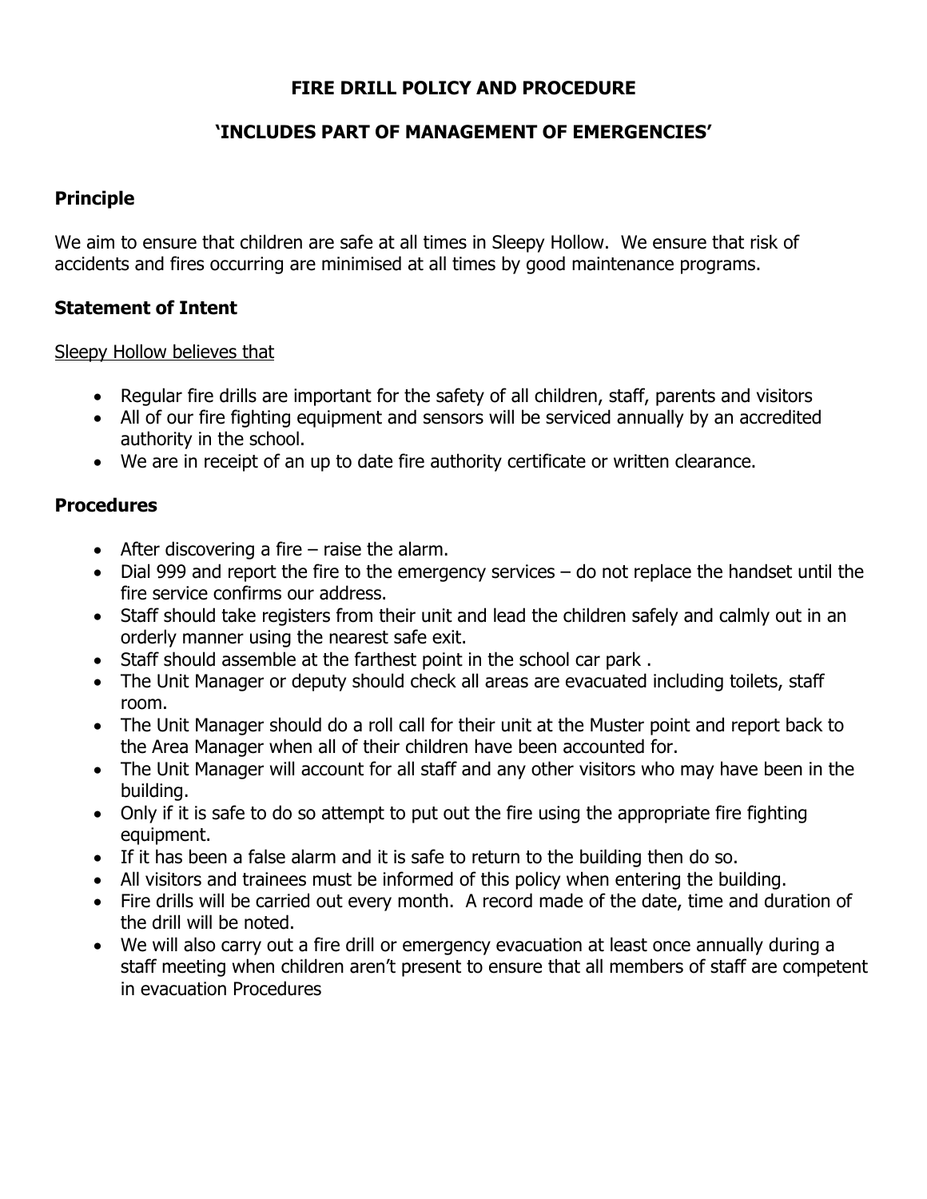# FIRE DRILL POLICY AND PROCEDURE

## 'INCLUDES PART OF MANAGEMENT OF EMERGENCIES'

### Principle

We aim to ensure that children are safe at all times in Sleepy Hollow. We ensure that risk of accidents and fires occurring are minimised at all times by good maintenance programs.

### Statement of Intent

Sleepy Hollow believes that

- Regular fire drills are important for the safety of all children, staff, parents and visitors
- All of our fire fighting equipment and sensors will be serviced annually by an accredited authority in the school.
- We are in receipt of an up to date fire authority certificate or written clearance.

### Procedures

- After discovering a fire – raise the alarm.
- Dial 999 and report the fire to the emergency services – do not replace the handset until the fire service confirms our address.
- Staff should take registers from their unit and lead the children safely and calmly out in an orderly manner using the nearest safe exit.
- Staff should assemble at the farthest point in the school car park .
- The Unit Manager or deputy should check all areas are evacuated including toilets, staff room.
- The Unit Manager should do a roll call for their unit at the Muster point and report back to the Area Manager when all of their children have been accounted for.
- The Unit Manager will account for all staff and any other visitors who may have been in the building.
- Only if it is safe to do so attempt to put out the fire using the appropriate fire fighting equipment.
- If it has been a false alarm and it is safe to return to the building then do so.
- All visitors and trainees must be informed of this policy when entering the building.
- Fire drills will be carried out every month. A record made of the date, time and duration of the drill will be noted.
- We will also carry out a fire drill or emergency evacuation at least once annually during a staff meeting when children aren't present to ensure that all members of staff are competent in evacuation Procedures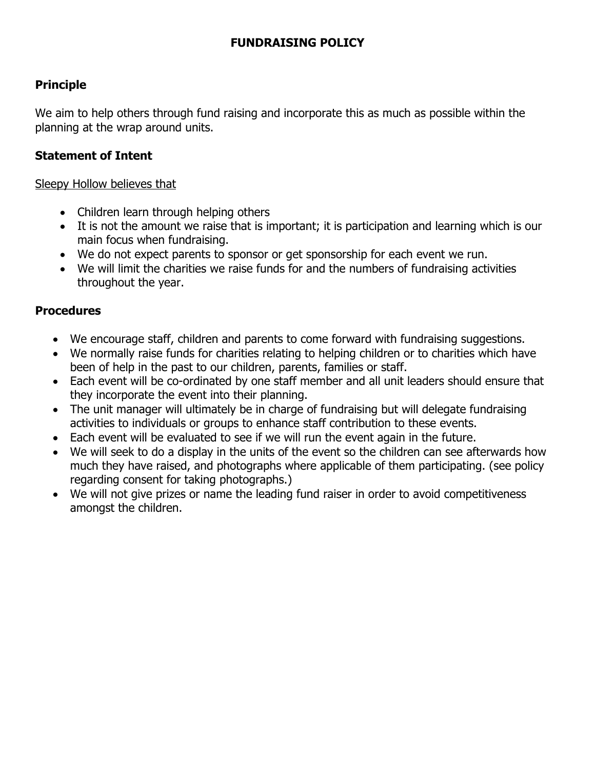# FUNDRAISING POLICY

## Principle

We aim to help others through fund raising and incorporate this as much as possible within the planning at the wrap around units.

## Statement of Intent

Sleepy Hollow believes that

- Children learn through helping others
- It is not the amount we raise that is important; it is participation and learning which is our main focus when fundraising.
- We do not expect parents to sponsor or get sponsorship for each event we run.
- We will limit the charities we raise funds for and the numbers of fundraising activities throughout the year.

## Procedures

- We encourage staff, children and parents to come forward with fundraising suggestions.
- We normally raise funds for charities relating to helping children or to charities which have been of help in the past to our children, parents, families or staff.
- Each event will be co-ordinated by one staff member and all unit leaders should ensure that they incorporate the event into their planning.
- The unit manager will ultimately be in charge of fundraising but will delegate fundraising activities to individuals or groups to enhance staff contribution to these events.
- Each event will be evaluated to see if we will run the event again in the future.
- We will seek to do a display in the units of the event so the children can see afterwards how much they have raised, and photographs where applicable of them participating. (see policy regarding consent for taking photographs.)
- We will not give prizes or name the leading fund raiser in order to avoid competitiveness amongst the children.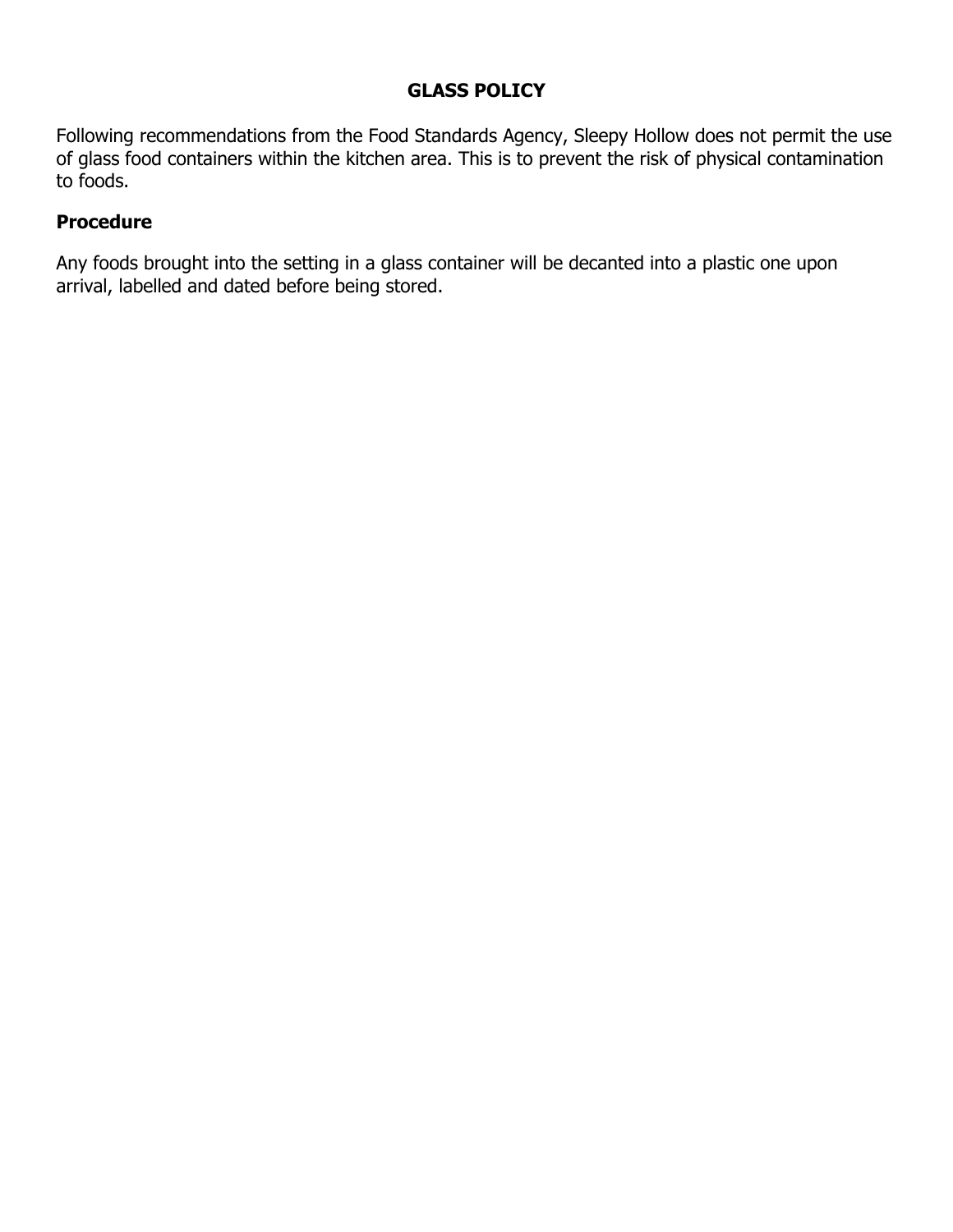# GLASS POLICY

Following recommendations from the Food Standards Agency, Sleepy Hollow does not permit the use of glass food containers within the kitchen area. This is to prevent the risk of physical contamination to foods.

## Procedure

Any foods brought into the setting in a glass container will be decanted into a plastic one upon arrival, labelled and dated before being stored.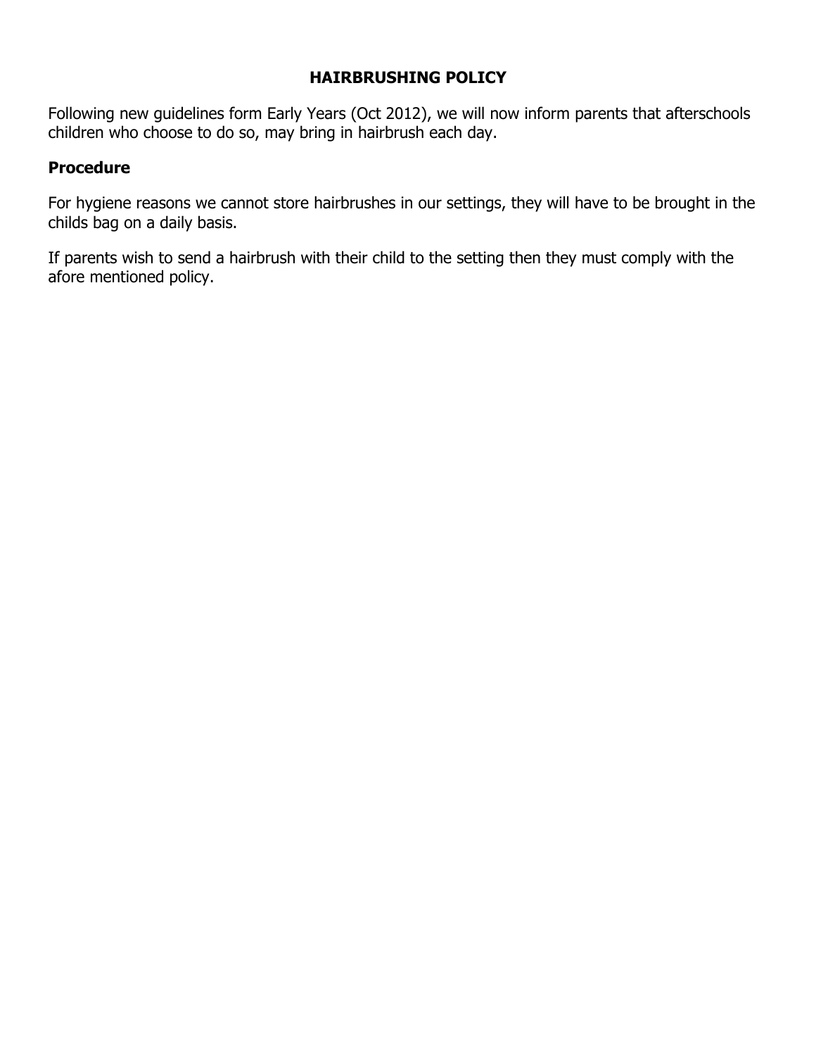# HAIRBRUSHING POLICY

Following new guidelines form Early Years (Oct 2012), we will now inform parents that afterschools children who choose to do so, may bring in hairbrush each day.

## Procedure

For hygiene reasons we cannot store hairbrushes in our settings, they will have to be brought in the childs bag on a daily basis.

If parents wish to send a hairbrush with their child to the setting then they must comply with the afore mentioned policy.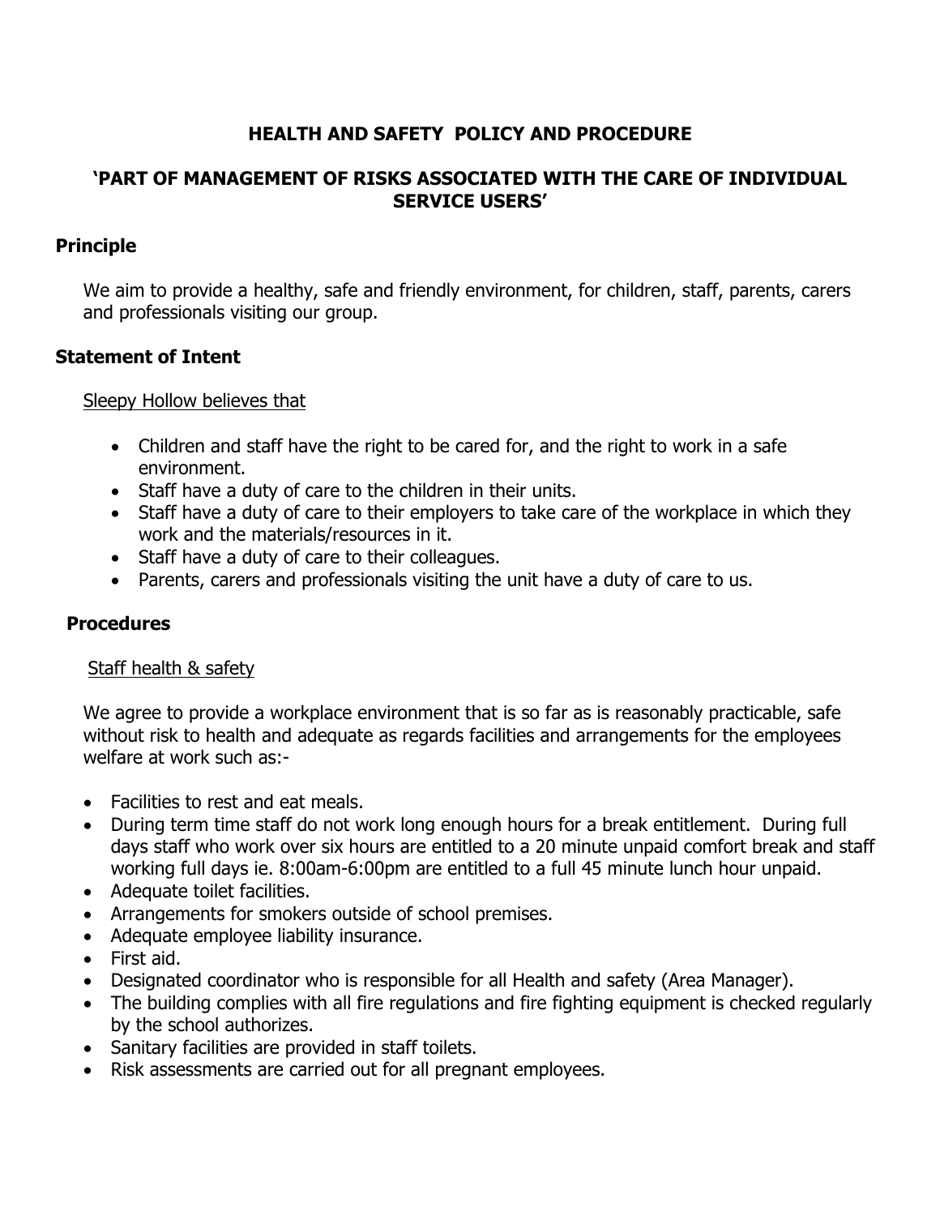# HEALTH AND SAFETY POLICY AND PROCEDURE

## 'PART OF MANAGEMENT OF RISKS ASSOCIATED WITH THE CARE OF INDIVIDUAL SERVICE USERS'

### Principle

We aim to provide a healthy, safe and friendly environment, for children, staff, parents, carers and professionals visiting our group.

### Statement of Intent

Sleepy Hollow believes that

- Children and staff have the right to be cared for, and the right to work in a safe environment.
- Staff have a duty of care to the children in their units.
- Staff have a duty of care to their employers to take care of the workplace in which they work and the materials/resources in it.
- Staff have a duty of care to their colleagues.
- Parents, carers and professionals visiting the unit have a duty of care to us.

### Procedures

Staff health & safety

We agree to provide a workplace environment that is so far as is reasonably practicable, safe without risk to health and adequate as regards facilities and arrangements for the employees welfare at work such as:-

- Facilities to rest and eat meals.
- During term time staff do not work long enough hours for a break entitlement. During full days staff who work over six hours are entitled to a 20 minute unpaid comfort break and staff working full days ie. 8:00am-6:00pm are entitled to a full 45 minute lunch hour unpaid.
- Adequate toilet facilities.
- Arrangements for smokers outside of school premises.
- Adequate employee liability insurance.
- First aid.
- Designated coordinator who is responsible for all Health and safety (Area Manager).
- The building complies with all fire regulations and fire fighting equipment is checked regularly by the school authorizes.
- Sanitary facilities are provided in staff toilets.
- Risk assessments are carried out for all pregnant employees.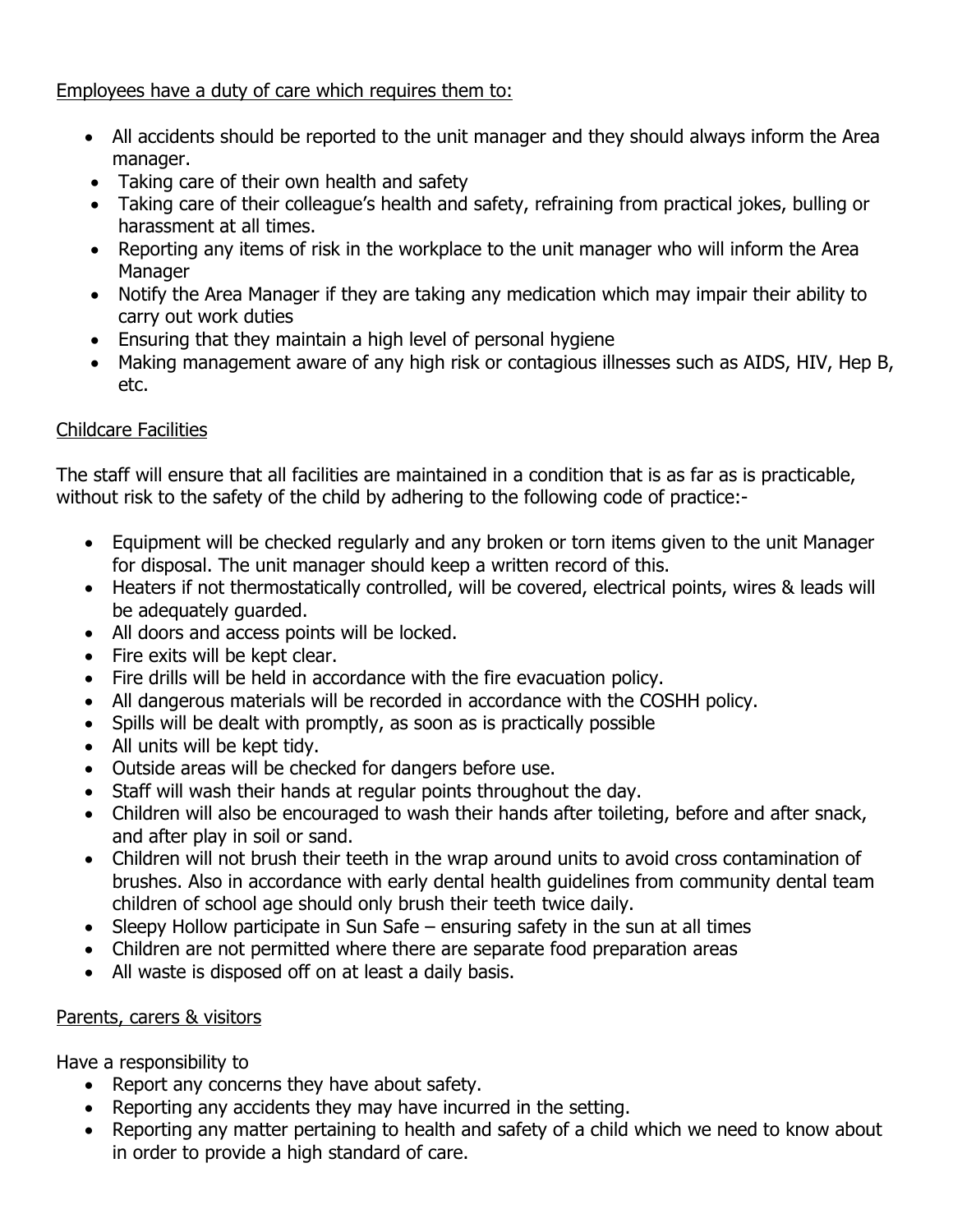Employees have a duty of care which requires them to:

- All accidents should be reported to the unit manager and they should always inform the Area manager.
- Taking care of their own health and safety
- Taking care of their colleague's health and safety, refraining from practical jokes, bulling or harassment at all times.
- Reporting any items of risk in the workplace to the unit manager who will inform the Area Manager
- Notify the Area Manager if they are taking any medication which may impair their ability to carry out work duties
- Ensuring that they maintain a high level of personal hygiene
- Making management aware of any high risk or contagious illnesses such as AIDS, HIV, Hep B, etc.

Childcare Facilities

The staff will ensure that all facilities are maintained in a condition that is as far as is practicable, without risk to the safety of the child by adhering to the following code of practice:-

- Equipment will be checked regularly and any broken or torn items given to the unit Manager for disposal. The unit manager should keep a written record of this.
- Heaters if not thermostatically controlled, will be covered, electrical points, wires & leads will be adequately guarded.
- All doors and access points will be locked.
- Fire exits will be kept clear.
- Fire drills will be held in accordance with the fire evacuation policy.
- All dangerous materials will be recorded in accordance with the COSHH policy.
- Spills will be dealt with promptly, as soon as is practically possible
- All units will be kept tidy.
- Outside areas will be checked for dangers before use.
- Staff will wash their hands at regular points throughout the day.
- Children will also be encouraged to wash their hands after toileting, before and after snack, and after play in soil or sand.
- Children will not brush their teeth in the wrap around units to avoid cross contamination of brushes. Also in accordance with early dental health guidelines from community dental team children of school age should only brush their teeth twice daily.
- Sleepy Hollow participate in Sun Safe – ensuring safety in the sun at all times
- Children are not permitted where there are separate food preparation areas
- All waste is disposed off on at least a daily basis.

Parents, carers & visitors

Have a responsibility to

- Report any concerns they have about safety.
- Reporting any accidents they may have incurred in the setting.
- Reporting any matter pertaining to health and safety of a child which we need to know about in order to provide a high standard of care.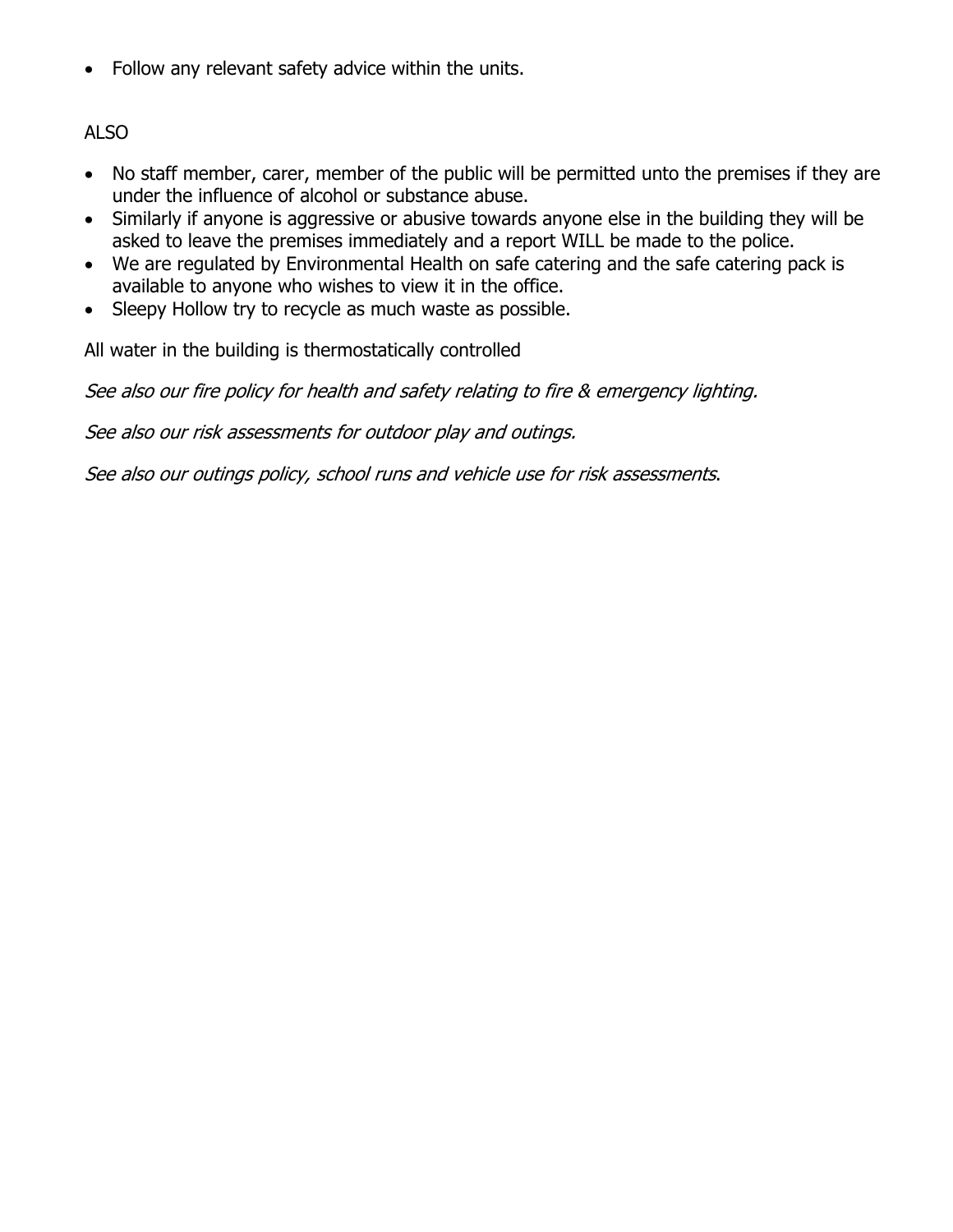- Follow any relevant safety advice within the units.

ALSO

- No staff member, carer, member of the public will be permitted unto the premises if they are under the influence of alcohol or substance abuse.
- Similarly if anyone is aggressive or abusive towards anyone else in the building they will be asked to leave the premises immediately and a report WILL be made to the police.
- We are regulated by Environmental Health on safe catering and the safe catering pack is available to anyone who wishes to view it in the office.
- Sleepy Hollow try to recycle as much waste as possible.

All water in the building is thermostatically controlled

*See also our fire policy for health and safety relating to fire & emergency lighting.*

*See also our risk assessments for outdoor play and outings.*

*See also our outings policy, school runs and vehicle use for risk assessments*.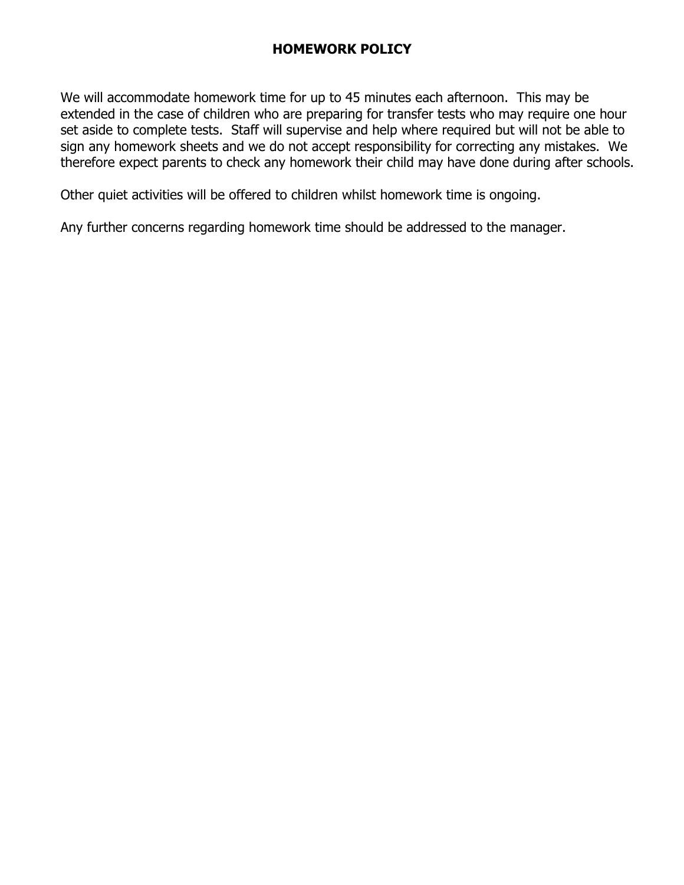# HOMEWORK POLICY

We will accommodate homework time for up to 45 minutes each afternoon. This may be extended in the case of children who are preparing for transfer tests who may require one hour set aside to complete tests. Staff will supervise and help where required but will not be able to sign any homework sheets and we do not accept responsibility for correcting any mistakes. We therefore expect parents to check any homework their child may have done during after schools.

Other quiet activities will be offered to children whilst homework time is ongoing.

Any further concerns regarding homework time should be addressed to the manager.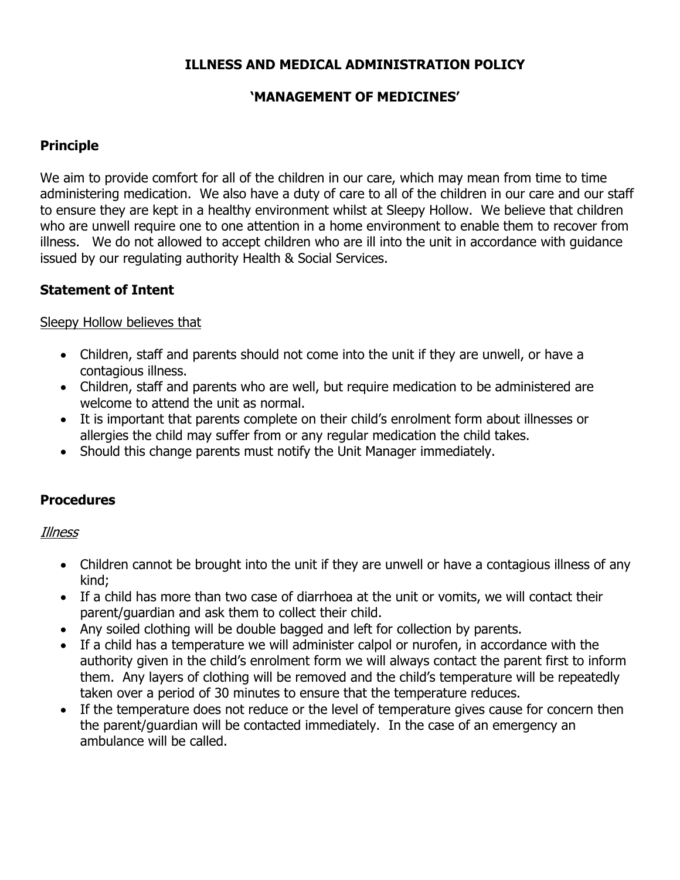# ILLNESS AND MEDICAL ADMINISTRATION POLICY

## 'MANAGEMENT OF MEDICINES'

### Principle

We aim to provide comfort for all of the children in our care, which may mean from time to time administering medication. We also have a duty of care to all of the children in our care and our staff to ensure they are kept in a healthy environment whilst at Sleepy Hollow. We believe that children who are unwell require one to one attention in a home environment to enable them to recover from illness. We do not allowed to accept children who are ill into the unit in accordance with guidance issued by our regulating authority Health & Social Services.

### Statement of Intent

Sleepy Hollow believes that

- Children, staff and parents should not come into the unit if they are unwell, or have a contagious illness.
- Children, staff and parents who are well, but require medication to be administered are welcome to attend the unit as normal.
- It is important that parents complete on their child's enrolment form about illnesses or allergies the child may suffer from or any regular medication the child takes.
- Should this change parents must notify the Unit Manager immediately.

### Procedures

*Illness*

- Children cannot be brought into the unit if they are unwell or have a contagious illness of any kind;
- If a child has more than two case of diarrhoea at the unit or vomits, we will contact their parent/guardian and ask them to collect their child.
- Any soiled clothing will be double bagged and left for collection by parents.
- If a child has a temperature we will administer calpol or nurofen, in accordance with the authority given in the child's enrolment form we will always contact the parent first to inform them. Any layers of clothing will be removed and the child's temperature will be repeatedly taken over a period of 30 minutes to ensure that the temperature reduces.
- If the temperature does not reduce or the level of temperature gives cause for concern then the parent/guardian will be contacted immediately. In the case of an emergency an ambulance will be called.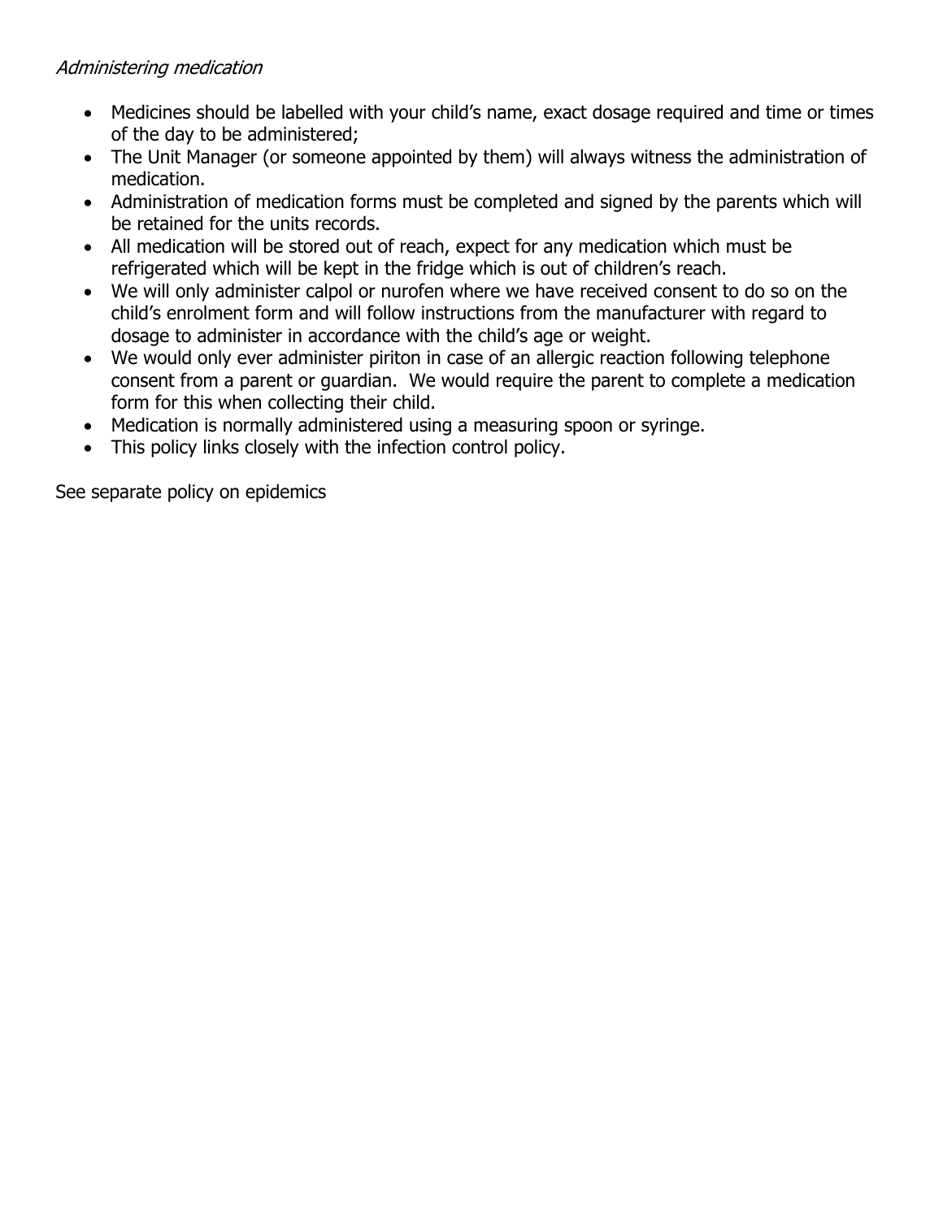*Administering medication*

- Medicines should be labelled with your child's name, exact dosage required and time or times of the day to be administered;
- The Unit Manager (or someone appointed by them) will always witness the administration of medication.
- Administration of medication forms must be completed and signed by the parents which will be retained for the units records.
- All medication will be stored out of reach, expect for any medication which must be refrigerated which will be kept in the fridge which is out of children's reach.
- We will only administer calpol or nurofen where we have received consent to do so on the child's enrolment form and will follow instructions from the manufacturer with regard to dosage to administer in accordance with the child's age or weight.
- We would only ever administer piriton in case of an allergic reaction following telephone consent from a parent or guardian. We would require the parent to complete a medication form for this when collecting their child.
- Medication is normally administered using a measuring spoon or syringe.
- This policy links closely with the infection control policy.

See separate policy on epidemics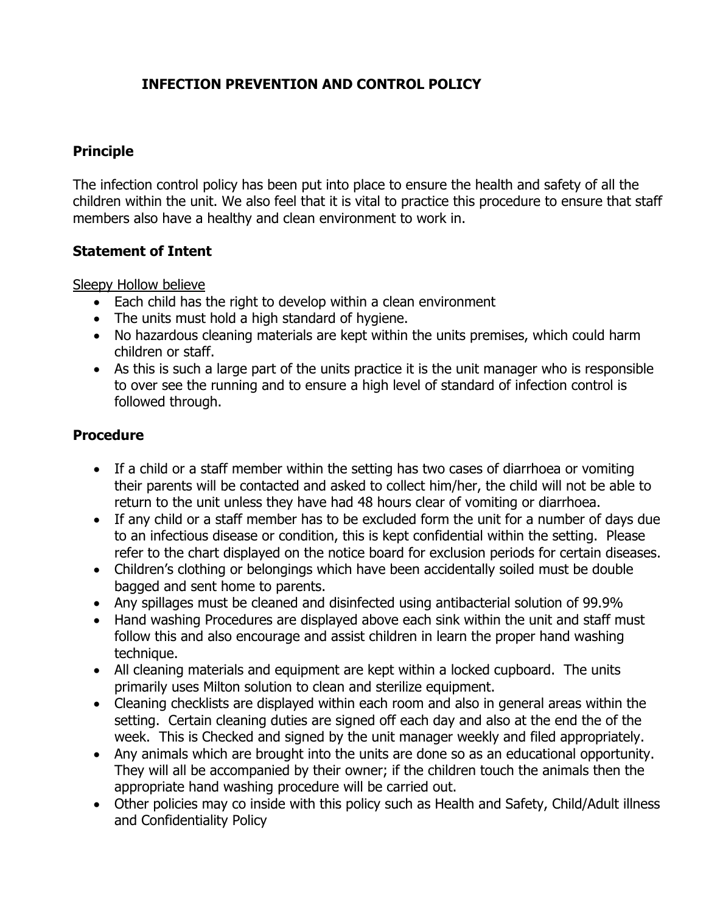# INFECTION PREVENTION AND CONTROL POLICY

## Principle

The infection control policy has been put into place to ensure the health and safety of all the children within the unit. We also feel that it is vital to practice this procedure to ensure that staff members also have a healthy and clean environment to work in.

## Statement of Intent

Sleepy Hollow believe

- Each child has the right to develop within a clean environment
- The units must hold a high standard of hygiene.
- No hazardous cleaning materials are kept within the units premises, which could harm children or staff.
- As this is such a large part of the units practice it is the unit manager who is responsible to over see the running and to ensure a high level of standard of infection control is followed through.

## Procedure

- If a child or a staff member within the setting has two cases of diarrhoea or vomiting their parents will be contacted and asked to collect him/her, the child will not be able to return to the unit unless they have had 48 hours clear of vomiting or diarrhoea.
- If any child or a staff member has to be excluded form the unit for a number of days due to an infectious disease or condition, this is kept confidential within the setting. Please refer to the chart displayed on the notice board for exclusion periods for certain diseases.
- Children's clothing or belongings which have been accidentally soiled must be double bagged and sent home to parents.
- Any spillages must be cleaned and disinfected using antibacterial solution of 99.9%
- Hand washing Procedures are displayed above each sink within the unit and staff must follow this and also encourage and assist children in learn the proper hand washing technique.
- All cleaning materials and equipment are kept within a locked cupboard. The units primarily uses Milton solution to clean and sterilize equipment.
- Cleaning checklists are displayed within each room and also in general areas within the setting. Certain cleaning duties are signed off each day and also at the end the of the week. This is Checked and signed by the unit manager weekly and filed appropriately.
- Any animals which are brought into the units are done so as an educational opportunity. They will all be accompanied by their owner; if the children touch the animals then the appropriate hand washing procedure will be carried out.
- Other policies may co inside with this policy such as Health and Safety, Child/Adult illness and Confidentiality Policy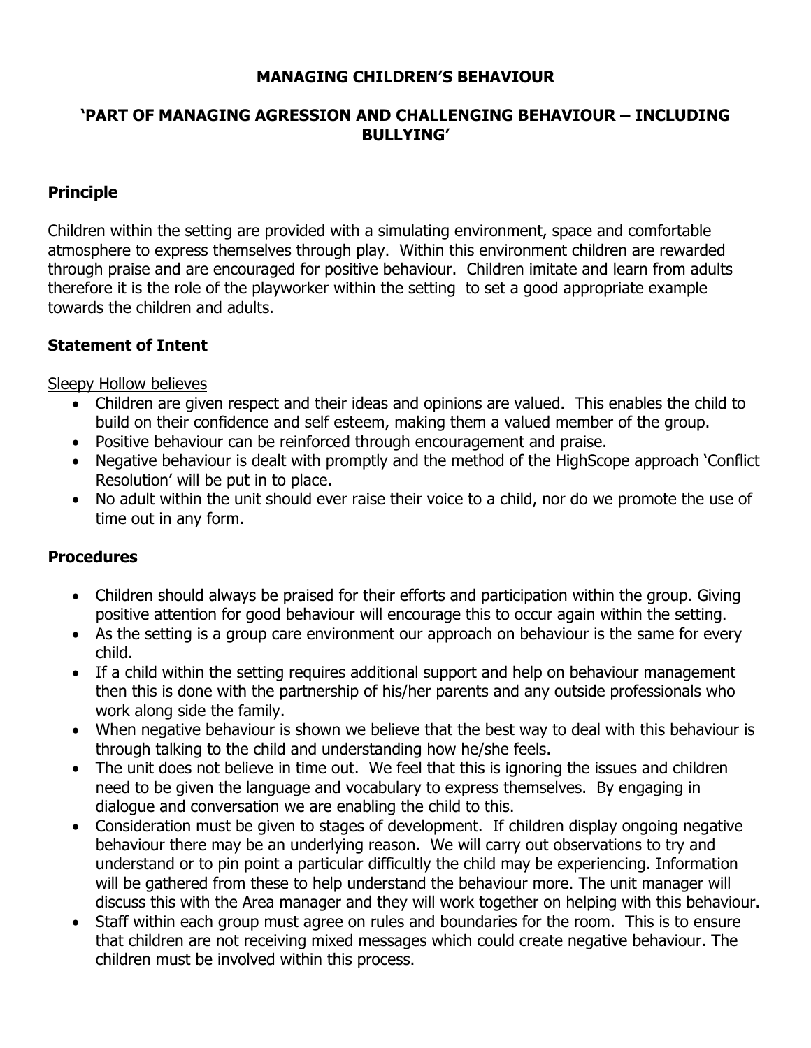# MANAGING CHILDREN'S BEHAVIOUR

## 'PART OF MANAGING AGRESSION AND CHALLENGING BEHAVIOUR – INCLUDING BULLYING'

### Principle

Children within the setting are provided with a simulating environment, space and comfortable atmosphere to express themselves through play. Within this environment children are rewarded through praise and are encouraged for positive behaviour. Children imitate and learn from adults therefore it is the role of the playworker within the setting to set a good appropriate example towards the children and adults.

### Statement of Intent

Sleepy Hollow believes

- Children are given respect and their ideas and opinions are valued. This enables the child to build on their confidence and self esteem, making them a valued member of the group.
- Positive behaviour can be reinforced through encouragement and praise.
- Negative behaviour is dealt with promptly and the method of the HighScope approach 'Conflict Resolution' will be put in to place.
- No adult within the unit should ever raise their voice to a child, nor do we promote the use of time out in any form.

### Procedures

- Children should always be praised for their efforts and participation within the group. Giving positive attention for good behaviour will encourage this to occur again within the setting.
- As the setting is a group care environment our approach on behaviour is the same for every child.
- If a child within the setting requires additional support and help on behaviour management then this is done with the partnership of his/her parents and any outside professionals who work along side the family.
- When negative behaviour is shown we believe that the best way to deal with this behaviour is through talking to the child and understanding how he/she feels.
- The unit does not believe in time out. We feel that this is ignoring the issues and children need to be given the language and vocabulary to express themselves. By engaging in dialogue and conversation we are enabling the child to this.
- Consideration must be given to stages of development. If children display ongoing negative behaviour there may be an underlying reason. We will carry out observations to try and understand or to pin point a particular difficultly the child may be experiencing. Information will be gathered from these to help understand the behaviour more. The unit manager will discuss this with the Area manager and they will work together on helping with this behaviour.
- Staff within each group must agree on rules and boundaries for the room. This is to ensure that children are not receiving mixed messages which could create negative behaviour. The children must be involved within this process.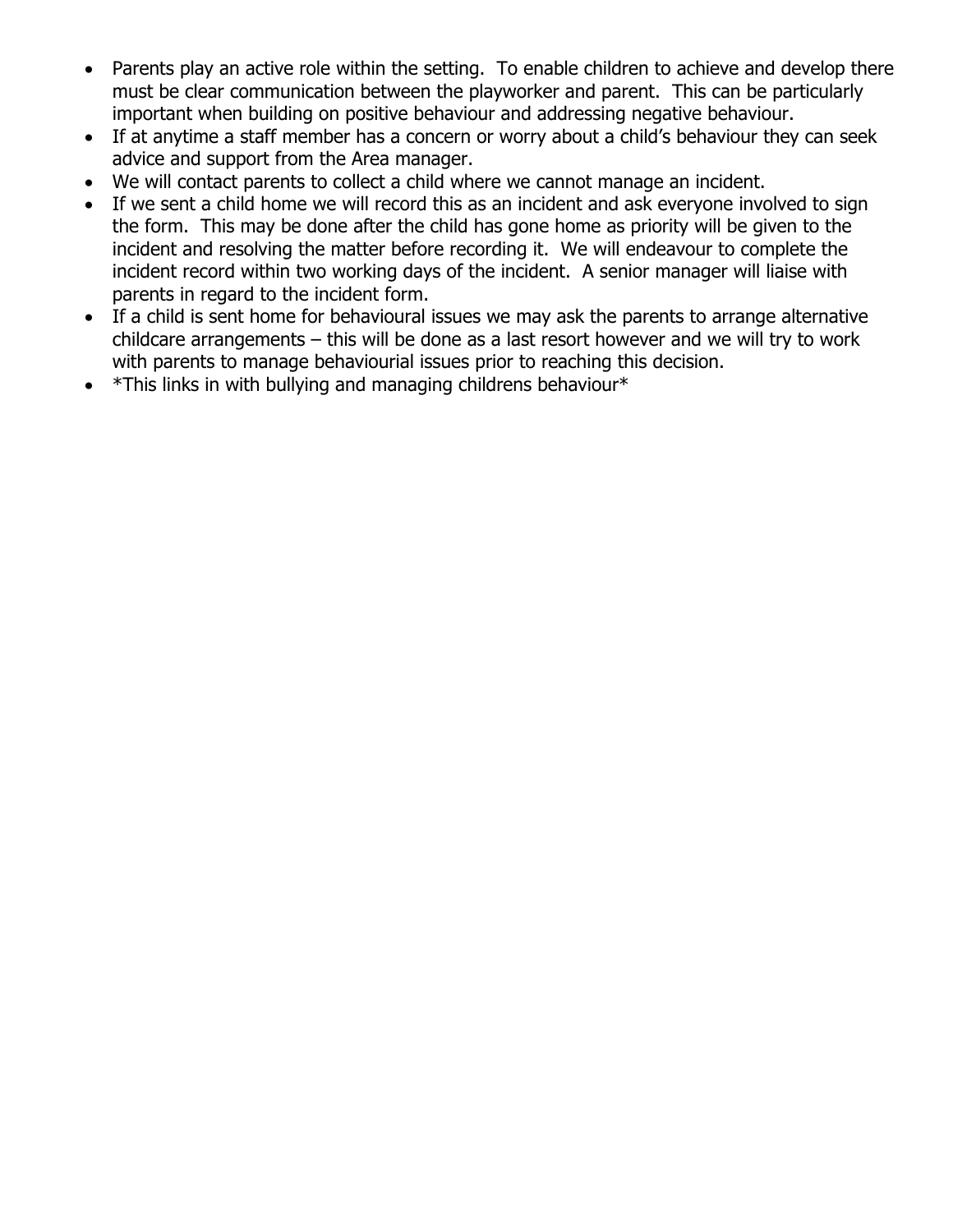- Parents play an active role within the setting. To enable children to achieve and develop there must be clear communication between the playworker and parent. This can be particularly important when building on positive behaviour and addressing negative behaviour.
- If at anytime a staff member has a concern or worry about a child's behaviour they can seek advice and support from the Area manager.
- We will contact parents to collect a child where we cannot manage an incident.
- If we sent a child home we will record this as an incident and ask everyone involved to sign the form. This may be done after the child has gone home as priority will be given to the incident and resolving the matter before recording it. We will endeavour to complete the incident record within two working days of the incident. A senior manager will liaise with parents in regard to the incident form.
- If a child is sent home for behavioural issues we may ask the parents to arrange alternative childcare arrangements – this will be done as a last resort however and we will try to work with parents to manage behaviourial issues prior to reaching this decision.
- *This links in with bullying and managing childrens behaviour*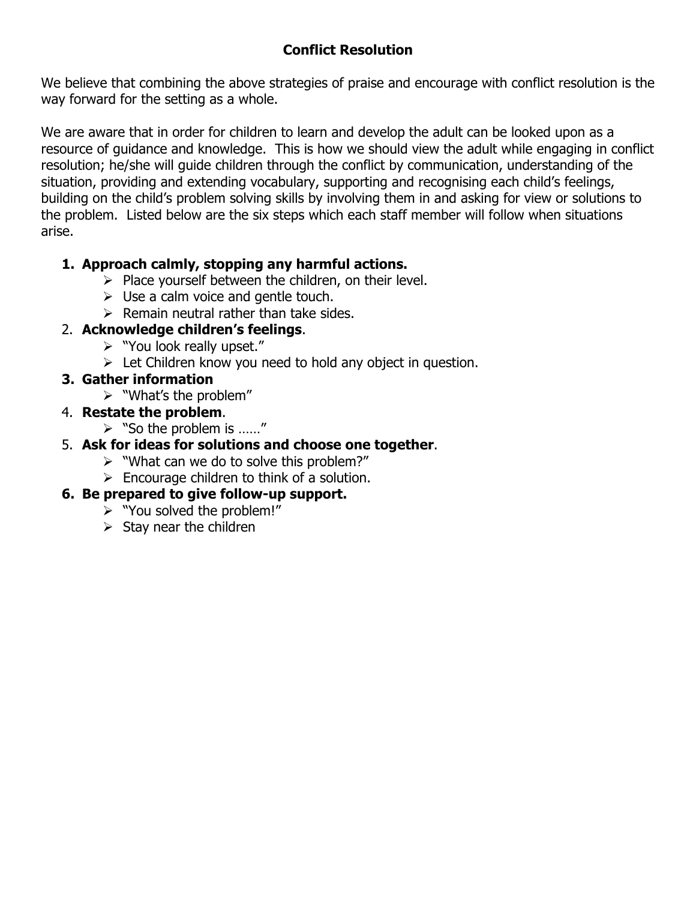## Conflict Resolution

We believe that combining the above strategies of praise and encourage with conflict resolution is the way forward for the setting as a whole.

We are aware that in order for children to learn and develop the adult can be looked upon as a resource of guidance and knowledge. This is how we should view the adult while engaging in conflict resolution; he/she will guide children through the conflict by communication, understanding of the situation, providing and extending vocabulary, supporting and recognising each child's feelings, building on the child's problem solving skills by involving them in and asking for view or solutions to the problem. Listed below are the six steps which each staff member will follow when situations arise.

1. **Approach calmly, stopping any harmful actions.**
   - Place yourself between the children, on their level.
   - Use a calm voice and gentle touch.
   - Remain neutral rather than take sides.
2. **Acknowledge children's feelings**.
   - "You look really upset."
   - Let Children know you need to hold any object in question.
3. **Gather information**
   - "What's the problem"
4. **Restate the problem**.
   - "So the problem is ……"
5. **Ask for ideas for solutions and choose one together**.
   - "What can we do to solve this problem?"
   - Encourage children to think of a solution.
6. **Be prepared to give follow-up support.**
   - "You solved the problem!"
   - Stay near the children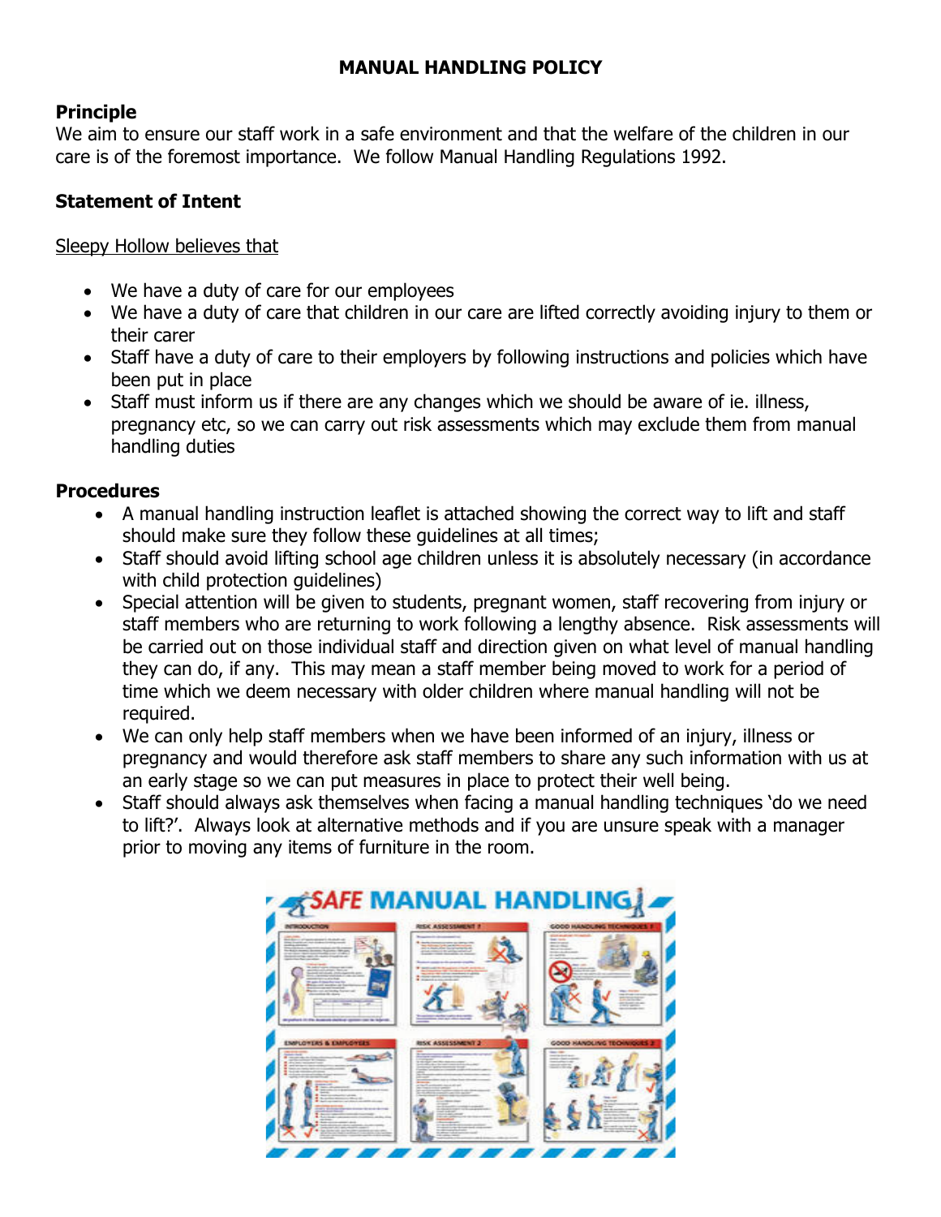# MANUAL HANDLING POLICY

**Principle**
We aim to ensure our staff work in a safe environment and that the welfare of the children in our care is of the foremost importance. We follow Manual Handling Regulations 1992.

**Statement of Intent**

Sleepy Hollow believes that

- We have a duty of care for our employees
- We have a duty of care that children in our care are lifted correctly avoiding injury to them or their carer
- Staff have a duty of care to their employers by following instructions and policies which have been put in place
- Staff must inform us if there are any changes which we should be aware of ie. illness, pregnancy etc, so we can carry out risk assessments which may exclude them from manual handling duties

**Procedures**

- A manual handling instruction leaflet is attached showing the correct way to lift and staff should make sure they follow these guidelines at all times;
- Staff should avoid lifting school age children unless it is absolutely necessary (in accordance with child protection guidelines)
- Special attention will be given to students, pregnant women, staff recovering from injury or staff members who are returning to work following a lengthy absence. Risk assessments will be carried out on those individual staff and direction given on what level of manual handling they can do, if any. This may mean a staff member being moved to work for a period of time which we deem necessary with older children where manual handling will not be required.
- We can only help staff members when we have been informed of an injury, illness or pregnancy and would therefore ask staff members to share any such information with us at an early stage so we can put measures in place to protect their well being.
- Staff should always ask themselves when facing a manual handling techniques 'do we need to lift?'. Always look at alternative methods and if you are unsure speak with a manager prior to moving any items of furniture in the room.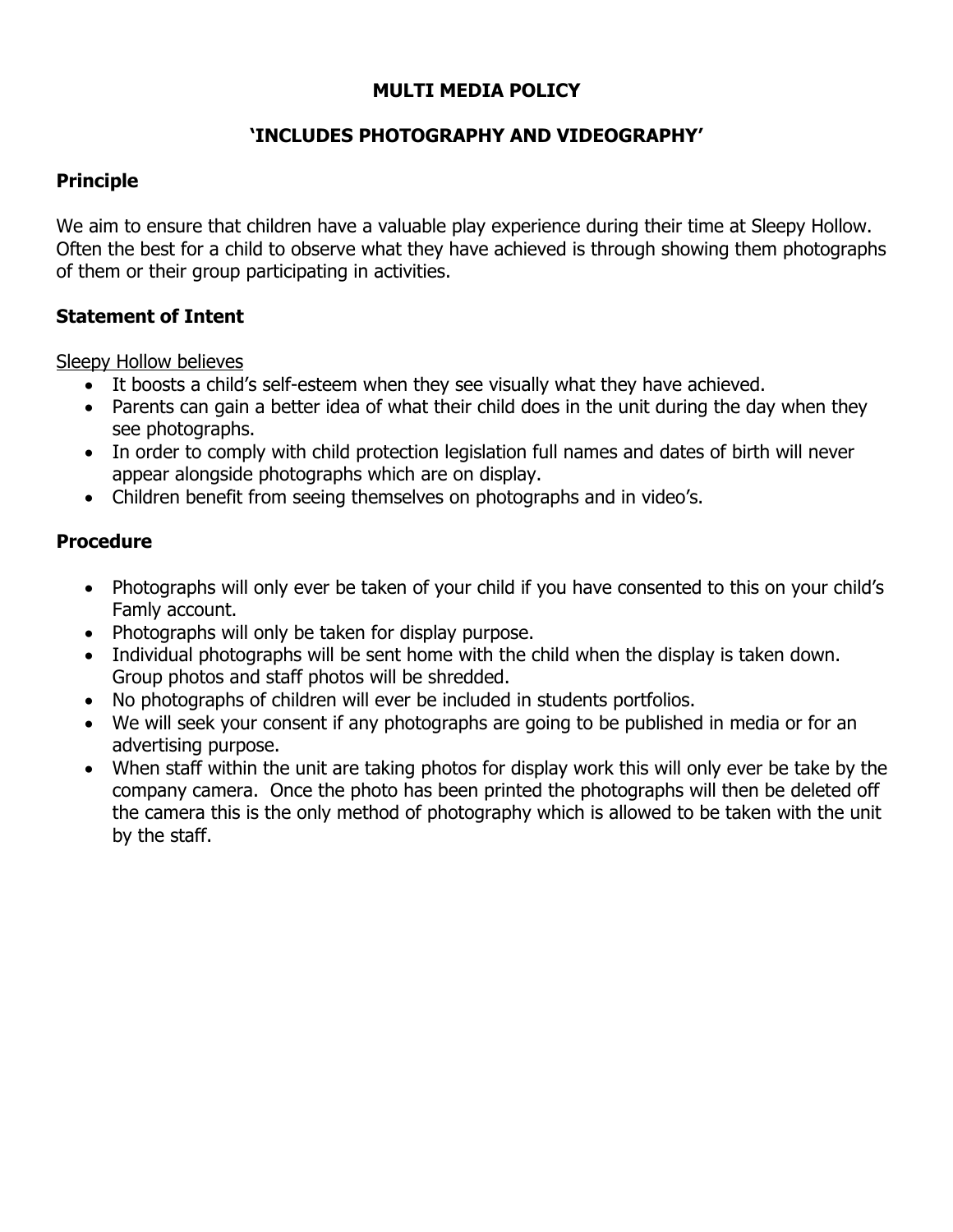# MULTI MEDIA POLICY

## 'INCLUDES PHOTOGRAPHY AND VIDEOGRAPHY'

### Principle

We aim to ensure that children have a valuable play experience during their time at Sleepy Hollow. Often the best for a child to observe what they have achieved is through showing them photographs of them or their group participating in activities.

### Statement of Intent

Sleepy Hollow believes

- It boosts a child's self-esteem when they see visually what they have achieved.
- Parents can gain a better idea of what their child does in the unit during the day when they see photographs.
- In order to comply with child protection legislation full names and dates of birth will never appear alongside photographs which are on display.
- Children benefit from seeing themselves on photographs and in video's.

### Procedure

- Photographs will only ever be taken of your child if you have consented to this on your child's Famly account.
- Photographs will only be taken for display purpose.
- Individual photographs will be sent home with the child when the display is taken down. Group photos and staff photos will be shredded.
- No photographs of children will ever be included in students portfolios.
- We will seek your consent if any photographs are going to be published in media or for an advertising purpose.
- When staff within the unit are taking photos for display work this will only ever be take by the company camera. Once the photo has been printed the photographs will then be deleted off the camera this is the only method of photography which is allowed to be taken with the unit by the staff.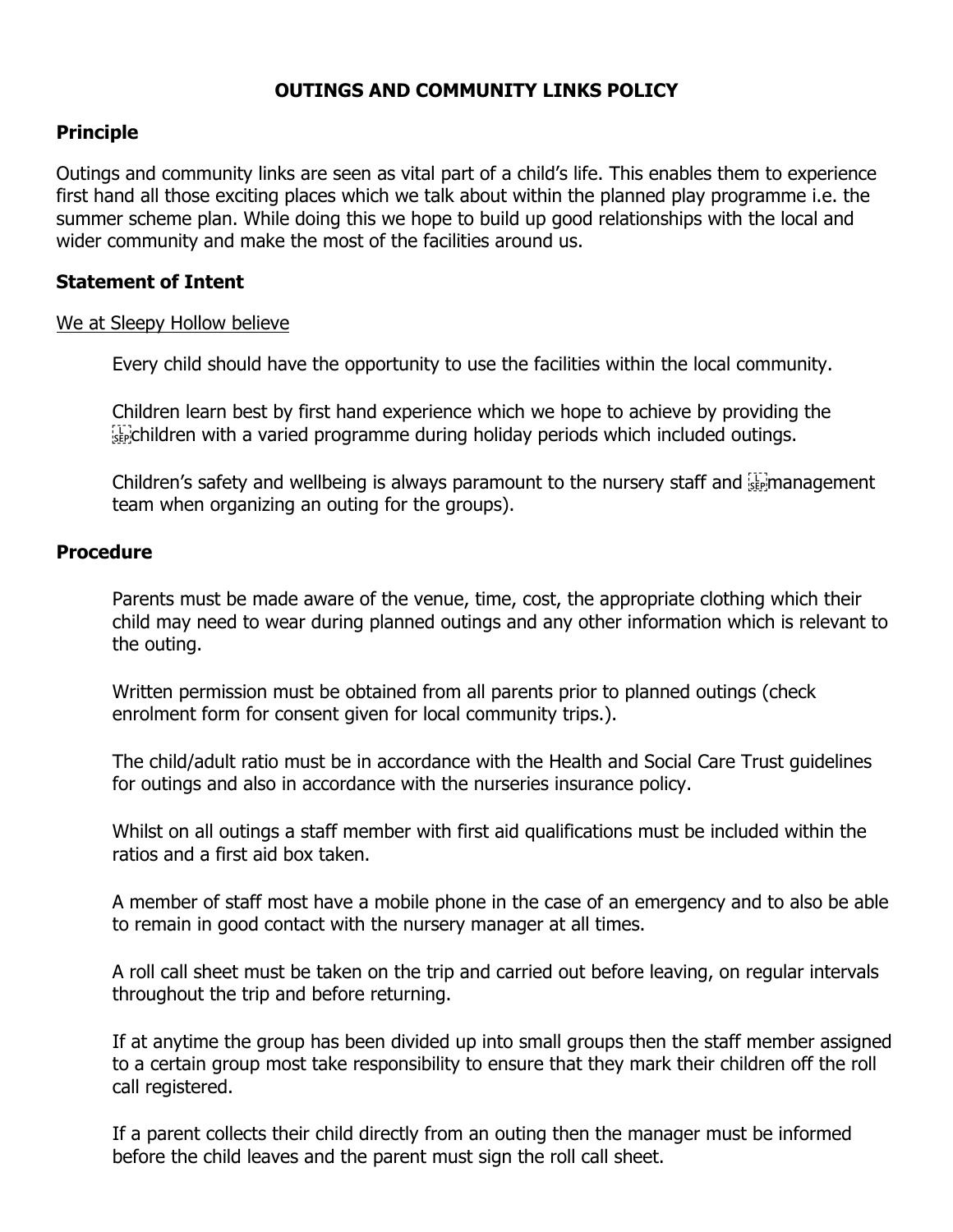# OUTINGS AND COMMUNITY LINKS POLICY

## Principle

Outings and community links are seen as vital part of a child's life. This enables them to experience first hand all those exciting places which we talk about within the planned play programme i.e. the summer scheme plan. While doing this we hope to build up good relationships with the local and wider community and make the most of the facilities around us.

## Statement of Intent

We at Sleepy Hollow believe

Every child should have the opportunity to use the facilities within the local community.

Children learn best by first hand experience which we hope to achieve by providing the children with a varied programme during holiday periods which included outings.

Children's safety and wellbeing is always paramount to the nursery staff and management team when organizing an outing for the groups).

## Procedure

Parents must be made aware of the venue, time, cost, the appropriate clothing which their child may need to wear during planned outings and any other information which is relevant to the outing.

Written permission must be obtained from all parents prior to planned outings (check enrolment form for consent given for local community trips.).

The child/adult ratio must be in accordance with the Health and Social Care Trust guidelines for outings and also in accordance with the nurseries insurance policy.

Whilst on all outings a staff member with first aid qualifications must be included within the ratios and a first aid box taken.

A member of staff most have a mobile phone in the case of an emergency and to also be able to remain in good contact with the nursery manager at all times.

A roll call sheet must be taken on the trip and carried out before leaving, on regular intervals throughout the trip and before returning.

If at anytime the group has been divided up into small groups then the staff member assigned to a certain group most take responsibility to ensure that they mark their children off the roll call registered.

If a parent collects their child directly from an outing then the manager must be informed before the child leaves and the parent must sign the roll call sheet.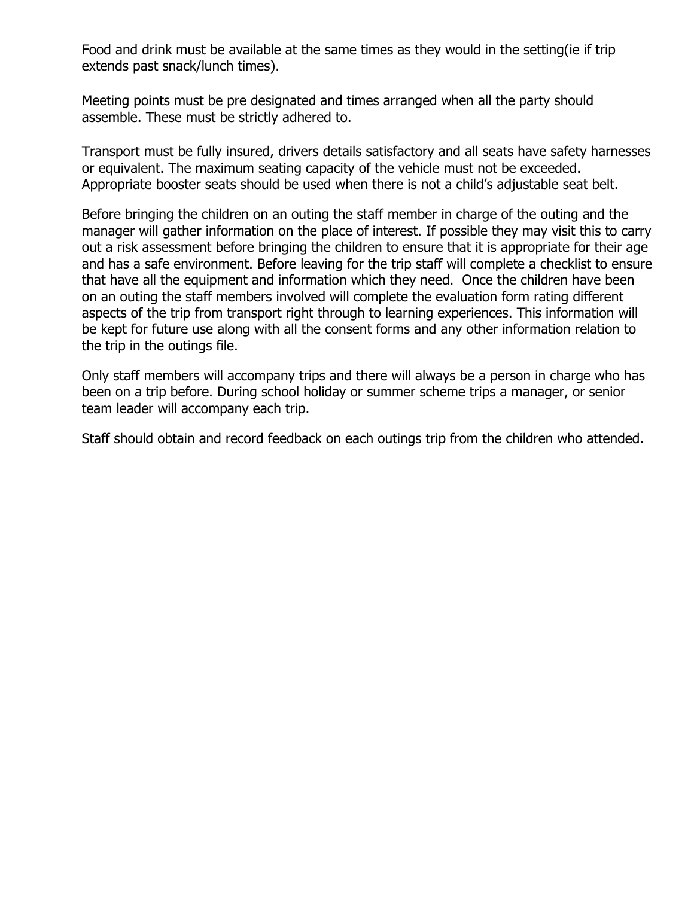Food and drink must be available at the same times as they would in the setting(ie if trip extends past snack/lunch times).

Meeting points must be pre designated and times arranged when all the party should assemble. These must be strictly adhered to.

Transport must be fully insured, drivers details satisfactory and all seats have safety harnesses or equivalent. The maximum seating capacity of the vehicle must not be exceeded. Appropriate booster seats should be used when there is not a child's adjustable seat belt.

Before bringing the children on an outing the staff member in charge of the outing and the manager will gather information on the place of interest. If possible they may visit this to carry out a risk assessment before bringing the children to ensure that it is appropriate for their age and has a safe environment. Before leaving for the trip staff will complete a checklist to ensure that have all the equipment and information which they need. Once the children have been on an outing the staff members involved will complete the evaluation form rating different aspects of the trip from transport right through to learning experiences. This information will be kept for future use along with all the consent forms and any other information relation to the trip in the outings file.

Only staff members will accompany trips and there will always be a person in charge who has been on a trip before. During school holiday or summer scheme trips a manager, or senior team leader will accompany each trip.

Staff should obtain and record feedback on each outings trip from the children who attended.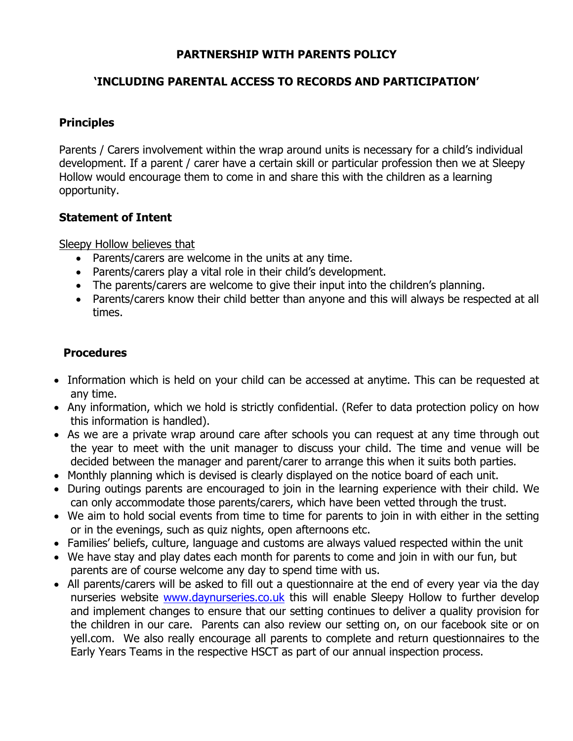# PARTNERSHIP WITH PARENTS POLICY

## 'INCLUDING PARENTAL ACCESS TO RECORDS AND PARTICIPATION'

### Principles

Parents / Carers involvement within the wrap around units is necessary for a child's individual development. If a parent / carer have a certain skill or particular profession then we at Sleepy Hollow would encourage them to come in and share this with the children as a learning opportunity.

### Statement of Intent

Sleepy Hollow believes that

- Parents/carers are welcome in the units at any time.
- Parents/carers play a vital role in their child's development.
- The parents/carers are welcome to give their input into the children's planning.
- Parents/carers know their child better than anyone and this will always be respected at all times.

### Procedures

- Information which is held on your child can be accessed at anytime. This can be requested at any time.
- Any information, which we hold is strictly confidential. (Refer to data protection policy on how this information is handled).
- As we are a private wrap around care after schools you can request at any time through out the year to meet with the unit manager to discuss your child. The time and venue will be decided between the manager and parent/carer to arrange this when it suits both parties.
- Monthly planning which is devised is clearly displayed on the notice board of each unit.
- During outings parents are encouraged to join in the learning experience with their child. We can only accommodate those parents/carers, which have been vetted through the trust.
- We aim to hold social events from time to time for parents to join in with either in the setting or in the evenings, such as quiz nights, open afternoons etc.
- Families' beliefs, culture, language and customs are always valued respected within the unit
- We have stay and play dates each month for parents to come and join in with our fun, but parents are of course welcome any day to spend time with us.
- All parents/carers will be asked to fill out a questionnaire at the end of every year via the day nurseries website www.daynurseries.co.uk this will enable Sleepy Hollow to further develop and implement changes to ensure that our setting continues to deliver a quality provision for the children in our care. Parents can also review our setting on, on our facebook site or on yell.com. We also really encourage all parents to complete and return questionnaires to the Early Years Teams in the respective HSCT as part of our annual inspection process.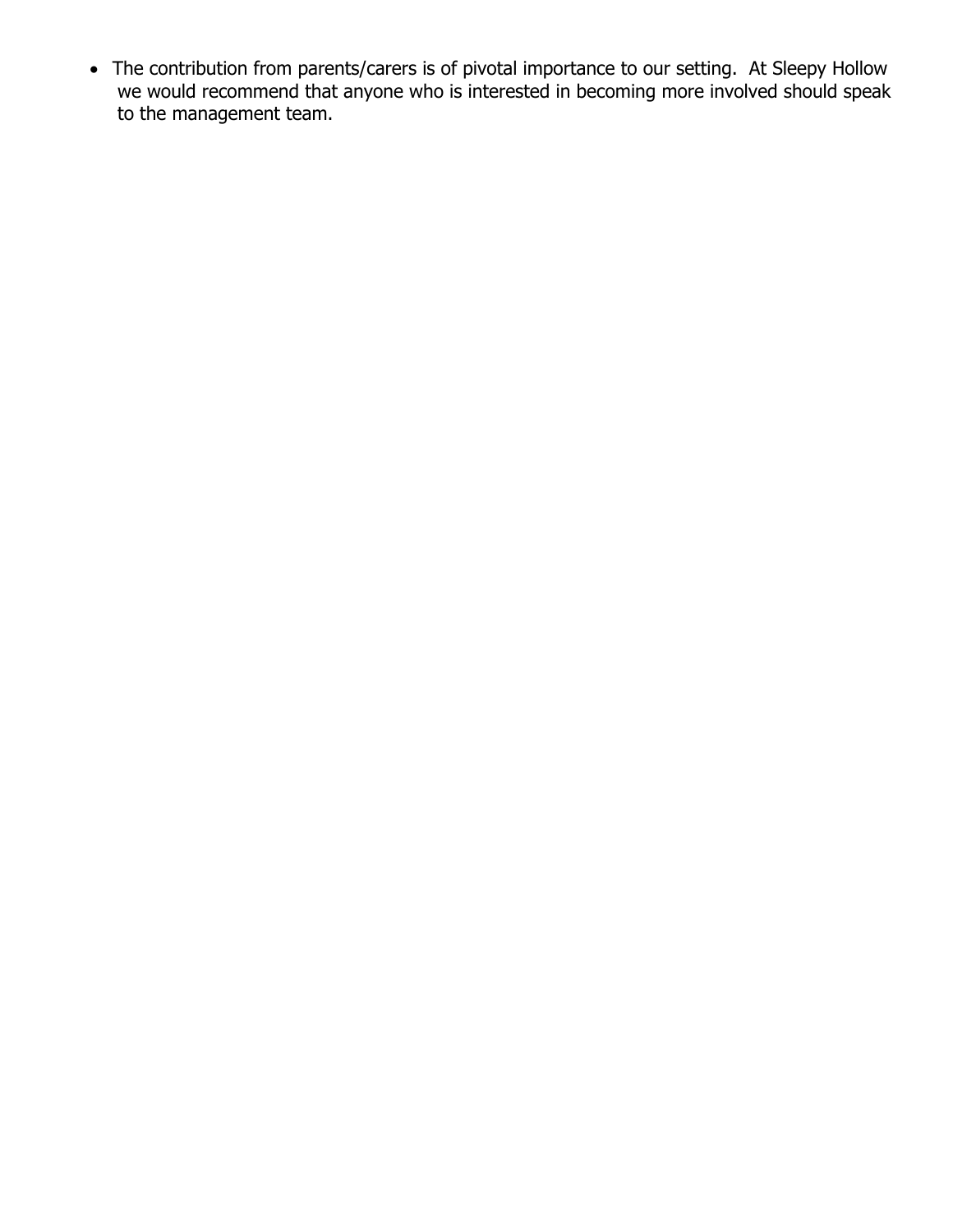- The contribution from parents/carers is of pivotal importance to our setting. At Sleepy Hollow we would recommend that anyone who is interested in becoming more involved should speak to the management team.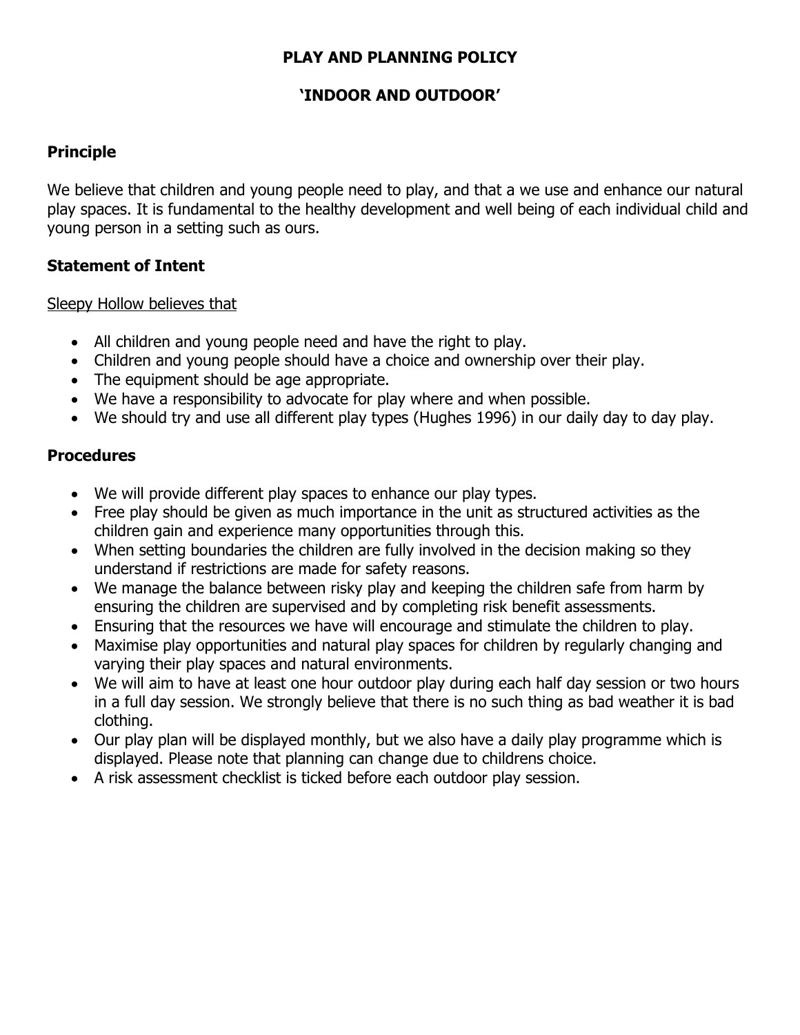# PLAY AND PLANNING POLICY

## 'INDOOR AND OUTDOOR'

### Principle

We believe that children and young people need to play, and that a we use and enhance our natural play spaces. It is fundamental to the healthy development and well being of each individual child and young person in a setting such as ours.

### Statement of Intent

Sleepy Hollow believes that

- All children and young people need and have the right to play.
- Children and young people should have a choice and ownership over their play.
- The equipment should be age appropriate.
- We have a responsibility to advocate for play where and when possible.
- We should try and use all different play types (Hughes 1996) in our daily day to day play.

### Procedures

- We will provide different play spaces to enhance our play types.
- Free play should be given as much importance in the unit as structured activities as the children gain and experience many opportunities through this.
- When setting boundaries the children are fully involved in the decision making so they understand if restrictions are made for safety reasons.
- We manage the balance between risky play and keeping the children safe from harm by ensuring the children are supervised and by completing risk benefit assessments.
- Ensuring that the resources we have will encourage and stimulate the children to play.
- Maximise play opportunities and natural play spaces for children by regularly changing and varying their play spaces and natural environments.
- We will aim to have at least one hour outdoor play during each half day session or two hours in a full day session. We strongly believe that there is no such thing as bad weather it is bad clothing.
- Our play plan will be displayed monthly, but we also have a daily play programme which is displayed. Please note that planning can change due to childrens choice.
- A risk assessment checklist is ticked before each outdoor play session.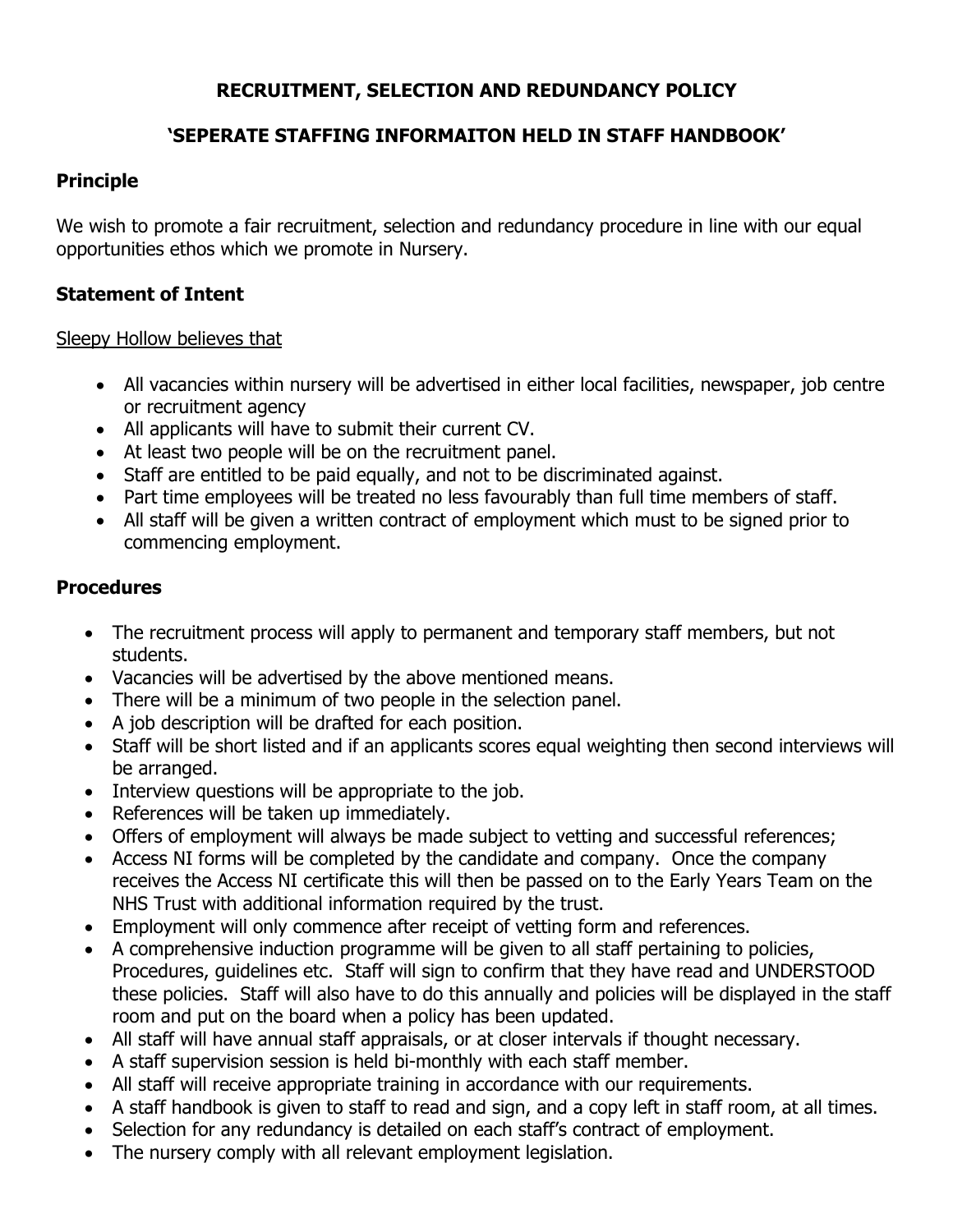# RECRUITMENT, SELECTION AND REDUNDANCY POLICY

## 'SEPERATE STAFFING INFORMAITON HELD IN STAFF HANDBOOK'

### Principle

We wish to promote a fair recruitment, selection and redundancy procedure in line with our equal opportunities ethos which we promote in Nursery.

### Statement of Intent

Sleepy Hollow believes that

- All vacancies within nursery will be advertised in either local facilities, newspaper, job centre or recruitment agency
- All applicants will have to submit their current CV.
- At least two people will be on the recruitment panel.
- Staff are entitled to be paid equally, and not to be discriminated against.
- Part time employees will be treated no less favourably than full time members of staff.
- All staff will be given a written contract of employment which must to be signed prior to commencing employment.

### Procedures

- The recruitment process will apply to permanent and temporary staff members, but not students.
- Vacancies will be advertised by the above mentioned means.
- There will be a minimum of two people in the selection panel.
- A job description will be drafted for each position.
- Staff will be short listed and if an applicants scores equal weighting then second interviews will be arranged.
- Interview questions will be appropriate to the job.
- References will be taken up immediately.
- Offers of employment will always be made subject to vetting and successful references;
- Access NI forms will be completed by the candidate and company. Once the company receives the Access NI certificate this will then be passed on to the Early Years Team on the NHS Trust with additional information required by the trust.
- Employment will only commence after receipt of vetting form and references.
- A comprehensive induction programme will be given to all staff pertaining to policies, Procedures, guidelines etc. Staff will sign to confirm that they have read and UNDERSTOOD these policies. Staff will also have to do this annually and policies will be displayed in the staff room and put on the board when a policy has been updated.
- All staff will have annual staff appraisals, or at closer intervals if thought necessary.
- A staff supervision session is held bi-monthly with each staff member.
- All staff will receive appropriate training in accordance with our requirements.
- A staff handbook is given to staff to read and sign, and a copy left in staff room, at all times.
- Selection for any redundancy is detailed on each staff's contract of employment.
- The nursery comply with all relevant employment legislation.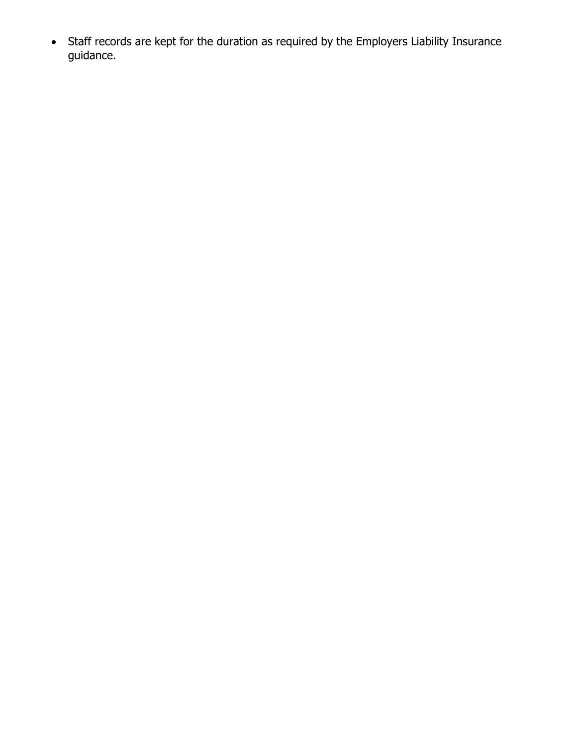- Staff records are kept for the duration as required by the Employers Liability Insurance guidance.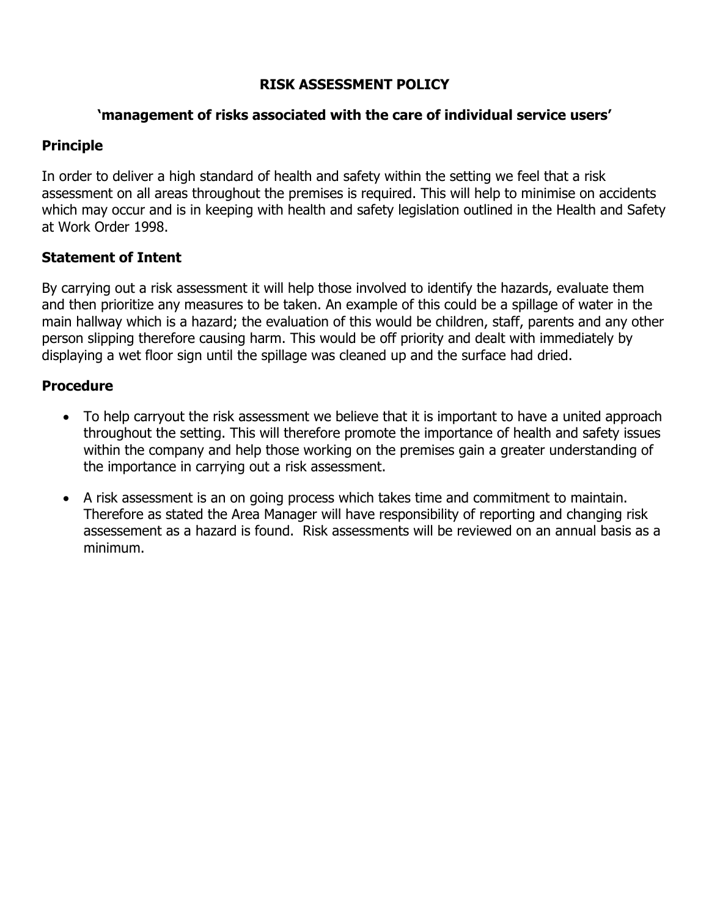# RISK ASSESSMENT POLICY

## 'management of risks associated with the care of individual service users'

### Principle

In order to deliver a high standard of health and safety within the setting we feel that a risk assessment on all areas throughout the premises is required. This will help to minimise on accidents which may occur and is in keeping with health and safety legislation outlined in the Health and Safety at Work Order 1998.

### Statement of Intent

By carrying out a risk assessment it will help those involved to identify the hazards, evaluate them and then prioritize any measures to be taken. An example of this could be a spillage of water in the main hallway which is a hazard; the evaluation of this would be children, staff, parents and any other person slipping therefore causing harm. This would be off priority and dealt with immediately by displaying a wet floor sign until the spillage was cleaned up and the surface had dried.

### Procedure

- To help carryout the risk assessment we believe that it is important to have a united approach throughout the setting. This will therefore promote the importance of health and safety issues within the company and help those working on the premises gain a greater understanding of the importance in carrying out a risk assessment.
- A risk assessment is an on going process which takes time and commitment to maintain. Therefore as stated the Area Manager will have responsibility of reporting and changing risk assessement as a hazard is found. Risk assessments will be reviewed on an annual basis as a minimum.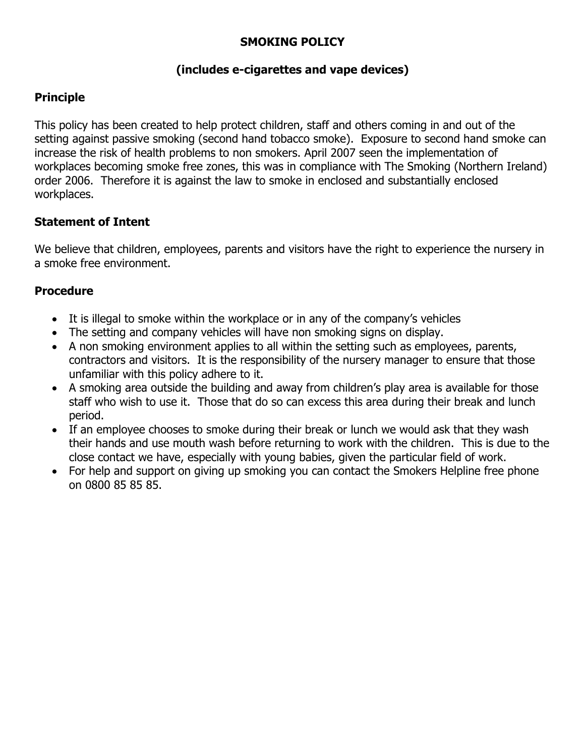# SMOKING POLICY

## (includes e-cigarettes and vape devices)

### Principle

This policy has been created to help protect children, staff and others coming in and out of the setting against passive smoking (second hand tobacco smoke). Exposure to second hand smoke can increase the risk of health problems to non smokers. April 2007 seen the implementation of workplaces becoming smoke free zones, this was in compliance with The Smoking (Northern Ireland) order 2006. Therefore it is against the law to smoke in enclosed and substantially enclosed workplaces.

### Statement of Intent

We believe that children, employees, parents and visitors have the right to experience the nursery in a smoke free environment.

### Procedure

- It is illegal to smoke within the workplace or in any of the company's vehicles
- The setting and company vehicles will have non smoking signs on display.
- A non smoking environment applies to all within the setting such as employees, parents, contractors and visitors. It is the responsibility of the nursery manager to ensure that those unfamiliar with this policy adhere to it.
- A smoking area outside the building and away from children's play area is available for those staff who wish to use it. Those that do so can excess this area during their break and lunch period.
- If an employee chooses to smoke during their break or lunch we would ask that they wash their hands and use mouth wash before returning to work with the children. This is due to the close contact we have, especially with young babies, given the particular field of work.
- For help and support on giving up smoking you can contact the Smokers Helpline free phone on 0800 85 85 85.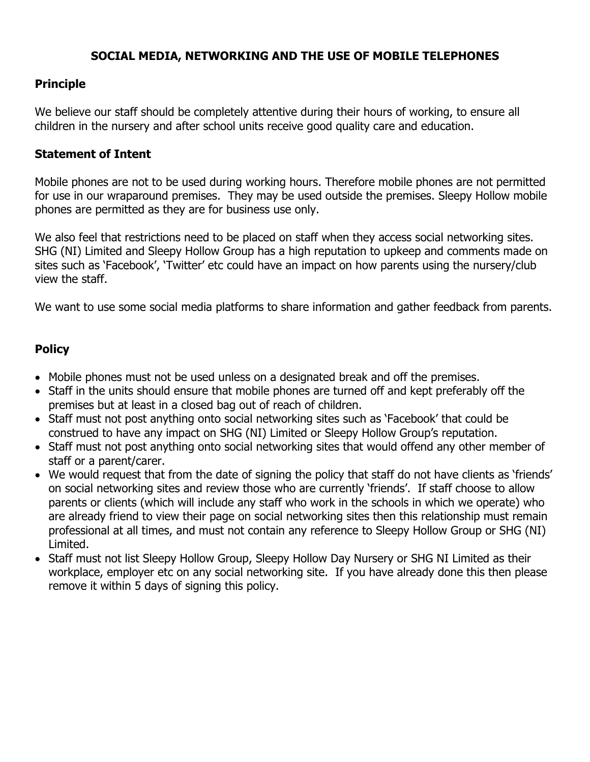# SOCIAL MEDIA, NETWORKING AND THE USE OF MOBILE TELEPHONES

## Principle

We believe our staff should be completely attentive during their hours of working, to ensure all children in the nursery and after school units receive good quality care and education.

## Statement of Intent

Mobile phones are not to be used during working hours. Therefore mobile phones are not permitted for use in our wraparound premises. They may be used outside the premises. Sleepy Hollow mobile phones are permitted as they are for business use only.

We also feel that restrictions need to be placed on staff when they access social networking sites. SHG (NI) Limited and Sleepy Hollow Group has a high reputation to upkeep and comments made on sites such as 'Facebook', 'Twitter' etc could have an impact on how parents using the nursery/club view the staff.

We want to use some social media platforms to share information and gather feedback from parents.

## Policy

- Mobile phones must not be used unless on a designated break and off the premises.
- Staff in the units should ensure that mobile phones are turned off and kept preferably off the premises but at least in a closed bag out of reach of children.
- Staff must not post anything onto social networking sites such as 'Facebook' that could be construed to have any impact on SHG (NI) Limited or Sleepy Hollow Group's reputation.
- Staff must not post anything onto social networking sites that would offend any other member of staff or a parent/carer.
- We would request that from the date of signing the policy that staff do not have clients as 'friends' on social networking sites and review those who are currently 'friends'. If staff choose to allow parents or clients (which will include any staff who work in the schools in which we operate) who are already friend to view their page on social networking sites then this relationship must remain professional at all times, and must not contain any reference to Sleepy Hollow Group or SHG (NI) Limited.
- Staff must not list Sleepy Hollow Group, Sleepy Hollow Day Nursery or SHG NI Limited as their workplace, employer etc on any social networking site. If you have already done this then please remove it within 5 days of signing this policy.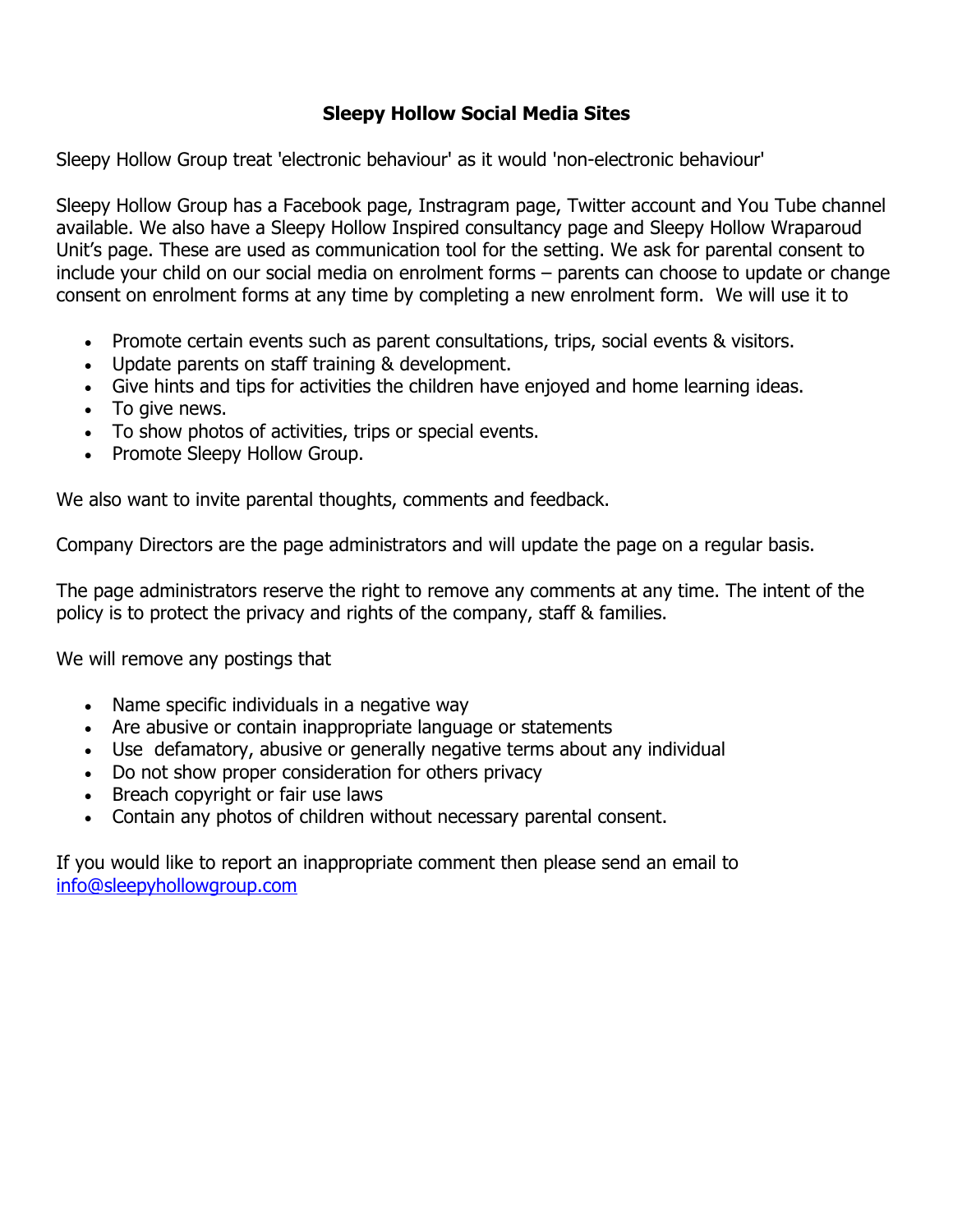# Sleepy Hollow Social Media Sites

Sleepy Hollow Group treat 'electronic behaviour' as it would 'non-electronic behaviour'

Sleepy Hollow Group has a Facebook page, Instragram page, Twitter account and You Tube channel available. We also have a Sleepy Hollow Inspired consultancy page and Sleepy Hollow Wraparoud Unit's page. These are used as communication tool for the setting. We ask for parental consent to include your child on our social media on enrolment forms – parents can choose to update or change consent on enrolment forms at any time by completing a new enrolment form. We will use it to

- Promote certain events such as parent consultations, trips, social events & visitors.
- Update parents on staff training & development.
- Give hints and tips for activities the children have enjoyed and home learning ideas.
- To give news.
- To show photos of activities, trips or special events.
- Promote Sleepy Hollow Group.

We also want to invite parental thoughts, comments and feedback.

Company Directors are the page administrators and will update the page on a regular basis.

The page administrators reserve the right to remove any comments at any time. The intent of the policy is to protect the privacy and rights of the company, staff & families.

We will remove any postings that

- Name specific individuals in a negative way
- Are abusive or contain inappropriate language or statements
- Use defamatory, abusive or generally negative terms about any individual
- Do not show proper consideration for others privacy
- Breach copyright or fair use laws
- Contain any photos of children without necessary parental consent.

If you would like to report an inappropriate comment then please send an email to info@sleepyhollowgroup.com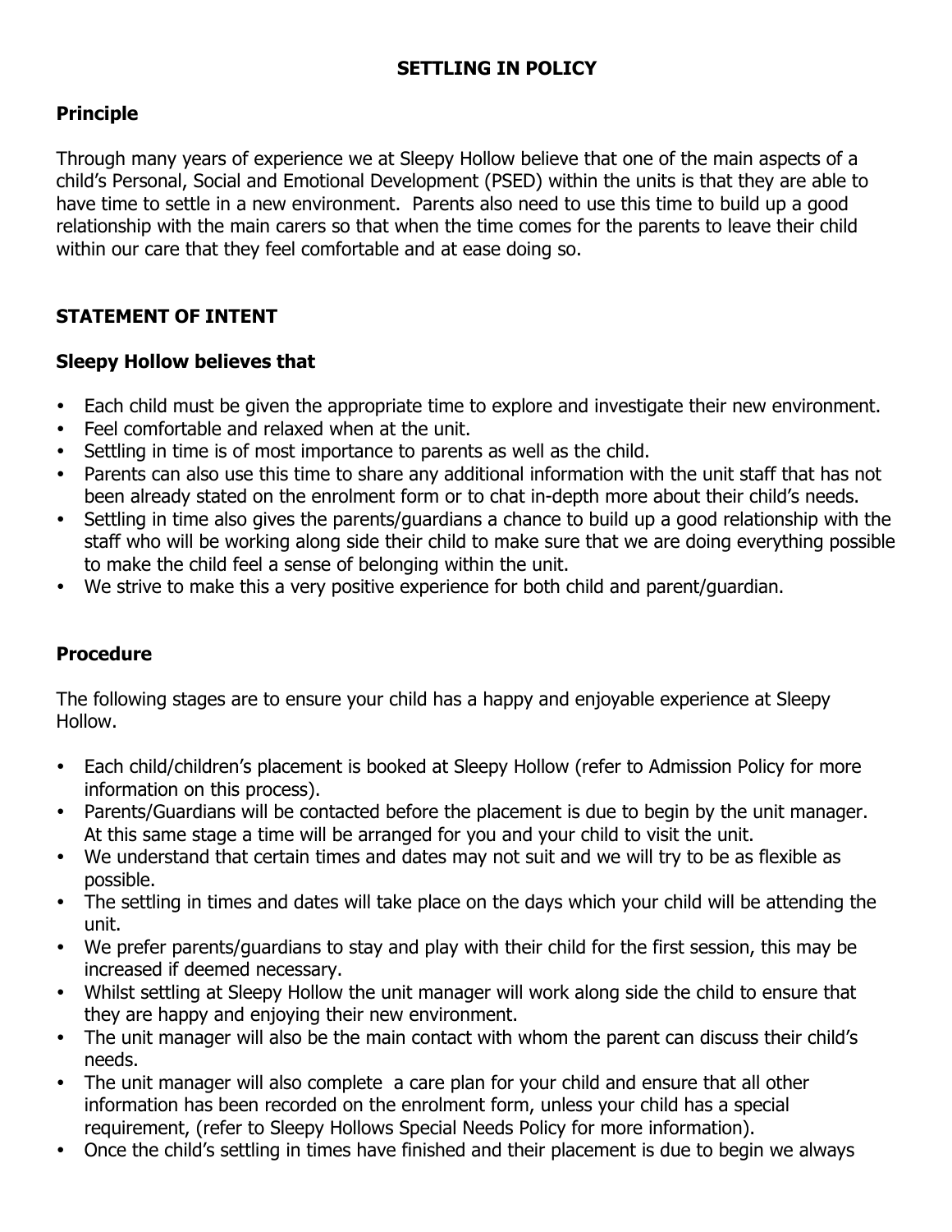## SETTLING IN POLICY

### Principle

Through many years of experience we at Sleepy Hollow believe that one of the main aspects of a child's Personal, Social and Emotional Development (PSED) within the units is that they are able to have time to settle in a new environment. Parents also need to use this time to build up a good relationship with the main carers so that when the time comes for the parents to leave their child within our care that they feel comfortable and at ease doing so.

### STATEMENT OF INTENT

### Sleepy Hollow believes that

- Each child must be given the appropriate time to explore and investigate their new environment.
- Feel comfortable and relaxed when at the unit.
- Settling in time is of most importance to parents as well as the child.
- Parents can also use this time to share any additional information with the unit staff that has not been already stated on the enrolment form or to chat in-depth more about their child's needs.
- Settling in time also gives the parents/guardians a chance to build up a good relationship with the staff who will be working along side their child to make sure that we are doing everything possible to make the child feel a sense of belonging within the unit.
- We strive to make this a very positive experience for both child and parent/guardian.

### Procedure

The following stages are to ensure your child has a happy and enjoyable experience at Sleepy Hollow.

- Each child/children's placement is booked at Sleepy Hollow (refer to Admission Policy for more information on this process).
- Parents/Guardians will be contacted before the placement is due to begin by the unit manager. At this same stage a time will be arranged for you and your child to visit the unit.
- We understand that certain times and dates may not suit and we will try to be as flexible as possible.
- The settling in times and dates will take place on the days which your child will be attending the unit.
- We prefer parents/guardians to stay and play with their child for the first session, this may be increased if deemed necessary.
- Whilst settling at Sleepy Hollow the unit manager will work along side the child to ensure that they are happy and enjoying their new environment.
- The unit manager will also be the main contact with whom the parent can discuss their child's needs.
- The unit manager will also complete a care plan for your child and ensure that all other information has been recorded on the enrolment form, unless your child has a special requirement, (refer to Sleepy Hollows Special Needs Policy for more information).
- Once the child's settling in times have finished and their placement is due to begin we always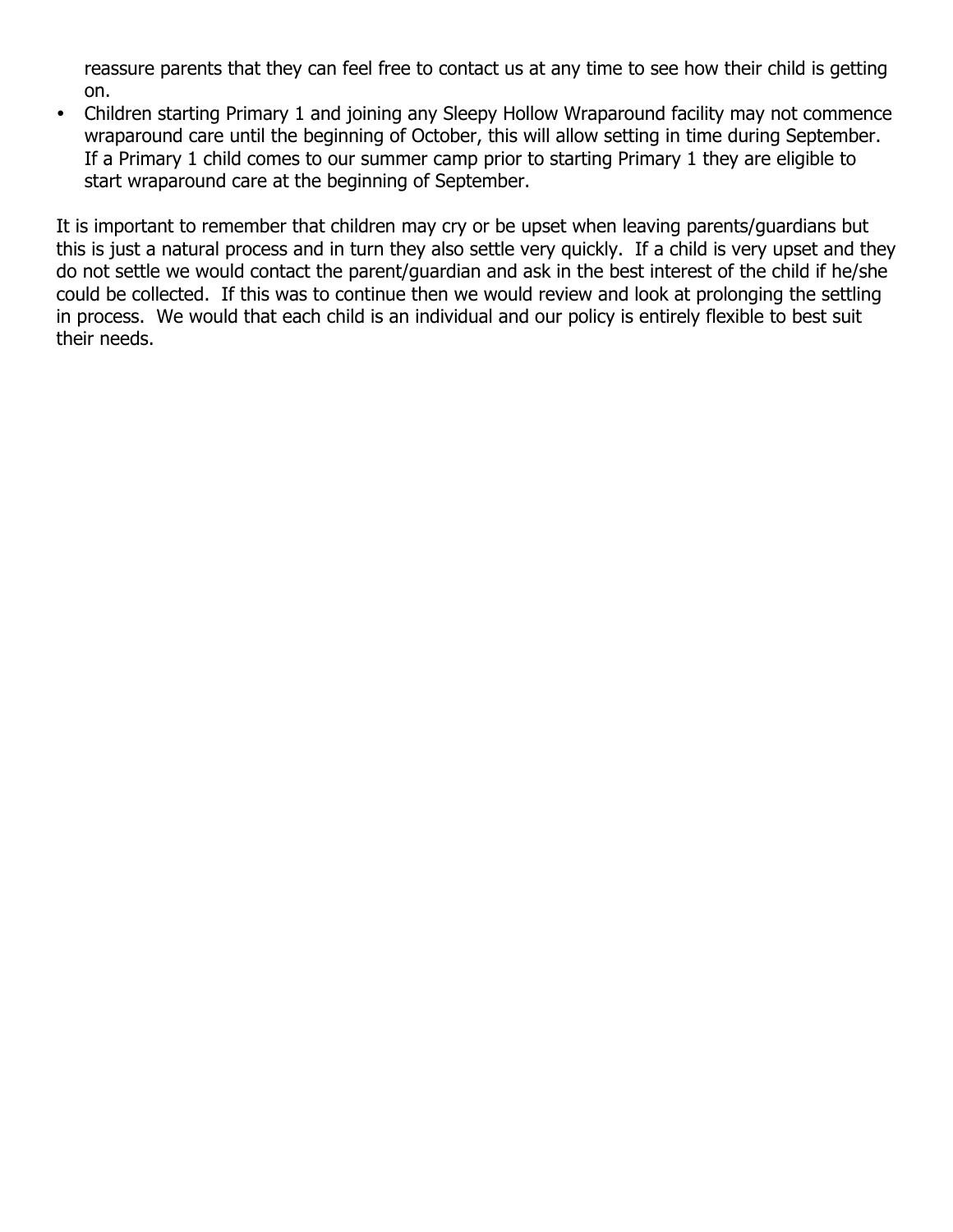reassure parents that they can feel free to contact us at any time to see how their child is getting on.

- Children starting Primary 1 and joining any Sleepy Hollow Wraparound facility may not commence wraparound care until the beginning of October, this will allow setting in time during September. If a Primary 1 child comes to our summer camp prior to starting Primary 1 they are eligible to start wraparound care at the beginning of September.

It is important to remember that children may cry or be upset when leaving parents/guardians but this is just a natural process and in turn they also settle very quickly. If a child is very upset and they do not settle we would contact the parent/guardian and ask in the best interest of the child if he/she could be collected. If this was to continue then we would review and look at prolonging the settling in process. We would that each child is an individual and our policy is entirely flexible to best suit their needs.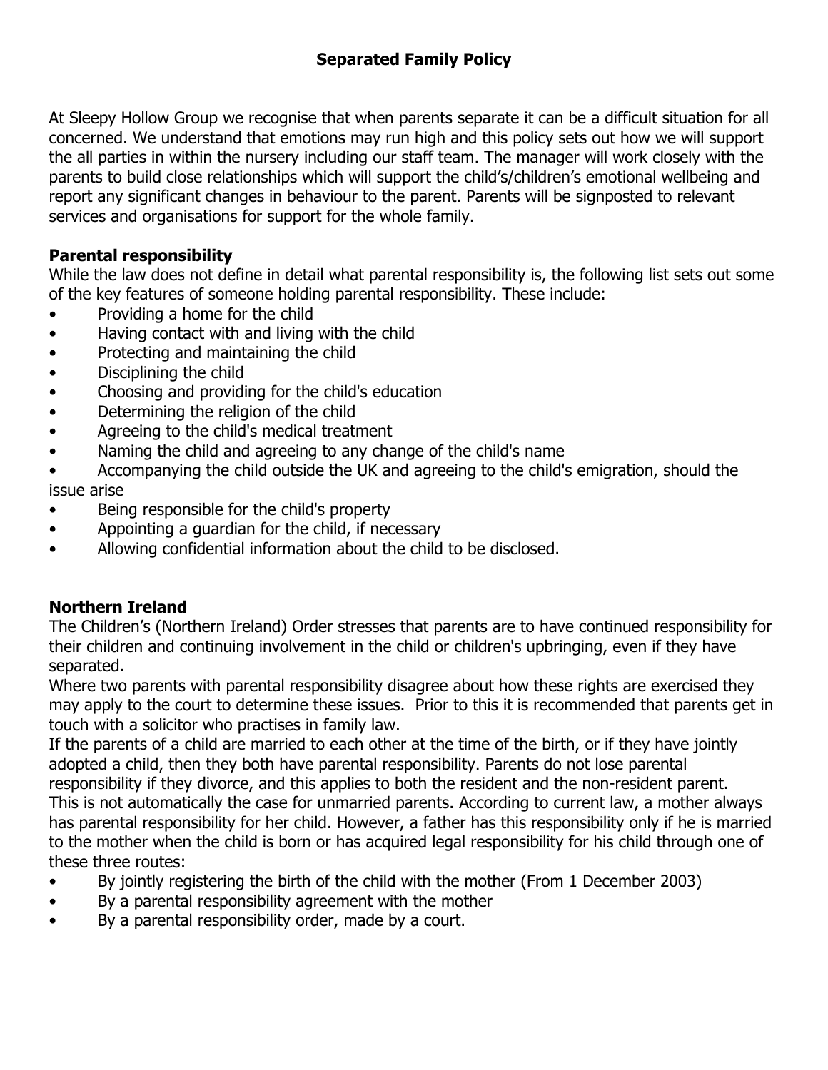## Separated Family Policy

At Sleepy Hollow Group we recognise that when parents separate it can be a difficult situation for all concerned. We understand that emotions may run high and this policy sets out how we will support the all parties in within the nursery including our staff team. The manager will work closely with the parents to build close relationships which will support the child's/children's emotional wellbeing and report any significant changes in behaviour to the parent. Parents will be signposted to relevant services and organisations for support for the whole family.

**Parental responsibility**

While the law does not define in detail what parental responsibility is, the following list sets out some of the key features of someone holding parental responsibility. These include:

- Providing a home for the child
- Having contact with and living with the child
- Protecting and maintaining the child
- Disciplining the child
- Choosing and providing for the child's education
- Determining the religion of the child
- Agreeing to the child's medical treatment
- Naming the child and agreeing to any change of the child's name
- Accompanying the child outside the UK and agreeing to the child's emigration, should the issue arise
- Being responsible for the child's property
- Appointing a guardian for the child, if necessary
- Allowing confidential information about the child to be disclosed.

**Northern Ireland**

The Children's (Northern Ireland) Order stresses that parents are to have continued responsibility for their children and continuing involvement in the child or children's upbringing, even if they have separated.

Where two parents with parental responsibility disagree about how these rights are exercised they may apply to the court to determine these issues. Prior to this it is recommended that parents get in touch with a solicitor who practises in family law.

If the parents of a child are married to each other at the time of the birth, or if they have jointly adopted a child, then they both have parental responsibility. Parents do not lose parental responsibility if they divorce, and this applies to both the resident and the non-resident parent. This is not automatically the case for unmarried parents. According to current law, a mother always has parental responsibility for her child. However, a father has this responsibility only if he is married to the mother when the child is born or has acquired legal responsibility for his child through one of these three routes:

- By jointly registering the birth of the child with the mother (From 1 December 2003)
- By a parental responsibility agreement with the mother
- By a parental responsibility order, made by a court.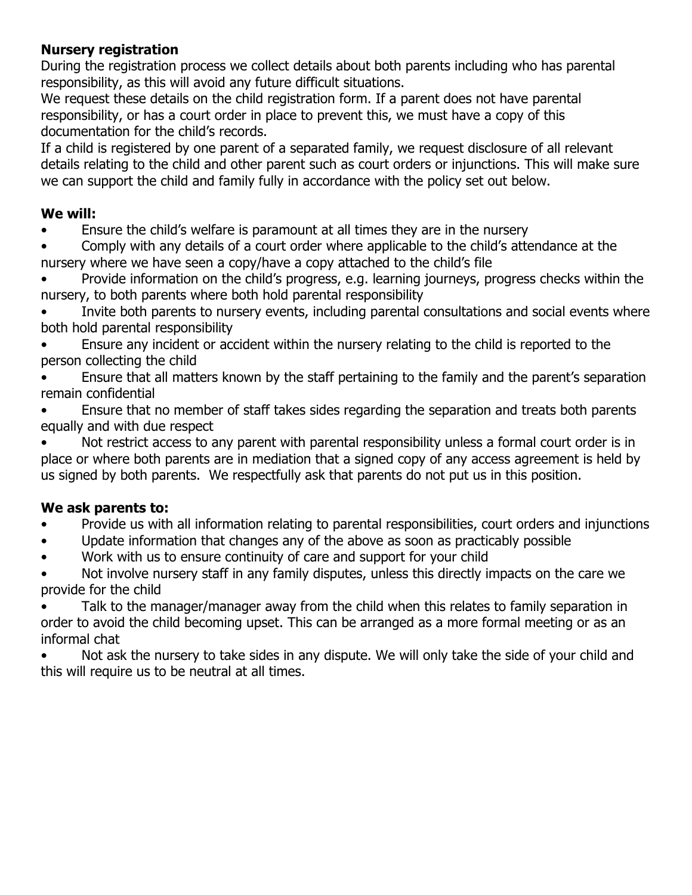**Nursery registration**

During the registration process we collect details about both parents including who has parental responsibility, as this will avoid any future difficult situations.

We request these details on the child registration form. If a parent does not have parental responsibility, or has a court order in place to prevent this, we must have a copy of this documentation for the child's records.

If a child is registered by one parent of a separated family, we request disclosure of all relevant details relating to the child and other parent such as court orders or injunctions. This will make sure we can support the child and family fully in accordance with the policy set out below.

**We will:**

- Ensure the child's welfare is paramount at all times they are in the nursery
- Comply with any details of a court order where applicable to the child's attendance at the nursery where we have seen a copy/have a copy attached to the child's file
- Provide information on the child's progress, e.g. learning journeys, progress checks within the nursery, to both parents where both hold parental responsibility
- Invite both parents to nursery events, including parental consultations and social events where both hold parental responsibility
- Ensure any incident or accident within the nursery relating to the child is reported to the person collecting the child
- Ensure that all matters known by the staff pertaining to the family and the parent's separation remain confidential
- Ensure that no member of staff takes sides regarding the separation and treats both parents equally and with due respect
- Not restrict access to any parent with parental responsibility unless a formal court order is in place or where both parents are in mediation that a signed copy of any access agreement is held by us signed by both parents. We respectfully ask that parents do not put us in this position.

**We ask parents to:**

- Provide us with all information relating to parental responsibilities, court orders and injunctions
- Update information that changes any of the above as soon as practicably possible
- Work with us to ensure continuity of care and support for your child
- Not involve nursery staff in any family disputes, unless this directly impacts on the care we provide for the child
- Talk to the manager/manager away from the child when this relates to family separation in order to avoid the child becoming upset. This can be arranged as a more formal meeting or as an informal chat
- Not ask the nursery to take sides in any dispute. We will only take the side of your child and this will require us to be neutral at all times.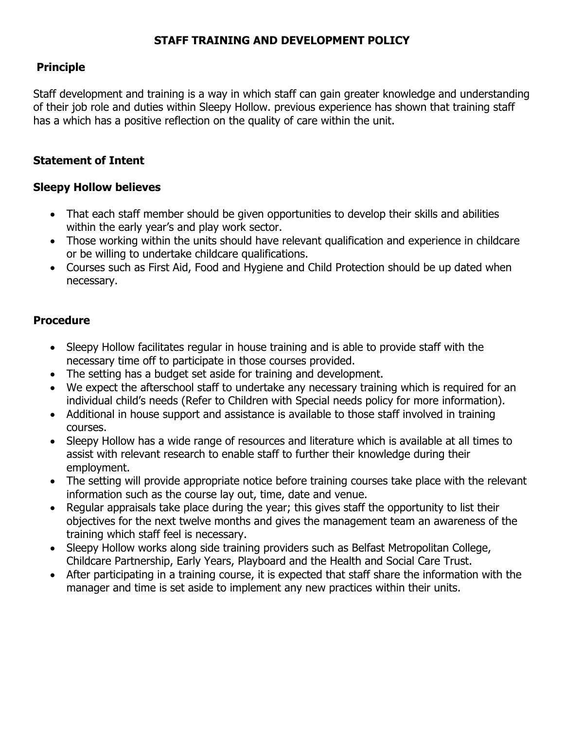# STAFF TRAINING AND DEVELOPMENT POLICY

## Principle

Staff development and training is a way in which staff can gain greater knowledge and understanding of their job role and duties within Sleepy Hollow. previous experience has shown that training staff has a which has a positive reflection on the quality of care within the unit.

## Statement of Intent

### Sleepy Hollow believes

- That each staff member should be given opportunities to develop their skills and abilities within the early year's and play work sector.
- Those working within the units should have relevant qualification and experience in childcare or be willing to undertake childcare qualifications.
- Courses such as First Aid, Food and Hygiene and Child Protection should be up dated when necessary.

## Procedure

- Sleepy Hollow facilitates regular in house training and is able to provide staff with the necessary time off to participate in those courses provided.
- The setting has a budget set aside for training and development.
- We expect the afterschool staff to undertake any necessary training which is required for an individual child's needs (Refer to Children with Special needs policy for more information).
- Additional in house support and assistance is available to those staff involved in training courses.
- Sleepy Hollow has a wide range of resources and literature which is available at all times to assist with relevant research to enable staff to further their knowledge during their employment.
- The setting will provide appropriate notice before training courses take place with the relevant information such as the course lay out, time, date and venue.
- Regular appraisals take place during the year; this gives staff the opportunity to list their objectives for the next twelve months and gives the management team an awareness of the training which staff feel is necessary.
- Sleepy Hollow works along side training providers such as Belfast Metropolitan College, Childcare Partnership, Early Years, Playboard and the Health and Social Care Trust.
- After participating in a training course, it is expected that staff share the information with the manager and time is set aside to implement any new practices within their units.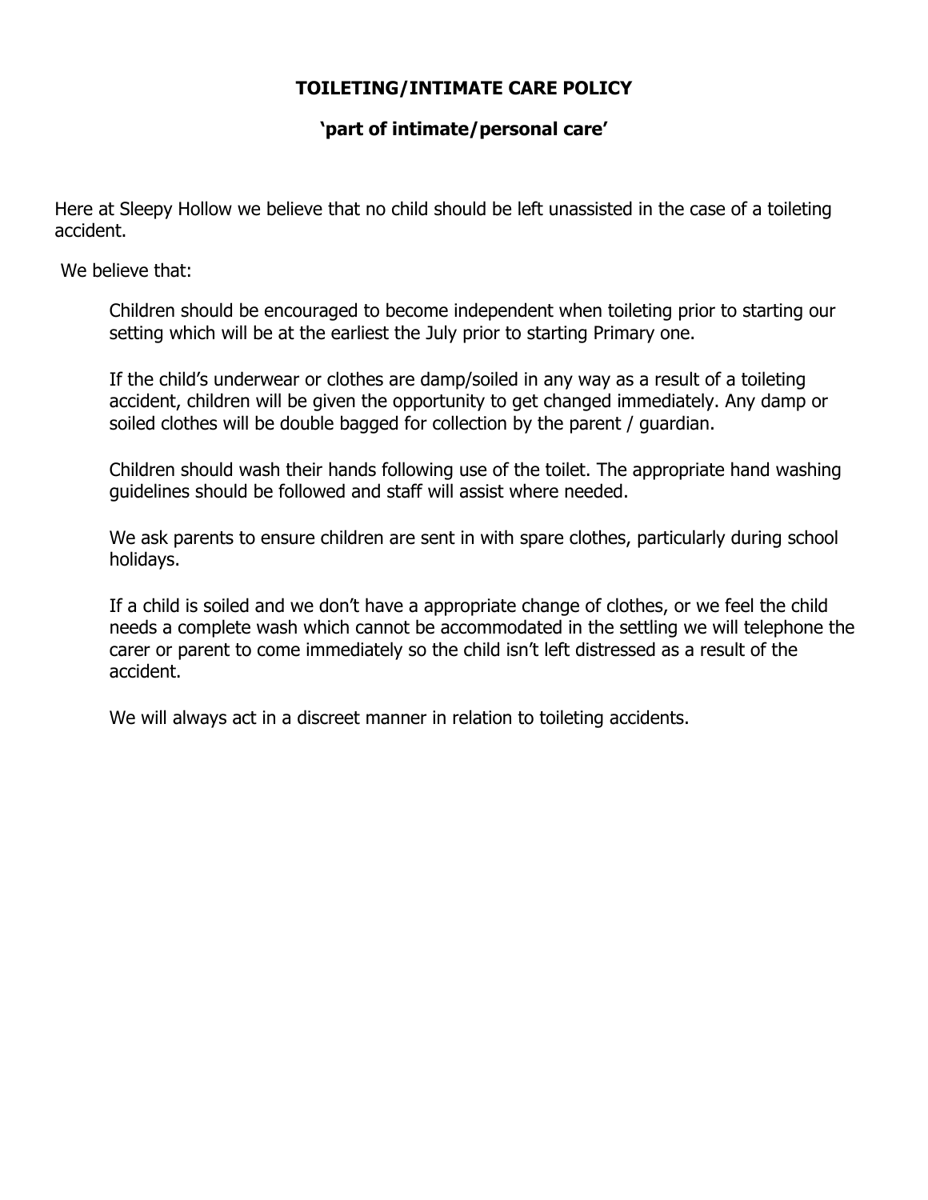# TOILETING/INTIMATE CARE POLICY

## 'part of intimate/personal care'

Here at Sleepy Hollow we believe that no child should be left unassisted in the case of a toileting accident.

We believe that:

Children should be encouraged to become independent when toileting prior to starting our setting which will be at the earliest the July prior to starting Primary one.

If the child's underwear or clothes are damp/soiled in any way as a result of a toileting accident, children will be given the opportunity to get changed immediately. Any damp or soiled clothes will be double bagged for collection by the parent / guardian.

Children should wash their hands following use of the toilet. The appropriate hand washing guidelines should be followed and staff will assist where needed.

We ask parents to ensure children are sent in with spare clothes, particularly during school holidays.

If a child is soiled and we don't have a appropriate change of clothes, or we feel the child needs a complete wash which cannot be accommodated in the settling we will telephone the carer or parent to come immediately so the child isn't left distressed as a result of the accident.

We will always act in a discreet manner in relation to toileting accidents.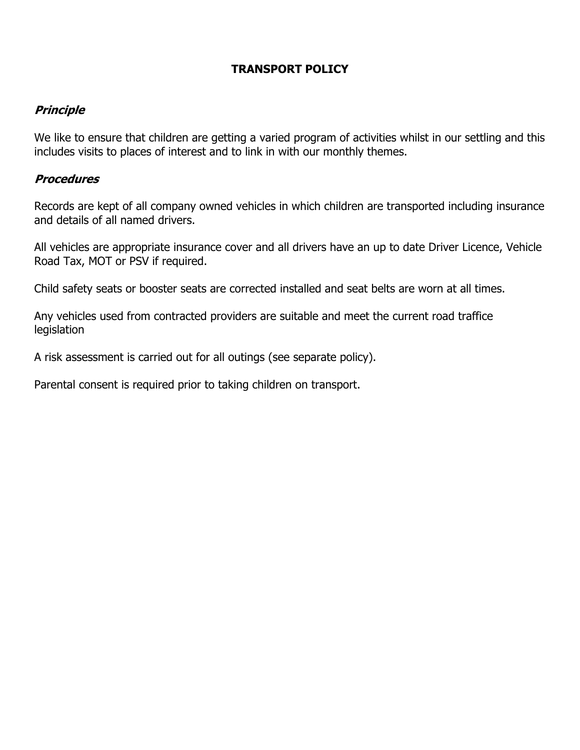# TRANSPORT POLICY

## *Principle*

We like to ensure that children are getting a varied program of activities whilst in our settling and this includes visits to places of interest and to link in with our monthly themes.

## *Procedures*

Records are kept of all company owned vehicles in which children are transported including insurance and details of all named drivers.

All vehicles are appropriate insurance cover and all drivers have an up to date Driver Licence, Vehicle Road Tax, MOT or PSV if required.

Child safety seats or booster seats are corrected installed and seat belts are worn at all times.

Any vehicles used from contracted providers are suitable and meet the current road traffice legislation

A risk assessment is carried out for all outings (see separate policy).

Parental consent is required prior to taking children on transport.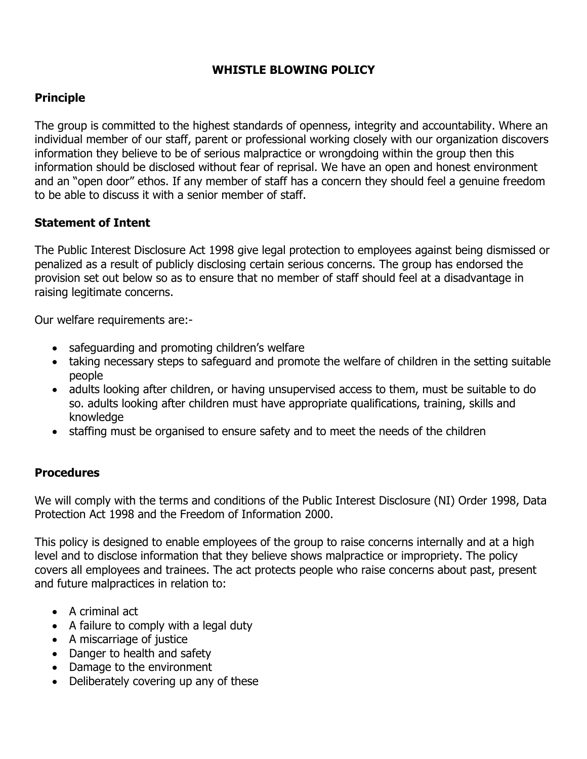# WHISTLE BLOWING POLICY

## Principle

The group is committed to the highest standards of openness, integrity and accountability. Where an individual member of our staff, parent or professional working closely with our organization discovers information they believe to be of serious malpractice or wrongdoing within the group then this information should be disclosed without fear of reprisal. We have an open and honest environment and an "open door" ethos. If any member of staff has a concern they should feel a genuine freedom to be able to discuss it with a senior member of staff.

## Statement of Intent

The Public Interest Disclosure Act 1998 give legal protection to employees against being dismissed or penalized as a result of publicly disclosing certain serious concerns. The group has endorsed the provision set out below so as to ensure that no member of staff should feel at a disadvantage in raising legitimate concerns.

Our welfare requirements are:-

- safeguarding and promoting children's welfare
- taking necessary steps to safeguard and promote the welfare of children in the setting suitable people
- adults looking after children, or having unsupervised access to them, must be suitable to do so. adults looking after children must have appropriate qualifications, training, skills and knowledge
- staffing must be organised to ensure safety and to meet the needs of the children

## Procedures

We will comply with the terms and conditions of the Public Interest Disclosure (NI) Order 1998, Data Protection Act 1998 and the Freedom of Information 2000.

This policy is designed to enable employees of the group to raise concerns internally and at a high level and to disclose information that they believe shows malpractice or impropriety. The policy covers all employees and trainees. The act protects people who raise concerns about past, present and future malpractices in relation to:

- A criminal act
- A failure to comply with a legal duty
- A miscarriage of justice
- Danger to health and safety
- Damage to the environment
- Deliberately covering up any of these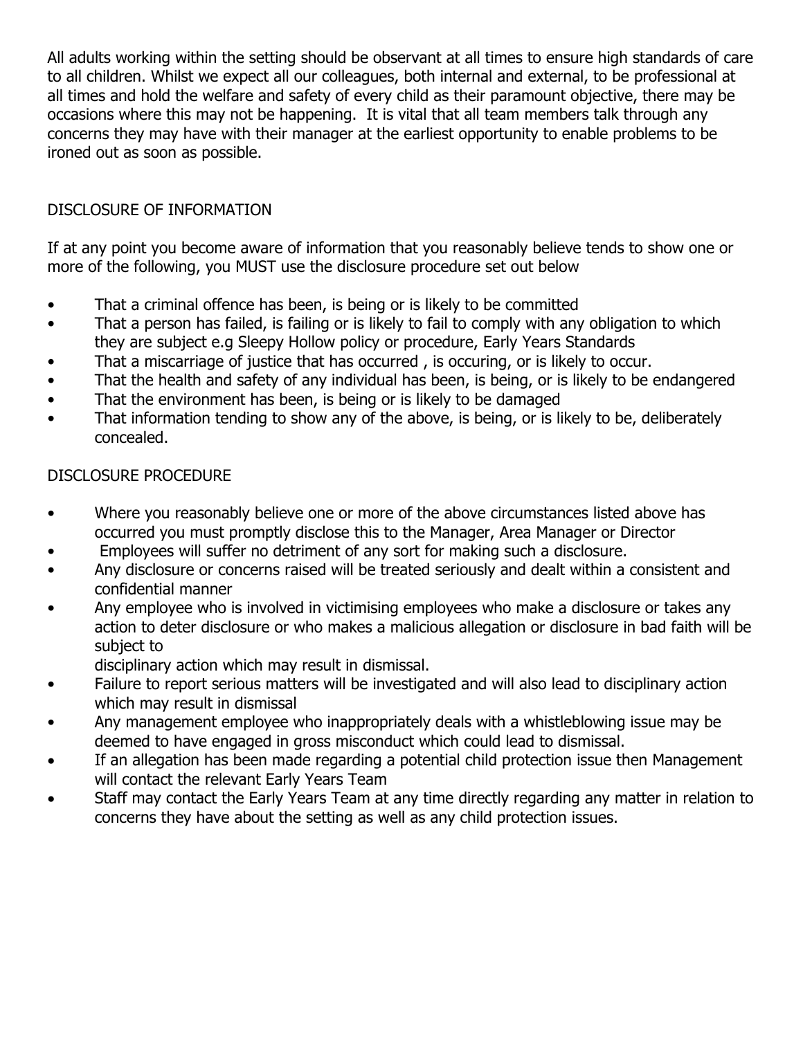All adults working within the setting should be observant at all times to ensure high standards of care to all children. Whilst we expect all our colleagues, both internal and external, to be professional at all times and hold the welfare and safety of every child as their paramount objective, there may be occasions where this may not be happening. It is vital that all team members talk through any concerns they may have with their manager at the earliest opportunity to enable problems to be ironed out as soon as possible.

## DISCLOSURE OF INFORMATION

If at any point you become aware of information that you reasonably believe tends to show one or more of the following, you MUST use the disclosure procedure set out below

- That a criminal offence has been, is being or is likely to be committed
- That a person has failed, is failing or is likely to fail to comply with any obligation to which they are subject e.g Sleepy Hollow policy or procedure, Early Years Standards
- That a miscarriage of justice that has occurred , is occuring, or is likely to occur.
- That the health and safety of any individual has been, is being, or is likely to be endangered
- That the environment has been, is being or is likely to be damaged
- That information tending to show any of the above, is being, or is likely to be, deliberately concealed.

## DISCLOSURE PROCEDURE

- Where you reasonably believe one or more of the above circumstances listed above has occurred you must promptly disclose this to the Manager, Area Manager or Director
- Employees will suffer no detriment of any sort for making such a disclosure.
- Any disclosure or concerns raised will be treated seriously and dealt within a consistent and confidential manner
- Any employee who is involved in victimising employees who make a disclosure or takes any action to deter disclosure or who makes a malicious allegation or disclosure in bad faith will be subject to

  disciplinary action which may result in dismissal.
- Failure to report serious matters will be investigated and will also lead to disciplinary action which may result in dismissal
- Any management employee who inappropriately deals with a whistleblowing issue may be deemed to have engaged in gross misconduct which could lead to dismissal.
- If an allegation has been made regarding a potential child protection issue then Management will contact the relevant Early Years Team
- Staff may contact the Early Years Team at any time directly regarding any matter in relation to concerns they have about the setting as well as any child protection issues.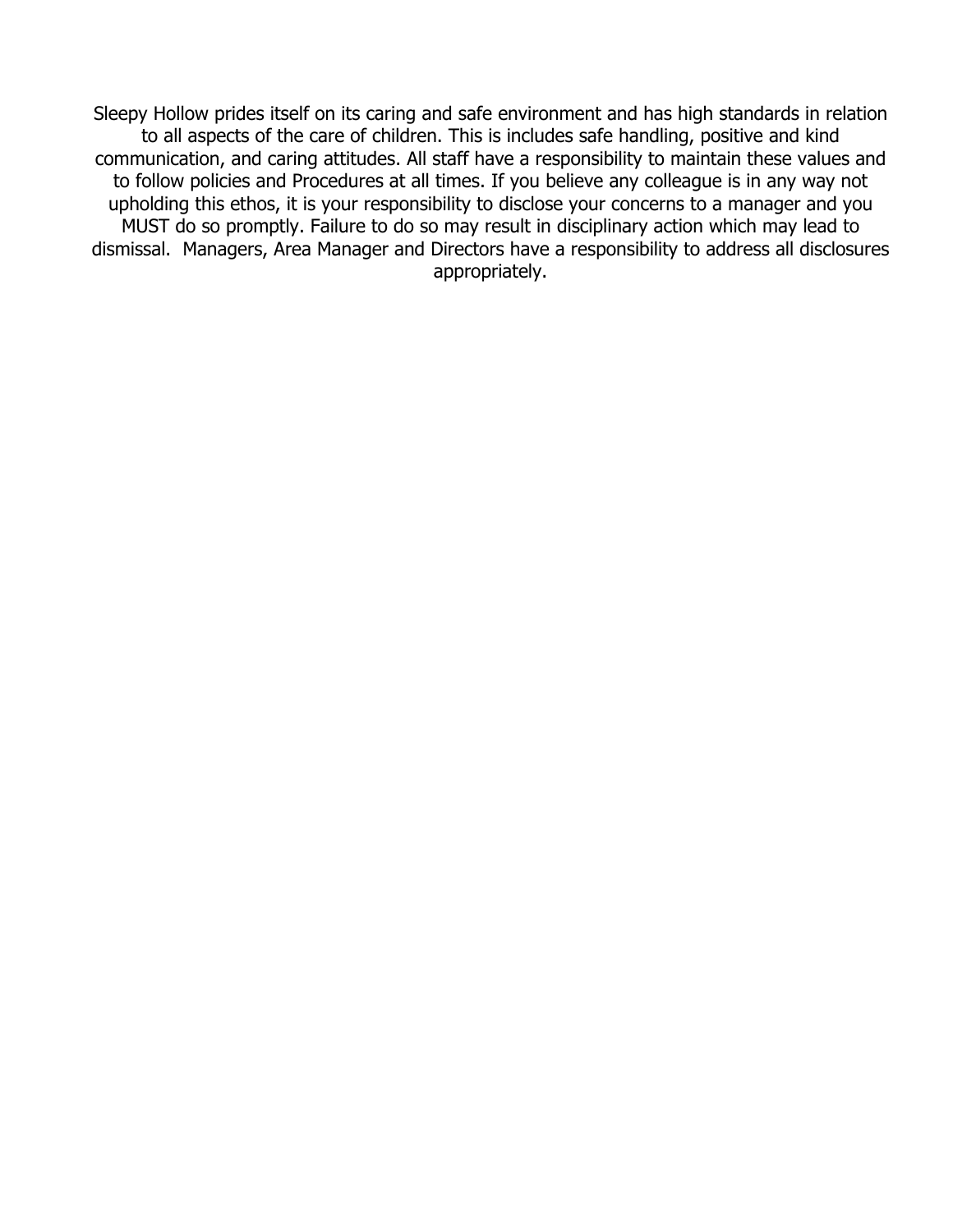Sleepy Hollow prides itself on its caring and safe environment and has high standards in relation to all aspects of the care of children. This is includes safe handling, positive and kind communication, and caring attitudes. All staff have a responsibility to maintain these values and to follow policies and Procedures at all times. If you believe any colleague is in any way not upholding this ethos, it is your responsibility to disclose your concerns to a manager and you MUST do so promptly. Failure to do so may result in disciplinary action which may lead to dismissal. Managers, Area Manager and Directors have a responsibility to address all disclosures appropriately.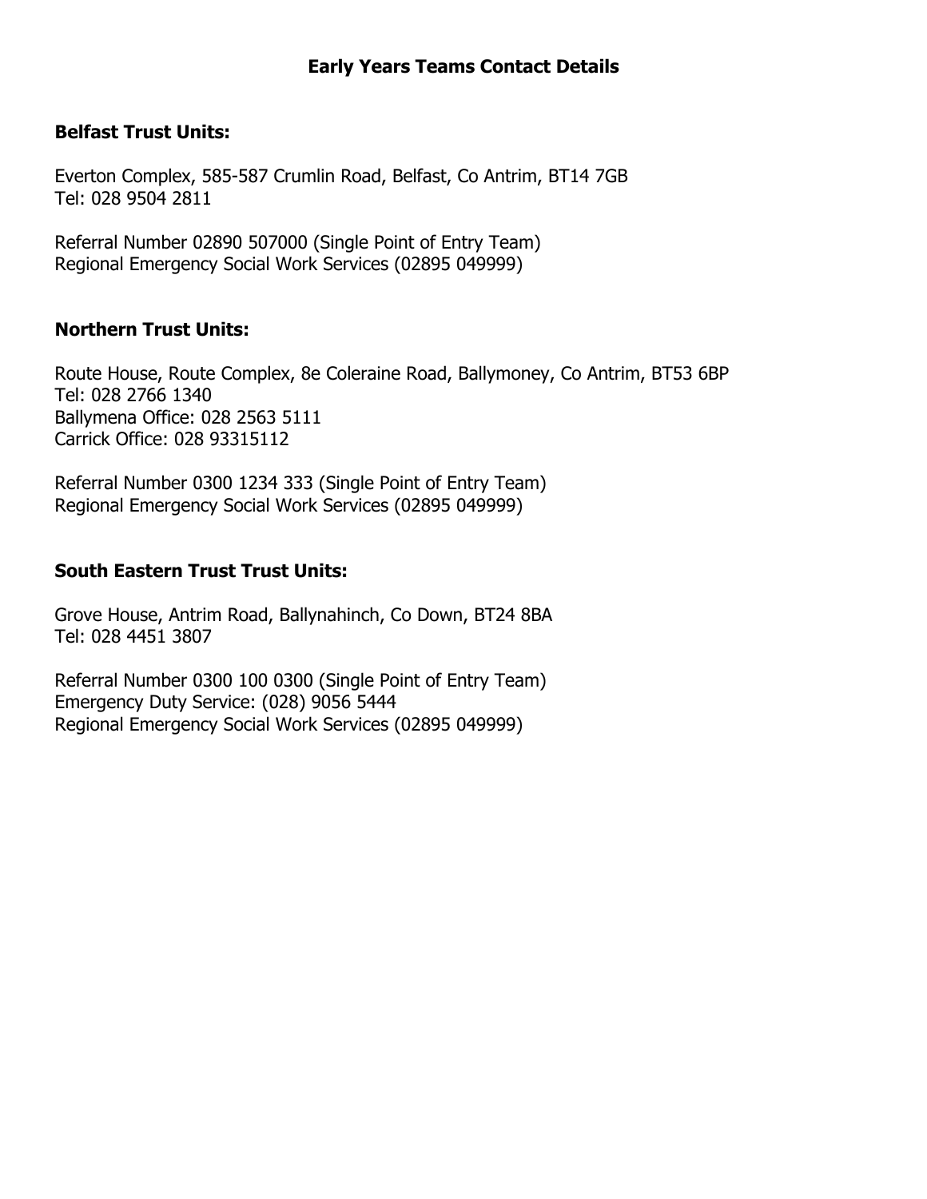## Early Years Teams Contact Details

**Belfast Trust Units:**

Everton Complex, 585-587 Crumlin Road, Belfast, Co Antrim, BT14 7GB
Tel: 028 9504 2811

Referral Number 02890 507000 (Single Point of Entry Team)
Regional Emergency Social Work Services (02895 049999)

**Northern Trust Units:**

Route House, Route Complex, 8e Coleraine Road, Ballymoney, Co Antrim, BT53 6BP
Tel: 028 2766 1340
Ballymena Office: 028 2563 5111
Carrick Office: 028 93315112

Referral Number 0300 1234 333 (Single Point of Entry Team)
Regional Emergency Social Work Services (02895 049999)

**South Eastern Trust Trust Units:**

Grove House, Antrim Road, Ballynahinch, Co Down, BT24 8BA
Tel: 028 4451 3807

Referral Number 0300 100 0300 (Single Point of Entry Team)
Emergency Duty Service: (028) 9056 5444
Regional Emergency Social Work Services (02895 049999)